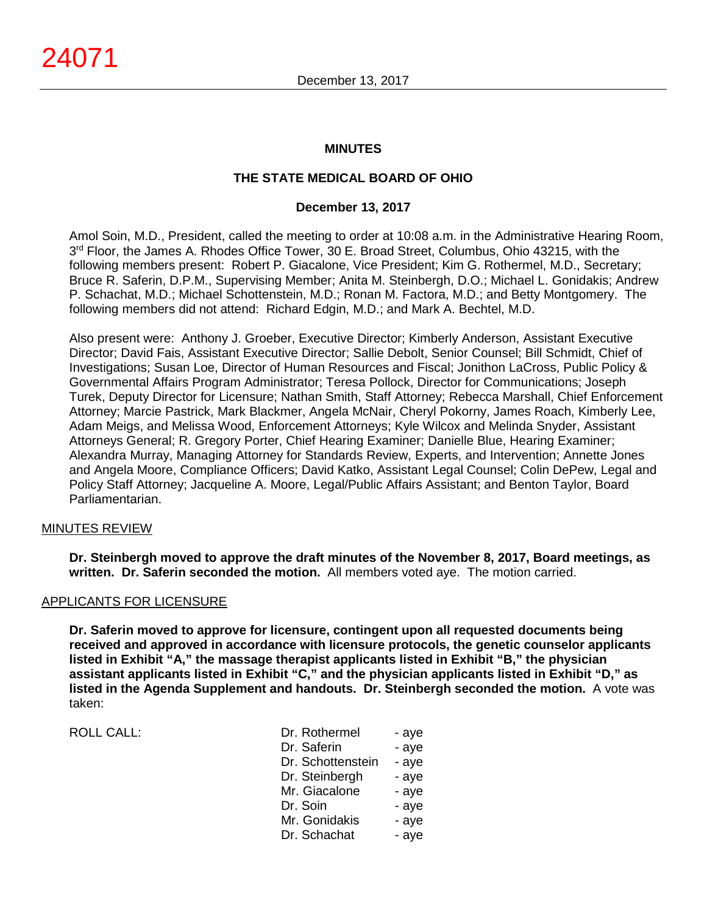**MINUTES**

**THE STATE MEDICAL BOARD OF OHIO**

**December 13, 2017**

Amol Soin, M.D., President, called the meeting to order at 10:08 a.m. in the Administrative Hearing Room, 3rd Floor, the James A. Rhodes Office Tower, 30 E. Broad Street, Columbus, Ohio 43215, with the following members present: Robert P. Giacalone, Vice President; Kim G. Rothermel, M.D., Secretary; Bruce R. Saferin, D.P.M., Supervising Member; Anita M. Steinbergh, D.O.; Michael L. Gonidakis; Andrew P. Schachat, M.D.; Michael Schottenstein, M.D.; Ronan M. Factora, M.D.; and Betty Montgomery. The following members did not attend: Richard Edgin, M.D.; and Mark A. Bechtel, M.D.

Also present were: Anthony J. Groeber, Executive Director; Kimberly Anderson, Assistant Executive Director; David Fais, Assistant Executive Director; Sallie Debolt, Senior Counsel; Bill Schmidt, Chief of Investigations; Susan Loe, Director of Human Resources and Fiscal; Jonithon LaCross, Public Policy & Governmental Affairs Program Administrator; Teresa Pollock, Director for Communications; Joseph Turek, Deputy Director for Licensure; Nathan Smith, Staff Attorney; Rebecca Marshall, Chief Enforcement Attorney; Marcie Pastrick, Mark Blackmer, Angela McNair, Cheryl Pokorny, James Roach, Kimberly Lee, Adam Meigs, and Melissa Wood, Enforcement Attorneys; Kyle Wilcox and Melinda Snyder, Assistant Attorneys General; R. Gregory Porter, Chief Hearing Examiner; Danielle Blue, Hearing Examiner; Alexandra Murray, Managing Attorney for Standards Review, Experts, and Intervention; Annette Jones and Angela Moore, Compliance Officers; David Katko, Assistant Legal Counsel; Colin DePew, Legal and Policy Staff Attorney; Jacqueline A. Moore, Legal/Public Affairs Assistant; and Benton Taylor, Board Parliamentarian.

MINUTES REVIEW

**Dr. Steinbergh moved to approve the draft minutes of the November 8, 2017, Board meetings, as written. Dr. Saferin seconded the motion.** All members voted aye. The motion carried.

APPLICANTS FOR LICENSURE

**Dr. Saferin moved to approve for licensure, contingent upon all requested documents being received and approved in accordance with licensure protocols, the genetic counselor applicants listed in Exhibit "A," the massage therapist applicants listed in Exhibit "B," the physician assistant applicants listed in Exhibit "C," and the physician applicants listed in Exhibit "D," as listed in the Agenda Supplement and handouts. Dr. Steinbergh seconded the motion.** A vote was taken:

| ROLL CALL: | | |
|---|---|---|
| | Dr. Rothermel | - aye |
| | Dr. Saferin | - aye |
| | Dr. Schottenstein | - aye |
| | Dr. Steinbergh | - aye |
| | Mr. Giacalone | - aye |
| | Dr. Soin | - aye |
| | Mr. Gonidakis | - aye |
| | Dr. Schachat | - aye |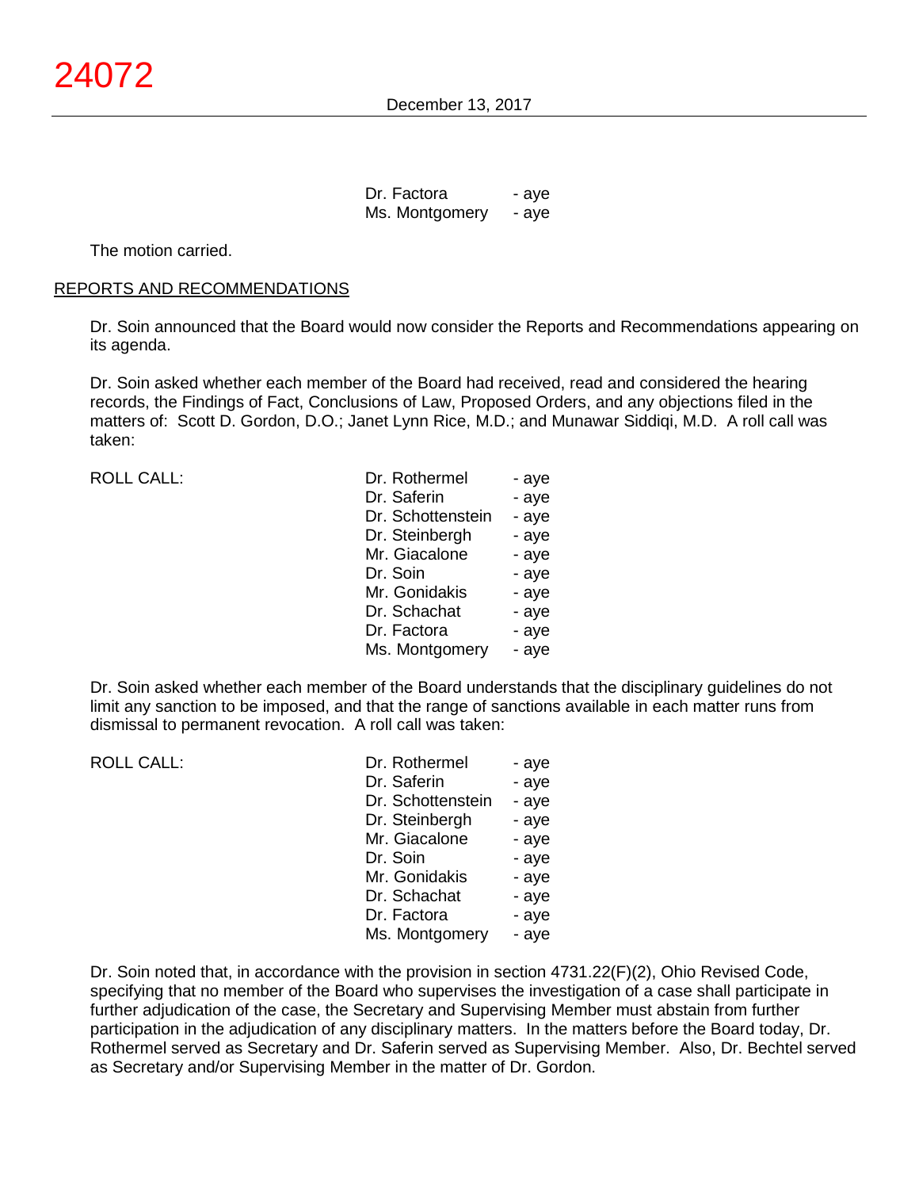| | |
|---|---|
| Dr. Factora | - aye |
| Ms. Montgomery | - aye |

The motion carried.

## REPORTS AND RECOMMENDATIONS

Dr. Soin announced that the Board would now consider the Reports and Recommendations appearing on its agenda.

Dr. Soin asked whether each member of the Board had received, read and considered the hearing records, the Findings of Fact, Conclusions of Law, Proposed Orders, and any objections filed in the matters of: Scott D. Gordon, D.O.; Janet Lynn Rice, M.D.; and Munawar Siddiqi, M.D. A roll call was taken:

| ROLL CALL: | | |
|---|---|---|
| | Dr. Rothermel | - aye |
| | Dr. Saferin | - aye |
| | Dr. Schottenstein | - aye |
| | Dr. Steinbergh | - aye |
| | Mr. Giacalone | - aye |
| | Dr. Soin | - aye |
| | Mr. Gonidakis | - aye |
| | Dr. Schachat | - aye |
| | Dr. Factora | - aye |
| | Ms. Montgomery | - aye |

Dr. Soin asked whether each member of the Board understands that the disciplinary guidelines do not limit any sanction to be imposed, and that the range of sanctions available in each matter runs from dismissal to permanent revocation. A roll call was taken:

| ROLL CALL: | | |
|---|---|---|
| | Dr. Rothermel | - aye |
| | Dr. Saferin | - aye |
| | Dr. Schottenstein | - aye |
| | Dr. Steinbergh | - aye |
| | Mr. Giacalone | - aye |
| | Dr. Soin | - aye |
| | Mr. Gonidakis | - aye |
| | Dr. Schachat | - aye |
| | Dr. Factora | - aye |
| | Ms. Montgomery | - aye |

Dr. Soin noted that, in accordance with the provision in section 4731.22(F)(2), Ohio Revised Code, specifying that no member of the Board who supervises the investigation of a case shall participate in further adjudication of the case, the Secretary and Supervising Member must abstain from further participation in the adjudication of any disciplinary matters. In the matters before the Board today, Dr. Rothermel served as Secretary and Dr. Saferin served as Supervising Member. Also, Dr. Bechtel served as Secretary and/or Supervising Member in the matter of Dr. Gordon.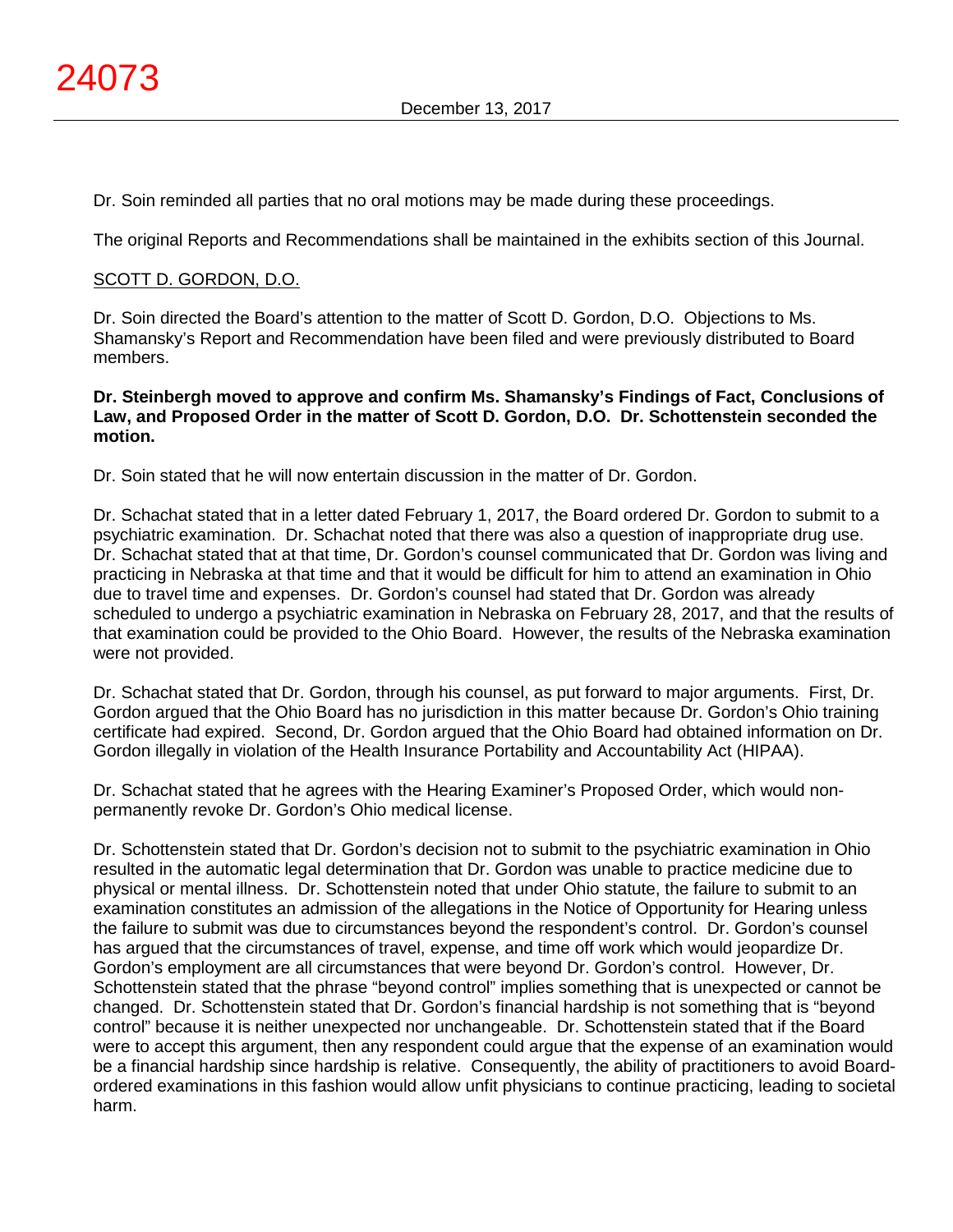Dr. Soin reminded all parties that no oral motions may be made during these proceedings.

The original Reports and Recommendations shall be maintained in the exhibits section of this Journal.

SCOTT D. GORDON, D.O.

Dr. Soin directed the Board's attention to the matter of Scott D. Gordon, D.O. Objections to Ms. Shamansky's Report and Recommendation have been filed and were previously distributed to Board members.

**Dr. Steinbergh moved to approve and confirm Ms. Shamansky's Findings of Fact, Conclusions of Law, and Proposed Order in the matter of Scott D. Gordon, D.O. Dr. Schottenstein seconded the motion.**

Dr. Soin stated that he will now entertain discussion in the matter of Dr. Gordon.

Dr. Schachat stated that in a letter dated February 1, 2017, the Board ordered Dr. Gordon to submit to a psychiatric examination. Dr. Schachat noted that there was also a question of inappropriate drug use. Dr. Schachat stated that at that time, Dr. Gordon's counsel communicated that Dr. Gordon was living and practicing in Nebraska at that time and that it would be difficult for him to attend an examination in Ohio due to travel time and expenses. Dr. Gordon's counsel had stated that Dr. Gordon was already scheduled to undergo a psychiatric examination in Nebraska on February 28, 2017, and that the results of that examination could be provided to the Ohio Board. However, the results of the Nebraska examination were not provided.

Dr. Schachat stated that Dr. Gordon, through his counsel, as put forward to major arguments. First, Dr. Gordon argued that the Ohio Board has no jurisdiction in this matter because Dr. Gordon's Ohio training certificate had expired. Second, Dr. Gordon argued that the Ohio Board had obtained information on Dr. Gordon illegally in violation of the Health Insurance Portability and Accountability Act (HIPAA).

Dr. Schachat stated that he agrees with the Hearing Examiner's Proposed Order, which would non-permanently revoke Dr. Gordon's Ohio medical license.

Dr. Schottenstein stated that Dr. Gordon's decision not to submit to the psychiatric examination in Ohio resulted in the automatic legal determination that Dr. Gordon was unable to practice medicine due to physical or mental illness. Dr. Schottenstein noted that under Ohio statute, the failure to submit to an examination constitutes an admission of the allegations in the Notice of Opportunity for Hearing unless the failure to submit was due to circumstances beyond the respondent's control. Dr. Gordon's counsel has argued that the circumstances of travel, expense, and time off work which would jeopardize Dr. Gordon's employment are all circumstances that were beyond Dr. Gordon's control. However, Dr. Schottenstein stated that the phrase "beyond control" implies something that is unexpected or cannot be changed. Dr. Schottenstein stated that Dr. Gordon's financial hardship is not something that is "beyond control" because it is neither unexpected nor unchangeable. Dr. Schottenstein stated that if the Board were to accept this argument, then any respondent could argue that the expense of an examination would be a financial hardship since hardship is relative. Consequently, the ability of practitioners to avoid Board-ordered examinations in this fashion would allow unfit physicians to continue practicing, leading to societal harm.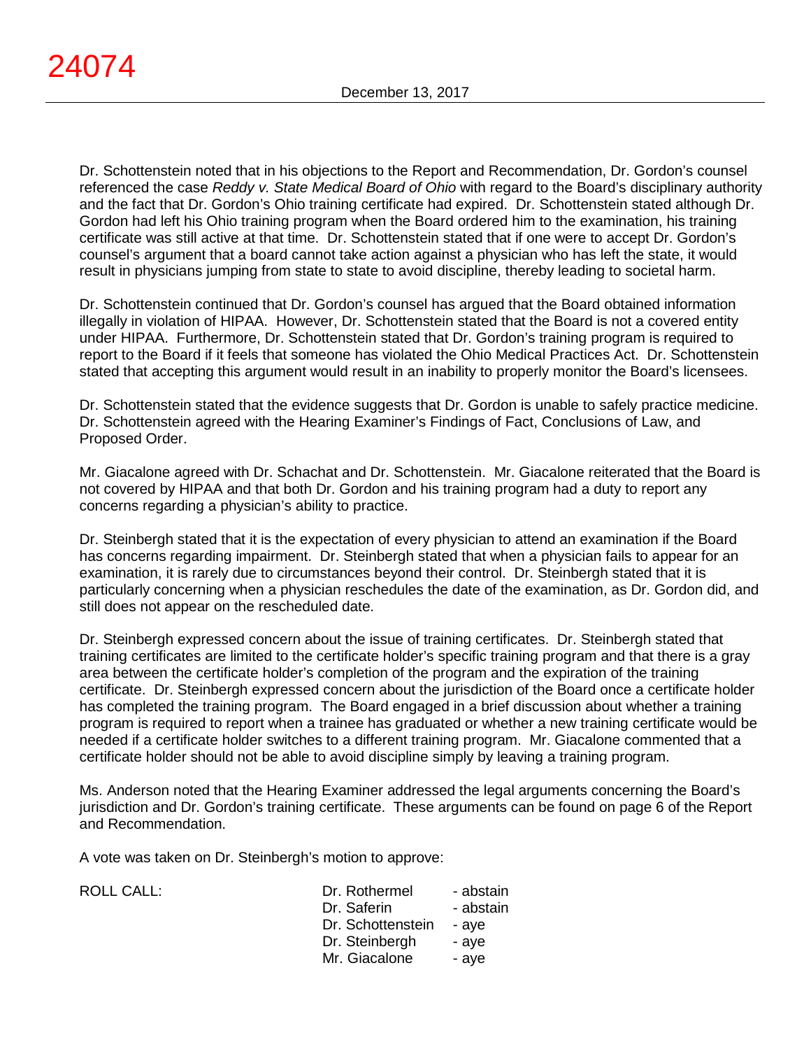Dr. Schottenstein noted that in his objections to the Report and Recommendation, Dr. Gordon's counsel referenced the case *Reddy v. State Medical Board of Ohio* with regard to the Board's disciplinary authority and the fact that Dr. Gordon's Ohio training certificate had expired. Dr. Schottenstein stated although Dr. Gordon had left his Ohio training program when the Board ordered him to the examination, his training certificate was still active at that time. Dr. Schottenstein stated that if one were to accept Dr. Gordon's counsel's argument that a board cannot take action against a physician who has left the state, it would result in physicians jumping from state to state to avoid discipline, thereby leading to societal harm.

Dr. Schottenstein continued that Dr. Gordon's counsel has argued that the Board obtained information illegally in violation of HIPAA. However, Dr. Schottenstein stated that the Board is not a covered entity under HIPAA. Furthermore, Dr. Schottenstein stated that Dr. Gordon's training program is required to report to the Board if it feels that someone has violated the Ohio Medical Practices Act. Dr. Schottenstein stated that accepting this argument would result in an inability to properly monitor the Board's licensees.

Dr. Schottenstein stated that the evidence suggests that Dr. Gordon is unable to safely practice medicine. Dr. Schottenstein agreed with the Hearing Examiner's Findings of Fact, Conclusions of Law, and Proposed Order.

Mr. Giacalone agreed with Dr. Schachat and Dr. Schottenstein. Mr. Giacalone reiterated that the Board is not covered by HIPAA and that both Dr. Gordon and his training program had a duty to report any concerns regarding a physician's ability to practice.

Dr. Steinbergh stated that it is the expectation of every physician to attend an examination if the Board has concerns regarding impairment. Dr. Steinbergh stated that when a physician fails to appear for an examination, it is rarely due to circumstances beyond their control. Dr. Steinbergh stated that it is particularly concerning when a physician reschedules the date of the examination, as Dr. Gordon did, and still does not appear on the rescheduled date.

Dr. Steinbergh expressed concern about the issue of training certificates. Dr. Steinbergh stated that training certificates are limited to the certificate holder's specific training program and that there is a gray area between the certificate holder's completion of the program and the expiration of the training certificate. Dr. Steinbergh expressed concern about the jurisdiction of the Board once a certificate holder has completed the training program. The Board engaged in a brief discussion about whether a training program is required to report when a trainee has graduated or whether a new training certificate would be needed if a certificate holder switches to a different training program. Mr. Giacalone commented that a certificate holder should not be able to avoid discipline simply by leaving a training program.

Ms. Anderson noted that the Hearing Examiner addressed the legal arguments concerning the Board's jurisdiction and Dr. Gordon's training certificate. These arguments can be found on page 6 of the Report and Recommendation.

A vote was taken on Dr. Steinbergh's motion to approve:

| ROLL CALL: | | |
|---|---|---|
| | Dr. Rothermel | - abstain |
| | Dr. Saferin | - abstain |
| | Dr. Schottenstein | - aye |
| | Dr. Steinbergh | - aye |
| | Mr. Giacalone | - aye |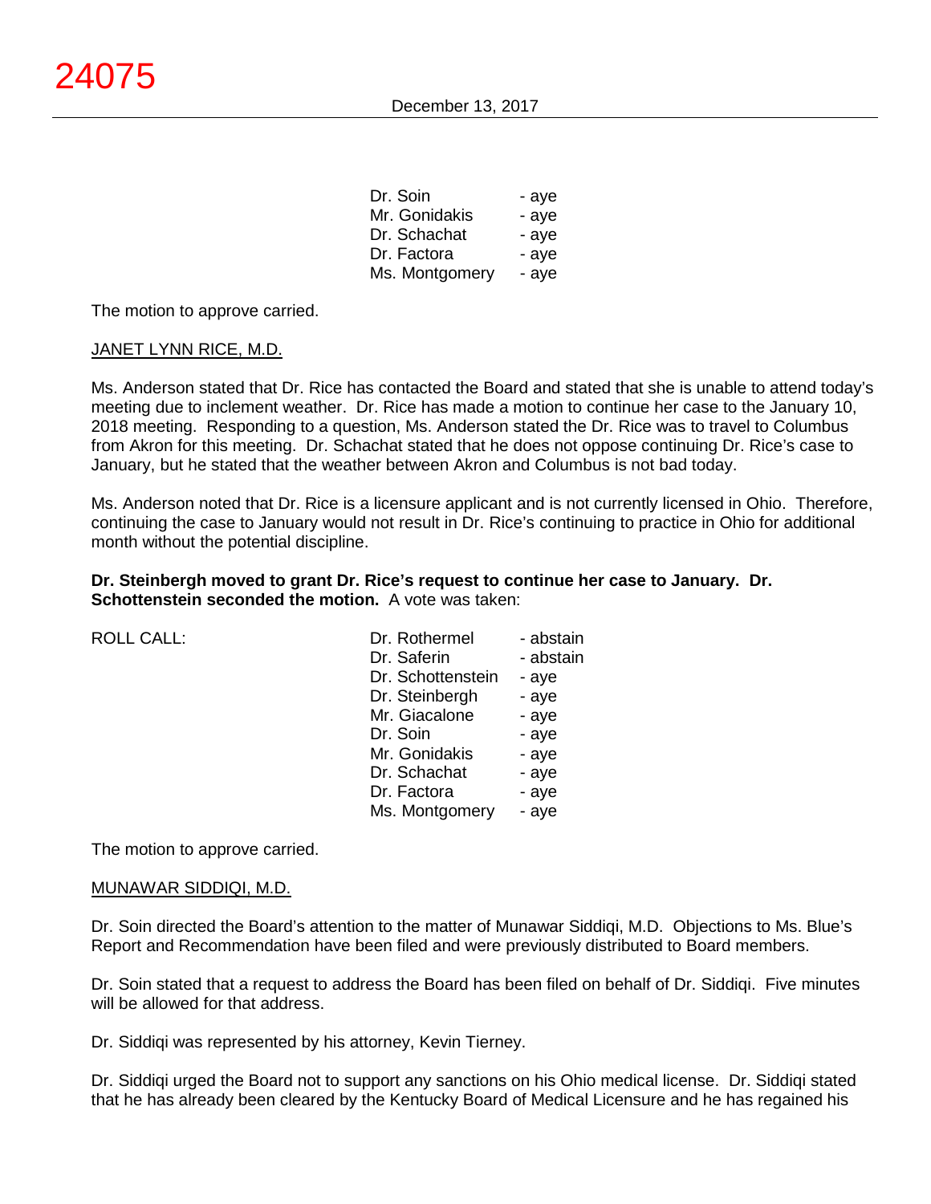| | |
|---|---|
| Dr. Soin | - aye |
| Mr. Gonidakis | - aye |
| Dr. Schachat | - aye |
| Dr. Factora | - aye |
| Ms. Montgomery | - aye |

The motion to approve carried.

JANET LYNN RICE, M.D.

Ms. Anderson stated that Dr. Rice has contacted the Board and stated that she is unable to attend today's meeting due to inclement weather. Dr. Rice has made a motion to continue her case to the January 10, 2018 meeting. Responding to a question, Ms. Anderson stated the Dr. Rice was to travel to Columbus from Akron for this meeting. Dr. Schachat stated that he does not oppose continuing Dr. Rice's case to January, but he stated that the weather between Akron and Columbus is not bad today.

Ms. Anderson noted that Dr. Rice is a licensure applicant and is not currently licensed in Ohio. Therefore, continuing the case to January would not result in Dr. Rice's continuing to practice in Ohio for additional month without the potential discipline.

**Dr. Steinbergh moved to grant Dr. Rice's request to continue her case to January. Dr. Schottenstein seconded the motion.** A vote was taken:

| ROLL CALL: | | |
|---|---|---|
| | Dr. Rothermel | - abstain |
| | Dr. Saferin | - abstain |
| | Dr. Schottenstein | - aye |
| | Dr. Steinbergh | - aye |
| | Mr. Giacalone | - aye |
| | Dr. Soin | - aye |
| | Mr. Gonidakis | - aye |
| | Dr. Schachat | - aye |
| | Dr. Factora | - aye |
| | Ms. Montgomery | - aye |

The motion to approve carried.

MUNAWAR SIDDIQI, M.D.

Dr. Soin directed the Board's attention to the matter of Munawar Siddiqi, M.D. Objections to Ms. Blue's Report and Recommendation have been filed and were previously distributed to Board members.

Dr. Soin stated that a request to address the Board has been filed on behalf of Dr. Siddiqi. Five minutes will be allowed for that address.

Dr. Siddiqi was represented by his attorney, Kevin Tierney.

Dr. Siddiqi urged the Board not to support any sanctions on his Ohio medical license. Dr. Siddiqi stated that he has already been cleared by the Kentucky Board of Medical Licensure and he has regained his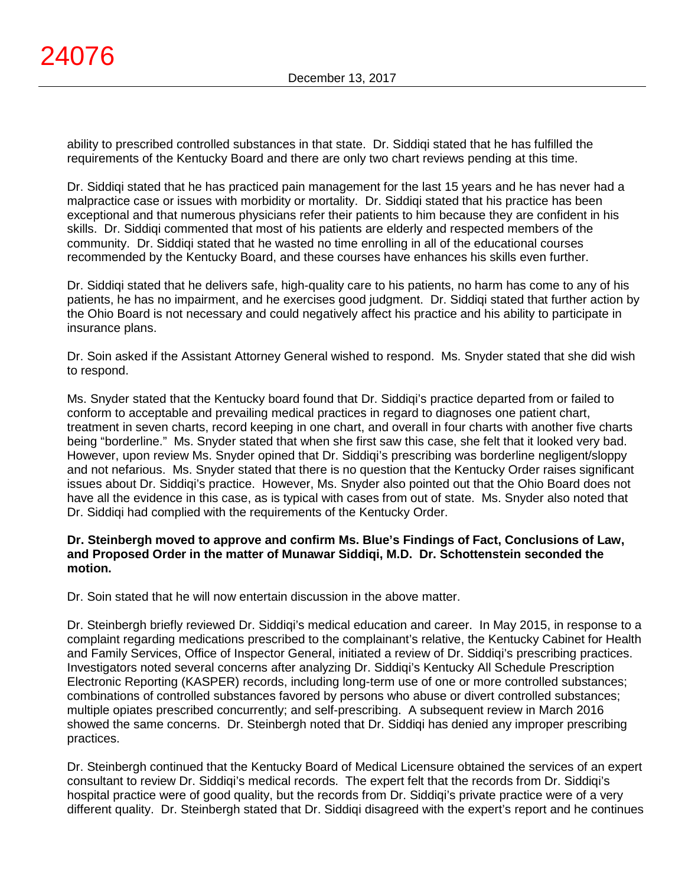ability to prescribed controlled substances in that state. Dr. Siddiqi stated that he has fulfilled the requirements of the Kentucky Board and there are only two chart reviews pending at this time.

Dr. Siddiqi stated that he has practiced pain management for the last 15 years and he has never had a malpractice case or issues with morbidity or mortality. Dr. Siddiqi stated that his practice has been exceptional and that numerous physicians refer their patients to him because they are confident in his skills. Dr. Siddiqi commented that most of his patients are elderly and respected members of the community. Dr. Siddiqi stated that he wasted no time enrolling in all of the educational courses recommended by the Kentucky Board, and these courses have enhances his skills even further.

Dr. Siddiqi stated that he delivers safe, high-quality care to his patients, no harm has come to any of his patients, he has no impairment, and he exercises good judgment. Dr. Siddiqi stated that further action by the Ohio Board is not necessary and could negatively affect his practice and his ability to participate in insurance plans.

Dr. Soin asked if the Assistant Attorney General wished to respond. Ms. Snyder stated that she did wish to respond.

Ms. Snyder stated that the Kentucky board found that Dr. Siddiqi's practice departed from or failed to conform to acceptable and prevailing medical practices in regard to diagnoses one patient chart, treatment in seven charts, record keeping in one chart, and overall in four charts with another five charts being "borderline." Ms. Snyder stated that when she first saw this case, she felt that it looked very bad. However, upon review Ms. Snyder opined that Dr. Siddiqi's prescribing was borderline negligent/sloppy and not nefarious. Ms. Snyder stated that there is no question that the Kentucky Order raises significant issues about Dr. Siddiqi's practice. However, Ms. Snyder also pointed out that the Ohio Board does not have all the evidence in this case, as is typical with cases from out of state. Ms. Snyder also noted that Dr. Siddiqi had complied with the requirements of the Kentucky Order.

**Dr. Steinbergh moved to approve and confirm Ms. Blue's Findings of Fact, Conclusions of Law, and Proposed Order in the matter of Munawar Siddiqi, M.D. Dr. Schottenstein seconded the motion.**

Dr. Soin stated that he will now entertain discussion in the above matter.

Dr. Steinbergh briefly reviewed Dr. Siddiqi's medical education and career. In May 2015, in response to a complaint regarding medications prescribed to the complainant's relative, the Kentucky Cabinet for Health and Family Services, Office of Inspector General, initiated a review of Dr. Siddiqi's prescribing practices. Investigators noted several concerns after analyzing Dr. Siddiqi's Kentucky All Schedule Prescription Electronic Reporting (KASPER) records, including long-term use of one or more controlled substances; combinations of controlled substances favored by persons who abuse or divert controlled substances; multiple opiates prescribed concurrently; and self-prescribing. A subsequent review in March 2016 showed the same concerns. Dr. Steinbergh noted that Dr. Siddiqi has denied any improper prescribing practices.

Dr. Steinbergh continued that the Kentucky Board of Medical Licensure obtained the services of an expert consultant to review Dr. Siddiqi's medical records. The expert felt that the records from Dr. Siddiqi's hospital practice were of good quality, but the records from Dr. Siddiqi's private practice were of a very different quality. Dr. Steinbergh stated that Dr. Siddiqi disagreed with the expert's report and he continues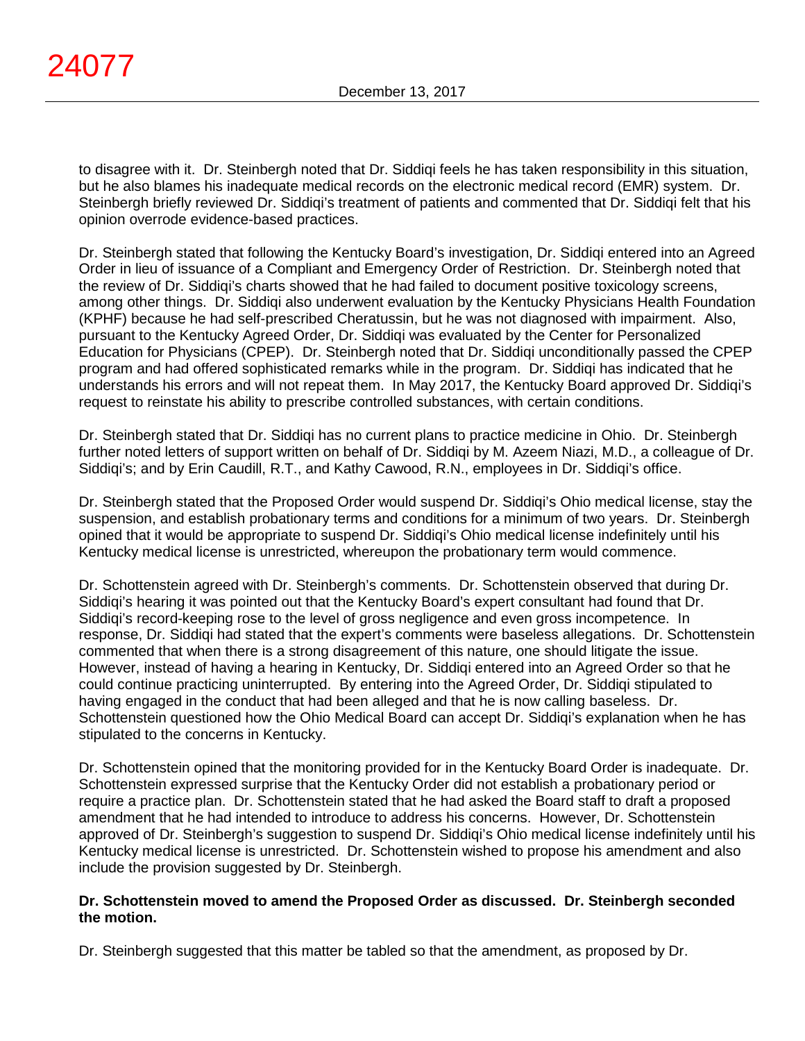to disagree with it. Dr. Steinbergh noted that Dr. Siddiqi feels he has taken responsibility in this situation, but he also blames his inadequate medical records on the electronic medical record (EMR) system. Dr. Steinbergh briefly reviewed Dr. Siddiqi's treatment of patients and commented that Dr. Siddiqi felt that his opinion overrode evidence-based practices.

Dr. Steinbergh stated that following the Kentucky Board's investigation, Dr. Siddiqi entered into an Agreed Order in lieu of issuance of a Compliant and Emergency Order of Restriction. Dr. Steinbergh noted that the review of Dr. Siddiqi's charts showed that he had failed to document positive toxicology screens, among other things. Dr. Siddiqi also underwent evaluation by the Kentucky Physicians Health Foundation (KPHF) because he had self-prescribed Cheratussin, but he was not diagnosed with impairment. Also, pursuant to the Kentucky Agreed Order, Dr. Siddiqi was evaluated by the Center for Personalized Education for Physicians (CPEP). Dr. Steinbergh noted that Dr. Siddiqi unconditionally passed the CPEP program and had offered sophisticated remarks while in the program. Dr. Siddiqi has indicated that he understands his errors and will not repeat them. In May 2017, the Kentucky Board approved Dr. Siddiqi's request to reinstate his ability to prescribe controlled substances, with certain conditions.

Dr. Steinbergh stated that Dr. Siddiqi has no current plans to practice medicine in Ohio. Dr. Steinbergh further noted letters of support written on behalf of Dr. Siddiqi by M. Azeem Niazi, M.D., a colleague of Dr. Siddiqi's; and by Erin Caudill, R.T., and Kathy Cawood, R.N., employees in Dr. Siddiqi's office.

Dr. Steinbergh stated that the Proposed Order would suspend Dr. Siddiqi's Ohio medical license, stay the suspension, and establish probationary terms and conditions for a minimum of two years. Dr. Steinbergh opined that it would be appropriate to suspend Dr. Siddiqi's Ohio medical license indefinitely until his Kentucky medical license is unrestricted, whereupon the probationary term would commence.

Dr. Schottenstein agreed with Dr. Steinbergh's comments. Dr. Schottenstein observed that during Dr. Siddiqi's hearing it was pointed out that the Kentucky Board's expert consultant had found that Dr. Siddiqi's record-keeping rose to the level of gross negligence and even gross incompetence. In response, Dr. Siddiqi had stated that the expert's comments were baseless allegations. Dr. Schottenstein commented that when there is a strong disagreement of this nature, one should litigate the issue. However, instead of having a hearing in Kentucky, Dr. Siddiqi entered into an Agreed Order so that he could continue practicing uninterrupted. By entering into the Agreed Order, Dr. Siddiqi stipulated to having engaged in the conduct that had been alleged and that he is now calling baseless. Dr. Schottenstein questioned how the Ohio Medical Board can accept Dr. Siddiqi's explanation when he has stipulated to the concerns in Kentucky.

Dr. Schottenstein opined that the monitoring provided for in the Kentucky Board Order is inadequate. Dr. Schottenstein expressed surprise that the Kentucky Order did not establish a probationary period or require a practice plan. Dr. Schottenstein stated that he had asked the Board staff to draft a proposed amendment that he had intended to introduce to address his concerns. However, Dr. Schottenstein approved of Dr. Steinbergh's suggestion to suspend Dr. Siddiqi's Ohio medical license indefinitely until his Kentucky medical license is unrestricted. Dr. Schottenstein wished to propose his amendment and also include the provision suggested by Dr. Steinbergh.

**Dr. Schottenstein moved to amend the Proposed Order as discussed. Dr. Steinbergh seconded the motion.**

Dr. Steinbergh suggested that this matter be tabled so that the amendment, as proposed by Dr.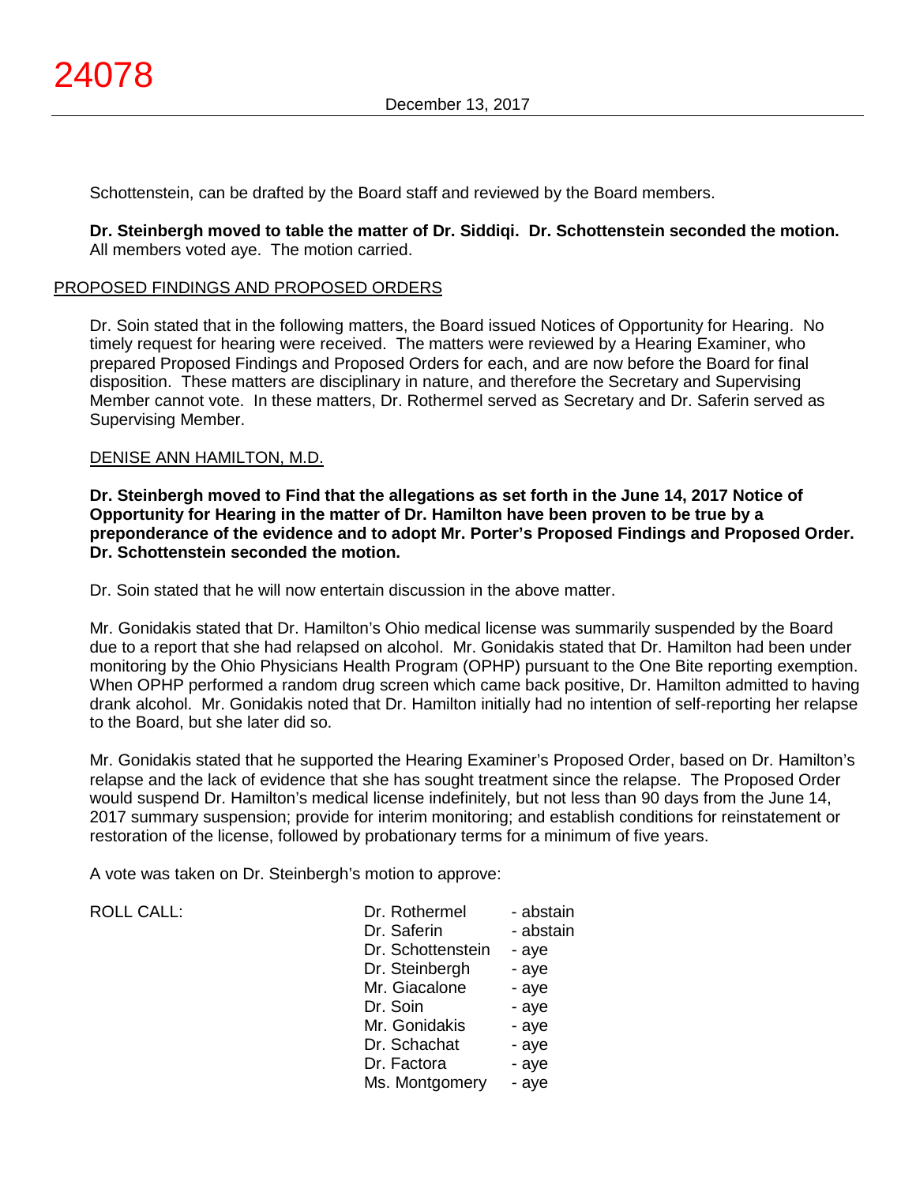Schottenstein, can be drafted by the Board staff and reviewed by the Board members.

**Dr. Steinbergh moved to table the matter of Dr. Siddiqi. Dr. Schottenstein seconded the motion.** All members voted aye. The motion carried.

PROPOSED FINDINGS AND PROPOSED ORDERS

Dr. Soin stated that in the following matters, the Board issued Notices of Opportunity for Hearing. No timely request for hearing were received. The matters were reviewed by a Hearing Examiner, who prepared Proposed Findings and Proposed Orders for each, and are now before the Board for final disposition. These matters are disciplinary in nature, and therefore the Secretary and Supervising Member cannot vote. In these matters, Dr. Rothermel served as Secretary and Dr. Saferin served as Supervising Member.

DENISE ANN HAMILTON, M.D.

**Dr. Steinbergh moved to Find that the allegations as set forth in the June 14, 2017 Notice of Opportunity for Hearing in the matter of Dr. Hamilton have been proven to be true by a preponderance of the evidence and to adopt Mr. Porter's Proposed Findings and Proposed Order. Dr. Schottenstein seconded the motion.**

Dr. Soin stated that he will now entertain discussion in the above matter.

Mr. Gonidakis stated that Dr. Hamilton's Ohio medical license was summarily suspended by the Board due to a report that she had relapsed on alcohol. Mr. Gonidakis stated that Dr. Hamilton had been under monitoring by the Ohio Physicians Health Program (OPHP) pursuant to the One Bite reporting exemption. When OPHP performed a random drug screen which came back positive, Dr. Hamilton admitted to having drank alcohol. Mr. Gonidakis noted that Dr. Hamilton initially had no intention of self-reporting her relapse to the Board, but she later did so.

Mr. Gonidakis stated that he supported the Hearing Examiner's Proposed Order, based on Dr. Hamilton's relapse and the lack of evidence that she has sought treatment since the relapse. The Proposed Order would suspend Dr. Hamilton's medical license indefinitely, but not less than 90 days from the June 14, 2017 summary suspension; provide for interim monitoring; and establish conditions for reinstatement or restoration of the license, followed by probationary terms for a minimum of five years.

A vote was taken on Dr. Steinbergh's motion to approve:

| ROLL CALL: | | |
|---|---|---|
| | Dr. Rothermel | - abstain |
| | Dr. Saferin | - abstain |
| | Dr. Schottenstein | - aye |
| | Dr. Steinbergh | - aye |
| | Mr. Giacalone | - aye |
| | Dr. Soin | - aye |
| | Mr. Gonidakis | - aye |
| | Dr. Schachat | - aye |
| | Dr. Factora | - aye |
| | Ms. Montgomery | - aye |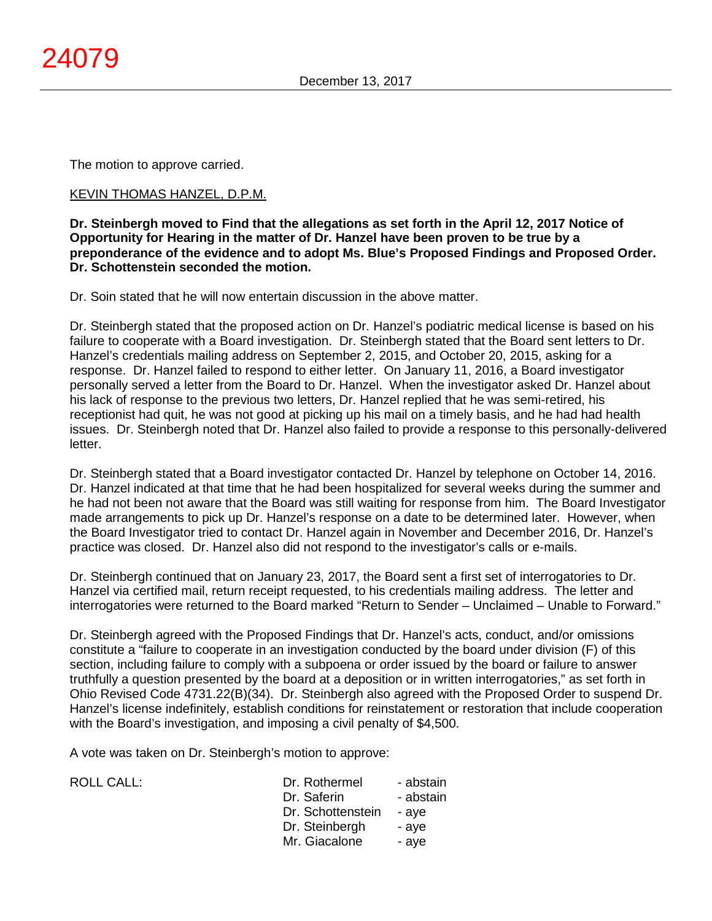The motion to approve carried.

KEVIN THOMAS HANZEL, D.P.M.

**Dr. Steinbergh moved to Find that the allegations as set forth in the April 12, 2017 Notice of Opportunity for Hearing in the matter of Dr. Hanzel have been proven to be true by a preponderance of the evidence and to adopt Ms. Blue's Proposed Findings and Proposed Order. Dr. Schottenstein seconded the motion.**

Dr. Soin stated that he will now entertain discussion in the above matter.

Dr. Steinbergh stated that the proposed action on Dr. Hanzel's podiatric medical license is based on his failure to cooperate with a Board investigation. Dr. Steinbergh stated that the Board sent letters to Dr. Hanzel's credentials mailing address on September 2, 2015, and October 20, 2015, asking for a response. Dr. Hanzel failed to respond to either letter. On January 11, 2016, a Board investigator personally served a letter from the Board to Dr. Hanzel. When the investigator asked Dr. Hanzel about his lack of response to the previous two letters, Dr. Hanzel replied that he was semi-retired, his receptionist had quit, he was not good at picking up his mail on a timely basis, and he had had health issues. Dr. Steinbergh noted that Dr. Hanzel also failed to provide a response to this personally-delivered letter.

Dr. Steinbergh stated that a Board investigator contacted Dr. Hanzel by telephone on October 14, 2016. Dr. Hanzel indicated at that time that he had been hospitalized for several weeks during the summer and he had not been not aware that the Board was still waiting for response from him. The Board Investigator made arrangements to pick up Dr. Hanzel's response on a date to be determined later. However, when the Board Investigator tried to contact Dr. Hanzel again in November and December 2016, Dr. Hanzel's practice was closed. Dr. Hanzel also did not respond to the investigator's calls or e-mails.

Dr. Steinbergh continued that on January 23, 2017, the Board sent a first set of interrogatories to Dr. Hanzel via certified mail, return receipt requested, to his credentials mailing address. The letter and interrogatories were returned to the Board marked "Return to Sender – Unclaimed – Unable to Forward."

Dr. Steinbergh agreed with the Proposed Findings that Dr. Hanzel's acts, conduct, and/or omissions constitute a "failure to cooperate in an investigation conducted by the board under division (F) of this section, including failure to comply with a subpoena or order issued by the board or failure to answer truthfully a question presented by the board at a deposition or in written interrogatories," as set forth in Ohio Revised Code 4731.22(B)(34). Dr. Steinbergh also agreed with the Proposed Order to suspend Dr. Hanzel's license indefinitely, establish conditions for reinstatement or restoration that include cooperation with the Board's investigation, and imposing a civil penalty of $4,500.

A vote was taken on Dr. Steinbergh's motion to approve:

| ROLL CALL: | Dr. Rothermel | - abstain |
|---|---|---|
| | Dr. Saferin | - abstain |
| | Dr. Schottenstein | - aye |
| | Dr. Steinbergh | - aye |
| | Mr. Giacalone | - aye |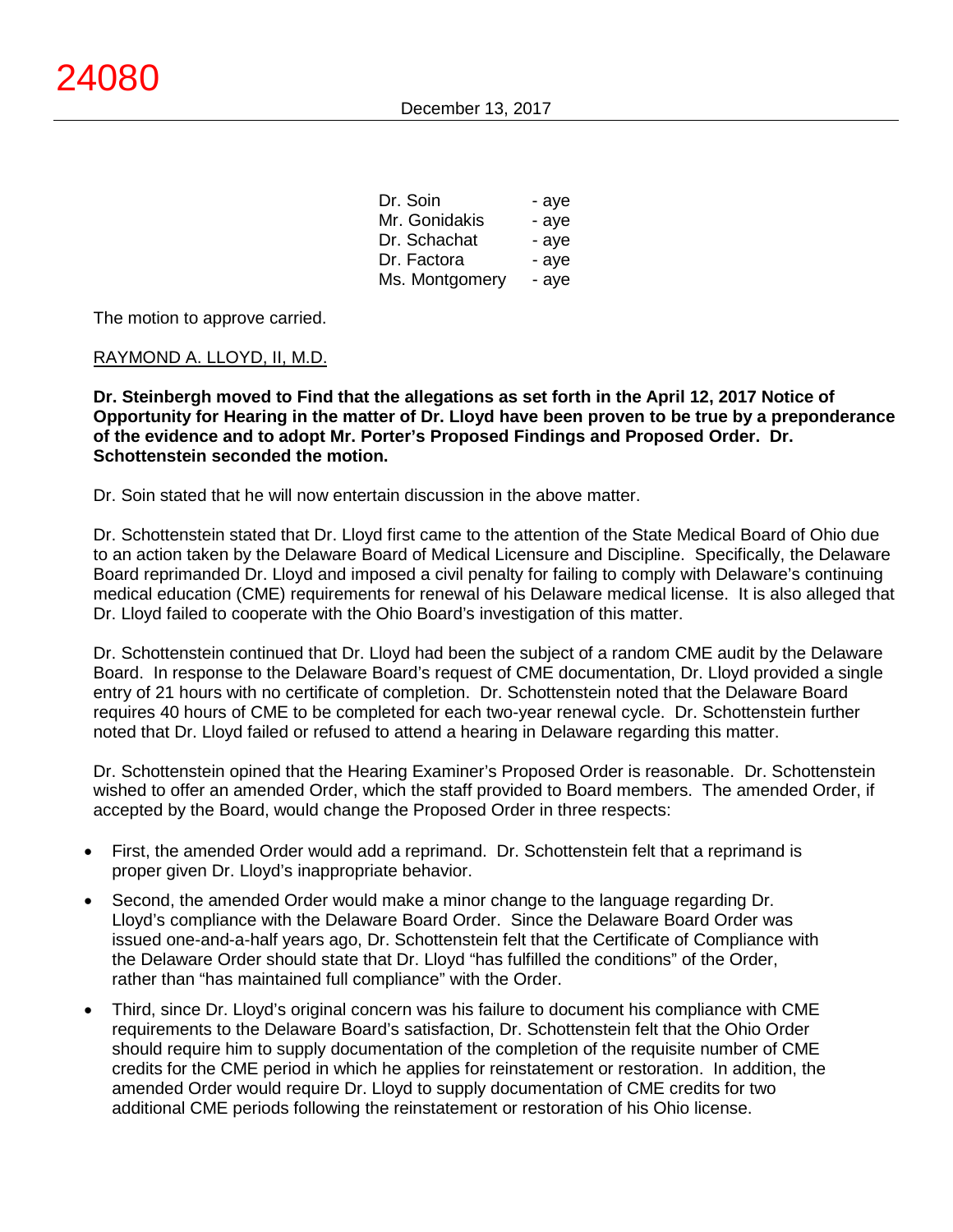| | |
|---|---|
| Dr. Soin | - aye |
| Mr. Gonidakis | - aye |
| Dr. Schachat | - aye |
| Dr. Factora | - aye |
| Ms. Montgomery | - aye |

The motion to approve carried.

RAYMOND A. LLOYD, II, M.D.

**Dr. Steinbergh moved to Find that the allegations as set forth in the April 12, 2017 Notice of Opportunity for Hearing in the matter of Dr. Lloyd have been proven to be true by a preponderance of the evidence and to adopt Mr. Porter's Proposed Findings and Proposed Order. Dr. Schottenstein seconded the motion.**

Dr. Soin stated that he will now entertain discussion in the above matter.

Dr. Schottenstein stated that Dr. Lloyd first came to the attention of the State Medical Board of Ohio due to an action taken by the Delaware Board of Medical Licensure and Discipline. Specifically, the Delaware Board reprimanded Dr. Lloyd and imposed a civil penalty for failing to comply with Delaware's continuing medical education (CME) requirements for renewal of his Delaware medical license. It is also alleged that Dr. Lloyd failed to cooperate with the Ohio Board's investigation of this matter.

Dr. Schottenstein continued that Dr. Lloyd had been the subject of a random CME audit by the Delaware Board. In response to the Delaware Board's request of CME documentation, Dr. Lloyd provided a single entry of 21 hours with no certificate of completion. Dr. Schottenstein noted that the Delaware Board requires 40 hours of CME to be completed for each two-year renewal cycle. Dr. Schottenstein further noted that Dr. Lloyd failed or refused to attend a hearing in Delaware regarding this matter.

Dr. Schottenstein opined that the Hearing Examiner's Proposed Order is reasonable. Dr. Schottenstein wished to offer an amended Order, which the staff provided to Board members. The amended Order, if accepted by the Board, would change the Proposed Order in three respects:

- First, the amended Order would add a reprimand. Dr. Schottenstein felt that a reprimand is proper given Dr. Lloyd's inappropriate behavior.
- Second, the amended Order would make a minor change to the language regarding Dr. Lloyd's compliance with the Delaware Board Order. Since the Delaware Board Order was issued one-and-a-half years ago, Dr. Schottenstein felt that the Certificate of Compliance with the Delaware Order should state that Dr. Lloyd "has fulfilled the conditions" of the Order, rather than "has maintained full compliance" with the Order.
- Third, since Dr. Lloyd's original concern was his failure to document his compliance with CME requirements to the Delaware Board's satisfaction, Dr. Schottenstein felt that the Ohio Order should require him to supply documentation of the completion of the requisite number of CME credits for the CME period in which he applies for reinstatement or restoration. In addition, the amended Order would require Dr. Lloyd to supply documentation of CME credits for two additional CME periods following the reinstatement or restoration of his Ohio license.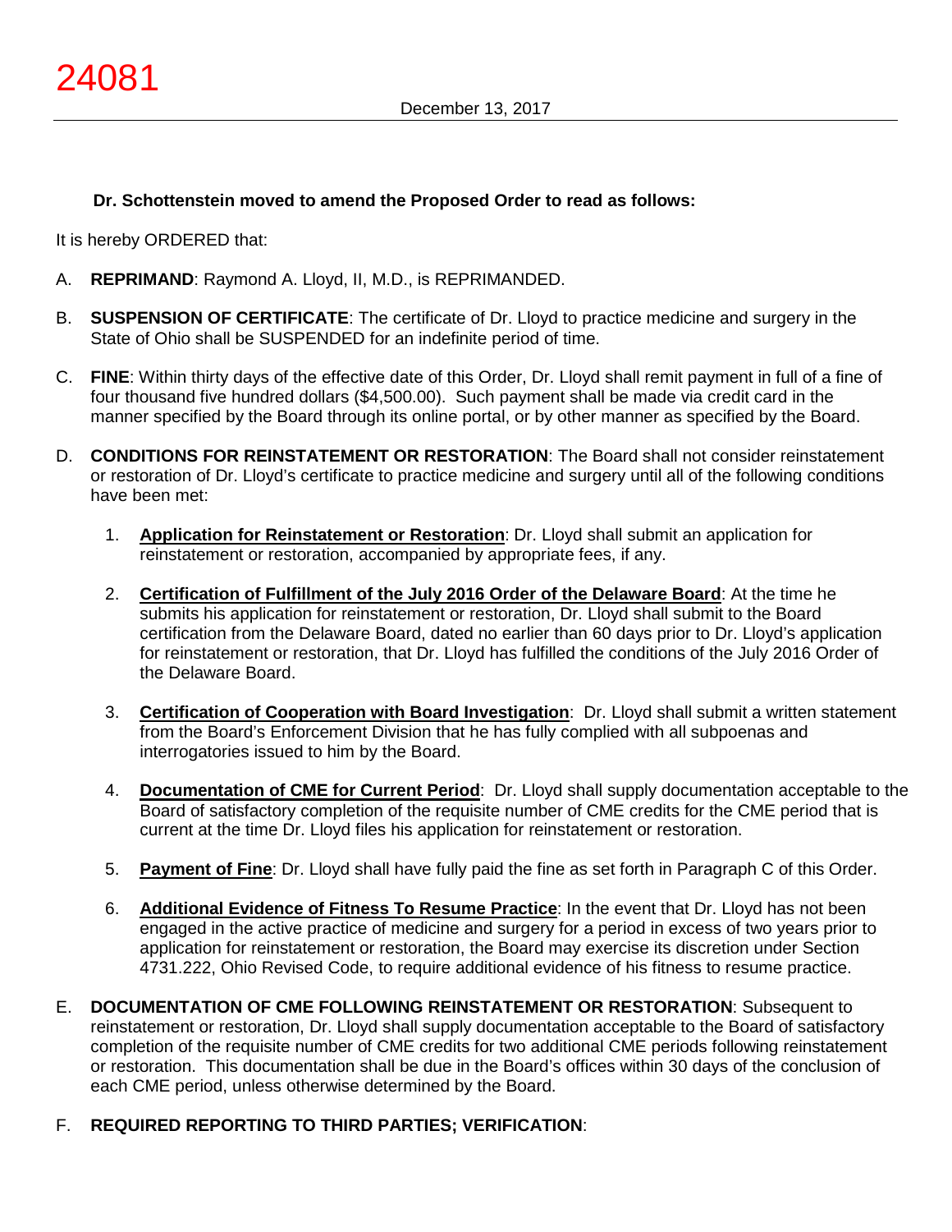**Dr. Schottenstein moved to amend the Proposed Order to read as follows:**

It is hereby ORDERED that:

A. **REPRIMAND**: Raymond A. Lloyd, II, M.D., is REPRIMANDED.

B. **SUSPENSION OF CERTIFICATE**: The certificate of Dr. Lloyd to practice medicine and surgery in the State of Ohio shall be SUSPENDED for an indefinite period of time.

C. **FINE**: Within thirty days of the effective date of this Order, Dr. Lloyd shall remit payment in full of a fine of four thousand five hundred dollars ($4,500.00). Such payment shall be made via credit card in the manner specified by the Board through its online portal, or by other manner as specified by the Board.

D. **CONDITIONS FOR REINSTATEMENT OR RESTORATION**: The Board shall not consider reinstatement or restoration of Dr. Lloyd's certificate to practice medicine and surgery until all of the following conditions have been met:

   1. **Application for Reinstatement or Restoration**: Dr. Lloyd shall submit an application for reinstatement or restoration, accompanied by appropriate fees, if any.

   2. **Certification of Fulfillment of the July 2016 Order of the Delaware Board**: At the time he submits his application for reinstatement or restoration, Dr. Lloyd shall submit to the Board certification from the Delaware Board, dated no earlier than 60 days prior to Dr. Lloyd's application for reinstatement or restoration, that Dr. Lloyd has fulfilled the conditions of the July 2016 Order of the Delaware Board.

   3. **Certification of Cooperation with Board Investigation**: Dr. Lloyd shall submit a written statement from the Board's Enforcement Division that he has fully complied with all subpoenas and interrogatories issued to him by the Board.

   4. **Documentation of CME for Current Period**: Dr. Lloyd shall supply documentation acceptable to the Board of satisfactory completion of the requisite number of CME credits for the CME period that is current at the time Dr. Lloyd files his application for reinstatement or restoration.

   5. **Payment of Fine**: Dr. Lloyd shall have fully paid the fine as set forth in Paragraph C of this Order.

   6. **Additional Evidence of Fitness To Resume Practice**: In the event that Dr. Lloyd has not been engaged in the active practice of medicine and surgery for a period in excess of two years prior to application for reinstatement or restoration, the Board may exercise its discretion under Section 4731.222, Ohio Revised Code, to require additional evidence of his fitness to resume practice.

E. **DOCUMENTATION OF CME FOLLOWING REINSTATEMENT OR RESTORATION**: Subsequent to reinstatement or restoration, Dr. Lloyd shall supply documentation acceptable to the Board of satisfactory completion of the requisite number of CME credits for two additional CME periods following reinstatement or restoration. This documentation shall be due in the Board's offices within 30 days of the conclusion of each CME period, unless otherwise determined by the Board.

F. **REQUIRED REPORTING TO THIRD PARTIES; VERIFICATION**: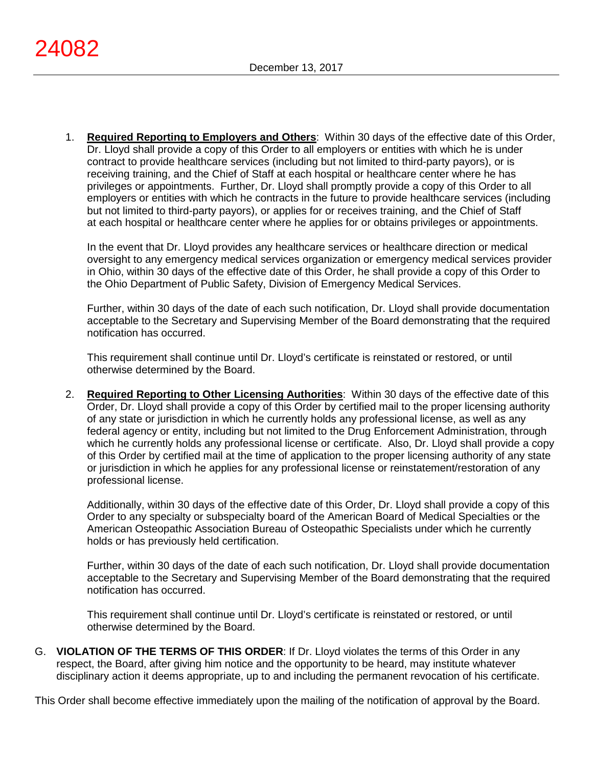1. **Required Reporting to Employers and Others**: Within 30 days of the effective date of this Order, Dr. Lloyd shall provide a copy of this Order to all employers or entities with which he is under contract to provide healthcare services (including but not limited to third-party payors), or is receiving training, and the Chief of Staff at each hospital or healthcare center where he has privileges or appointments. Further, Dr. Lloyd shall promptly provide a copy of this Order to all employers or entities with which he contracts in the future to provide healthcare services (including but not limited to third-party payors), or applies for or receives training, and the Chief of Staff at each hospital or healthcare center where he applies for or obtains privileges or appointments.

   In the event that Dr. Lloyd provides any healthcare services or healthcare direction or medical oversight to any emergency medical services organization or emergency medical services provider in Ohio, within 30 days of the effective date of this Order, he shall provide a copy of this Order to the Ohio Department of Public Safety, Division of Emergency Medical Services.

   Further, within 30 days of the date of each such notification, Dr. Lloyd shall provide documentation acceptable to the Secretary and Supervising Member of the Board demonstrating that the required notification has occurred.

   This requirement shall continue until Dr. Lloyd's certificate is reinstated or restored, or until otherwise determined by the Board.

2. **Required Reporting to Other Licensing Authorities**: Within 30 days of the effective date of this Order, Dr. Lloyd shall provide a copy of this Order by certified mail to the proper licensing authority of any state or jurisdiction in which he currently holds any professional license, as well as any federal agency or entity, including but not limited to the Drug Enforcement Administration, through which he currently holds any professional license or certificate. Also, Dr. Lloyd shall provide a copy of this Order by certified mail at the time of application to the proper licensing authority of any state or jurisdiction in which he applies for any professional license or reinstatement/restoration of any professional license.

   Additionally, within 30 days of the effective date of this Order, Dr. Lloyd shall provide a copy of this Order to any specialty or subspecialty board of the American Board of Medical Specialties or the American Osteopathic Association Bureau of Osteopathic Specialists under which he currently holds or has previously held certification.

   Further, within 30 days of the date of each such notification, Dr. Lloyd shall provide documentation acceptable to the Secretary and Supervising Member of the Board demonstrating that the required notification has occurred.

   This requirement shall continue until Dr. Lloyd's certificate is reinstated or restored, or until otherwise determined by the Board.

G. **VIOLATION OF THE TERMS OF THIS ORDER**: If Dr. Lloyd violates the terms of this Order in any respect, the Board, after giving him notice and the opportunity to be heard, may institute whatever disciplinary action it deems appropriate, up to and including the permanent revocation of his certificate.

This Order shall become effective immediately upon the mailing of the notification of approval by the Board.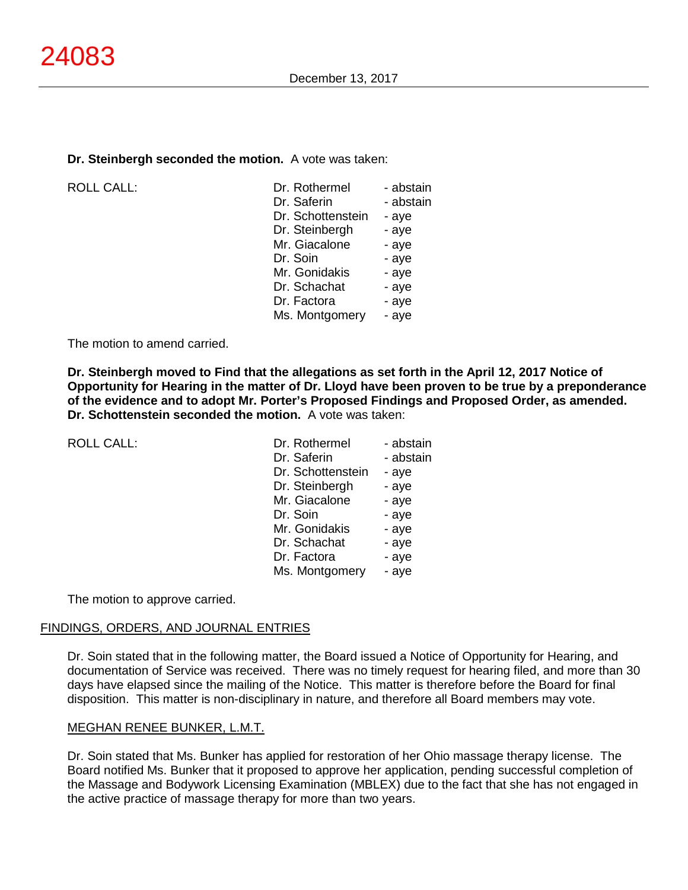**Dr. Steinbergh seconded the motion.** A vote was taken:

| ROLL CALL: | | |
|---|---|---|
| | Dr. Rothermel | - abstain |
| | Dr. Saferin | - abstain |
| | Dr. Schottenstein | - aye |
| | Dr. Steinbergh | - aye |
| | Mr. Giacalone | - aye |
| | Dr. Soin | - aye |
| | Mr. Gonidakis | - aye |
| | Dr. Schachat | - aye |
| | Dr. Factora | - aye |
| | Ms. Montgomery | - aye |

The motion to amend carried.

**Dr. Steinbergh moved to Find that the allegations as set forth in the April 12, 2017 Notice of Opportunity for Hearing in the matter of Dr. Lloyd have been proven to be true by a preponderance of the evidence and to adopt Mr. Porter's Proposed Findings and Proposed Order, as amended. Dr. Schottenstein seconded the motion.** A vote was taken:

| ROLL CALL: | | |
|---|---|---|
| | Dr. Rothermel | - abstain |
| | Dr. Saferin | - abstain |
| | Dr. Schottenstein | - aye |
| | Dr. Steinbergh | - aye |
| | Mr. Giacalone | - aye |
| | Dr. Soin | - aye |
| | Mr. Gonidakis | - aye |
| | Dr. Schachat | - aye |
| | Dr. Factora | - aye |
| | Ms. Montgomery | - aye |

The motion to approve carried.

## FINDINGS, ORDERS, AND JOURNAL ENTRIES

Dr. Soin stated that in the following matter, the Board issued a Notice of Opportunity for Hearing, and documentation of Service was received. There was no timely request for hearing filed, and more than 30 days have elapsed since the mailing of the Notice. This matter is therefore before the Board for final disposition. This matter is non-disciplinary in nature, and therefore all Board members may vote.

### MEGHAN RENEE BUNKER, L.M.T.

Dr. Soin stated that Ms. Bunker has applied for restoration of her Ohio massage therapy license. The Board notified Ms. Bunker that it proposed to approve her application, pending successful completion of the Massage and Bodywork Licensing Examination (MBLEX) due to the fact that she has not engaged in the active practice of massage therapy for more than two years.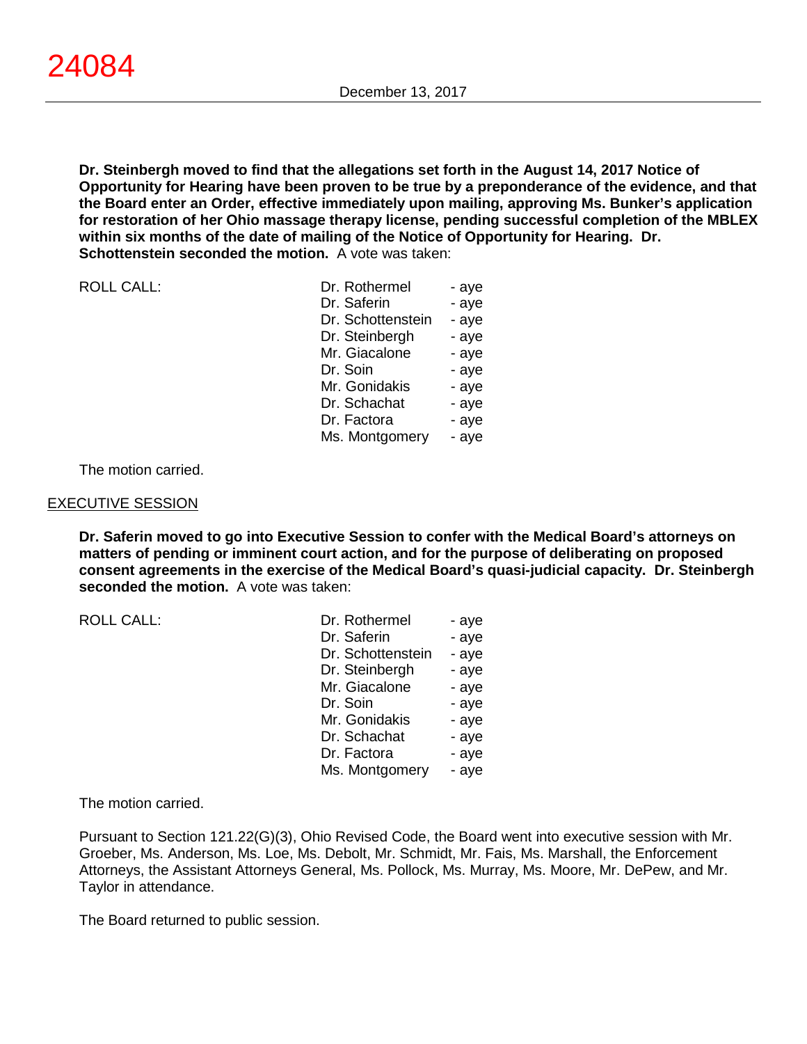**Dr. Steinbergh moved to find that the allegations set forth in the August 14, 2017 Notice of Opportunity for Hearing have been proven to be true by a preponderance of the evidence, and that the Board enter an Order, effective immediately upon mailing, approving Ms. Bunker's application for restoration of her Ohio massage therapy license, pending successful completion of the MBLEX within six months of the date of mailing of the Notice of Opportunity for Hearing. Dr. Schottenstein seconded the motion.** A vote was taken:

| ROLL CALL: | | |
|---|---|---|
| | Dr. Rothermel | - aye |
| | Dr. Saferin | - aye |
| | Dr. Schottenstein | - aye |
| | Dr. Steinbergh | - aye |
| | Mr. Giacalone | - aye |
| | Dr. Soin | - aye |
| | Mr. Gonidakis | - aye |
| | Dr. Schachat | - aye |
| | Dr. Factora | - aye |
| | Ms. Montgomery | - aye |

The motion carried.

## EXECUTIVE SESSION

**Dr. Saferin moved to go into Executive Session to confer with the Medical Board's attorneys on matters of pending or imminent court action, and for the purpose of deliberating on proposed consent agreements in the exercise of the Medical Board's quasi-judicial capacity. Dr. Steinbergh seconded the motion.** A vote was taken:

| ROLL CALL: | | |
|---|---|---|
| | Dr. Rothermel | - aye |
| | Dr. Saferin | - aye |
| | Dr. Schottenstein | - aye |
| | Dr. Steinbergh | - aye |
| | Mr. Giacalone | - aye |
| | Dr. Soin | - aye |
| | Mr. Gonidakis | - aye |
| | Dr. Schachat | - aye |
| | Dr. Factora | - aye |
| | Ms. Montgomery | - aye |

The motion carried.

Pursuant to Section 121.22(G)(3), Ohio Revised Code, the Board went into executive session with Mr. Groeber, Ms. Anderson, Ms. Loe, Ms. Debolt, Mr. Schmidt, Mr. Fais, Ms. Marshall, the Enforcement Attorneys, the Assistant Attorneys General, Ms. Pollock, Ms. Murray, Ms. Moore, Mr. DePew, and Mr. Taylor in attendance.

The Board returned to public session.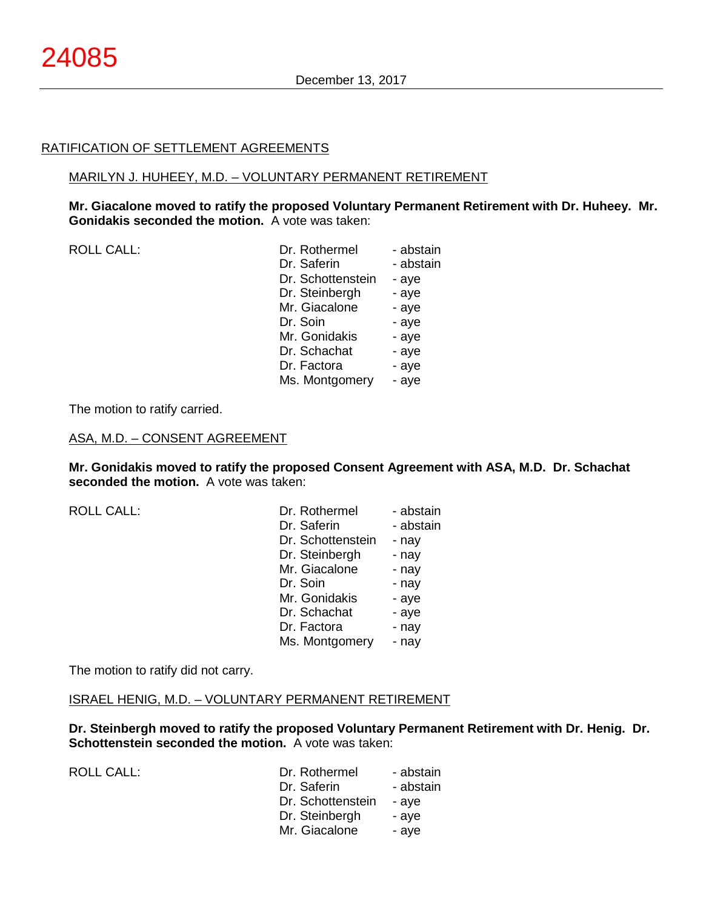RATIFICATION OF SETTLEMENT AGREEMENTS

MARILYN J. HUHEEY, M.D. – VOLUNTARY PERMANENT RETIREMENT

**Mr. Giacalone moved to ratify the proposed Voluntary Permanent Retirement with Dr. Huheey. Mr. Gonidakis seconded the motion.** A vote was taken:

| ROLL CALL: | Dr. Rothermel | - abstain |
|---|---|---|
| | Dr. Saferin | - abstain |
| | Dr. Schottenstein | - aye |
| | Dr. Steinbergh | - aye |
| | Mr. Giacalone | - aye |
| | Dr. Soin | - aye |
| | Mr. Gonidakis | - aye |
| | Dr. Schachat | - aye |
| | Dr. Factora | - aye |
| | Ms. Montgomery | - aye |

The motion to ratify carried.

ASA, M.D. – CONSENT AGREEMENT

**Mr. Gonidakis moved to ratify the proposed Consent Agreement with ASA, M.D. Dr. Schachat seconded the motion.** A vote was taken:

| ROLL CALL: | Dr. Rothermel | - abstain |
|---|---|---|
| | Dr. Saferin | - abstain |
| | Dr. Schottenstein | - nay |
| | Dr. Steinbergh | - nay |
| | Mr. Giacalone | - nay |
| | Dr. Soin | - nay |
| | Mr. Gonidakis | - aye |
| | Dr. Schachat | - aye |
| | Dr. Factora | - nay |
| | Ms. Montgomery | - nay |

The motion to ratify did not carry.

ISRAEL HENIG, M.D. – VOLUNTARY PERMANENT RETIREMENT

**Dr. Steinbergh moved to ratify the proposed Voluntary Permanent Retirement with Dr. Henig. Dr. Schottenstein seconded the motion.** A vote was taken:

| ROLL CALL: | Dr. Rothermel | - abstain |
|---|---|---|
| | Dr. Saferin | - abstain |
| | Dr. Schottenstein | - aye |
| | Dr. Steinbergh | - aye |
| | Mr. Giacalone | - aye |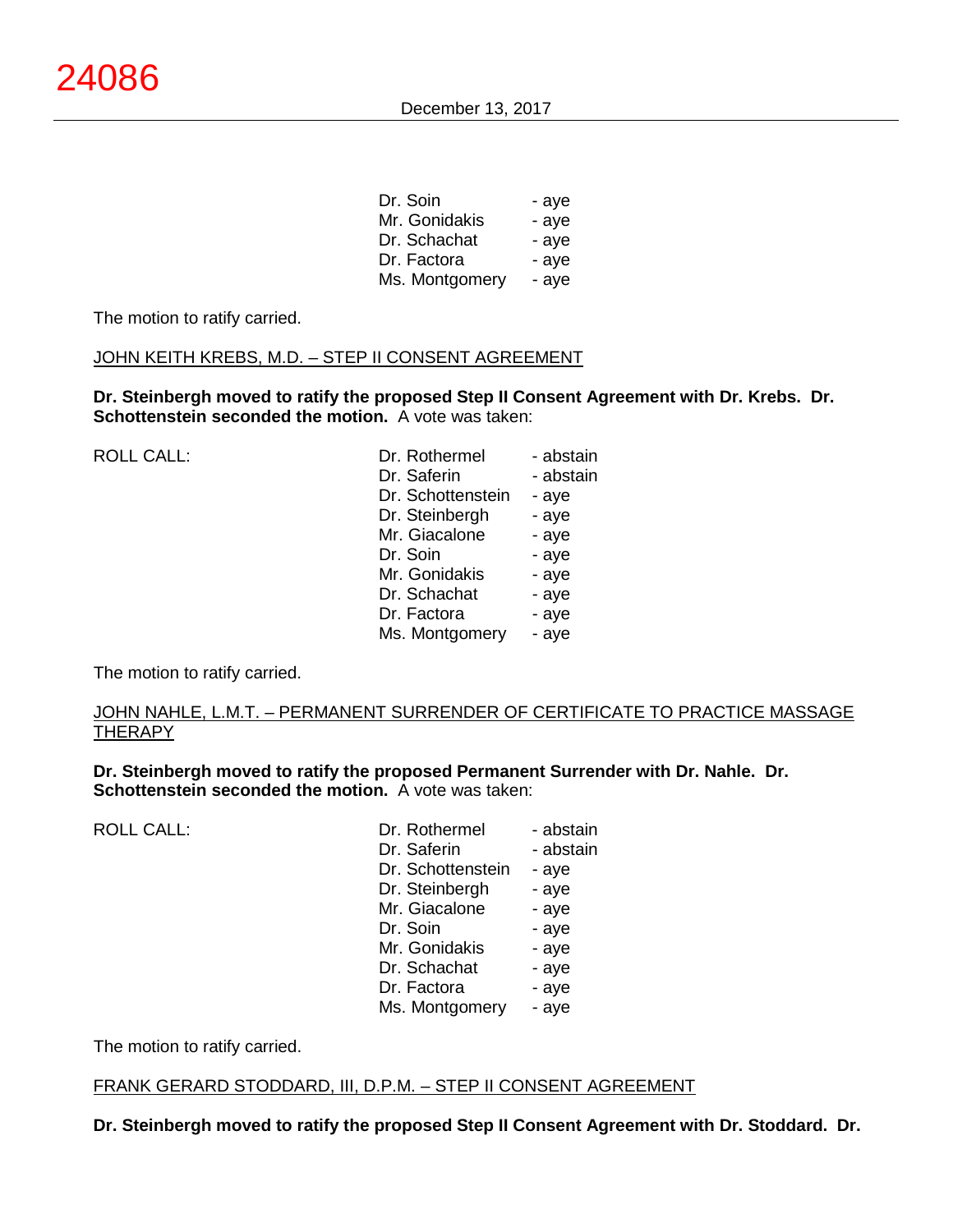| | | |
|---|---|---|
| | Dr. Soin | - aye |
| | Mr. Gonidakis | - aye |
| | Dr. Schachat | - aye |
| | Dr. Factora | - aye |
| | Ms. Montgomery | - aye |

The motion to ratify carried.

JOHN KEITH KREBS, M.D. – STEP II CONSENT AGREEMENT

**Dr. Steinbergh moved to ratify the proposed Step II Consent Agreement with Dr. Krebs. Dr. Schottenstein seconded the motion.** A vote was taken:

| | | |
|---|---|---|
| ROLL CALL: | Dr. Rothermel | - abstain |
| | Dr. Saferin | - abstain |
| | Dr. Schottenstein | - aye |
| | Dr. Steinbergh | - aye |
| | Mr. Giacalone | - aye |
| | Dr. Soin | - aye |
| | Mr. Gonidakis | - aye |
| | Dr. Schachat | - aye |
| | Dr. Factora | - aye |
| | Ms. Montgomery | - aye |

The motion to ratify carried.

JOHN NAHLE, L.M.T. – PERMANENT SURRENDER OF CERTIFICATE TO PRACTICE MASSAGE THERAPY

**Dr. Steinbergh moved to ratify the proposed Permanent Surrender with Dr. Nahle. Dr. Schottenstein seconded the motion.** A vote was taken:

| | | |
|---|---|---|
| ROLL CALL: | Dr. Rothermel | - abstain |
| | Dr. Saferin | - abstain |
| | Dr. Schottenstein | - aye |
| | Dr. Steinbergh | - aye |
| | Mr. Giacalone | - aye |
| | Dr. Soin | - aye |
| | Mr. Gonidakis | - aye |
| | Dr. Schachat | - aye |
| | Dr. Factora | - aye |
| | Ms. Montgomery | - aye |

The motion to ratify carried.

FRANK GERARD STODDARD, III, D.P.M. – STEP II CONSENT AGREEMENT

**Dr. Steinbergh moved to ratify the proposed Step II Consent Agreement with Dr. Stoddard. Dr.**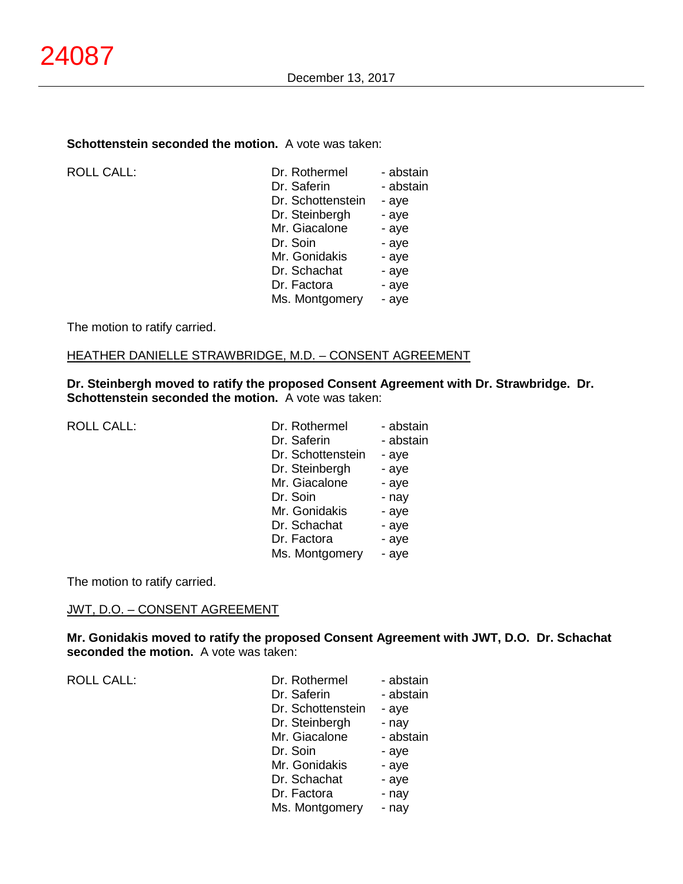**Schottenstein seconded the motion.** A vote was taken:

| ROLL CALL: | | |
|---|---|---|
| | Dr. Rothermel | - abstain |
| | Dr. Saferin | - abstain |
| | Dr. Schottenstein | - aye |
| | Dr. Steinbergh | - aye |
| | Mr. Giacalone | - aye |
| | Dr. Soin | - aye |
| | Mr. Gonidakis | - aye |
| | Dr. Schachat | - aye |
| | Dr. Factora | - aye |
| | Ms. Montgomery | - aye |

The motion to ratify carried.

HEATHER DANIELLE STRAWBRIDGE, M.D. – CONSENT AGREEMENT

**Dr. Steinbergh moved to ratify the proposed Consent Agreement with Dr. Strawbridge. Dr. Schottenstein seconded the motion.** A vote was taken:

| ROLL CALL: | | |
|---|---|---|
| | Dr. Rothermel | - abstain |
| | Dr. Saferin | - abstain |
| | Dr. Schottenstein | - aye |
| | Dr. Steinbergh | - aye |
| | Mr. Giacalone | - aye |
| | Dr. Soin | - nay |
| | Mr. Gonidakis | - aye |
| | Dr. Schachat | - aye |
| | Dr. Factora | - aye |
| | Ms. Montgomery | - aye |

The motion to ratify carried.

JWT, D.O. – CONSENT AGREEMENT

**Mr. Gonidakis moved to ratify the proposed Consent Agreement with JWT, D.O. Dr. Schachat seconded the motion.** A vote was taken:

| ROLL CALL: | | |
|---|---|---|
| | Dr. Rothermel | - abstain |
| | Dr. Saferin | - abstain |
| | Dr. Schottenstein | - aye |
| | Dr. Steinbergh | - nay |
| | Mr. Giacalone | - abstain |
| | Dr. Soin | - aye |
| | Mr. Gonidakis | - aye |
| | Dr. Schachat | - aye |
| | Dr. Factora | - nay |
| | Ms. Montgomery | - nay |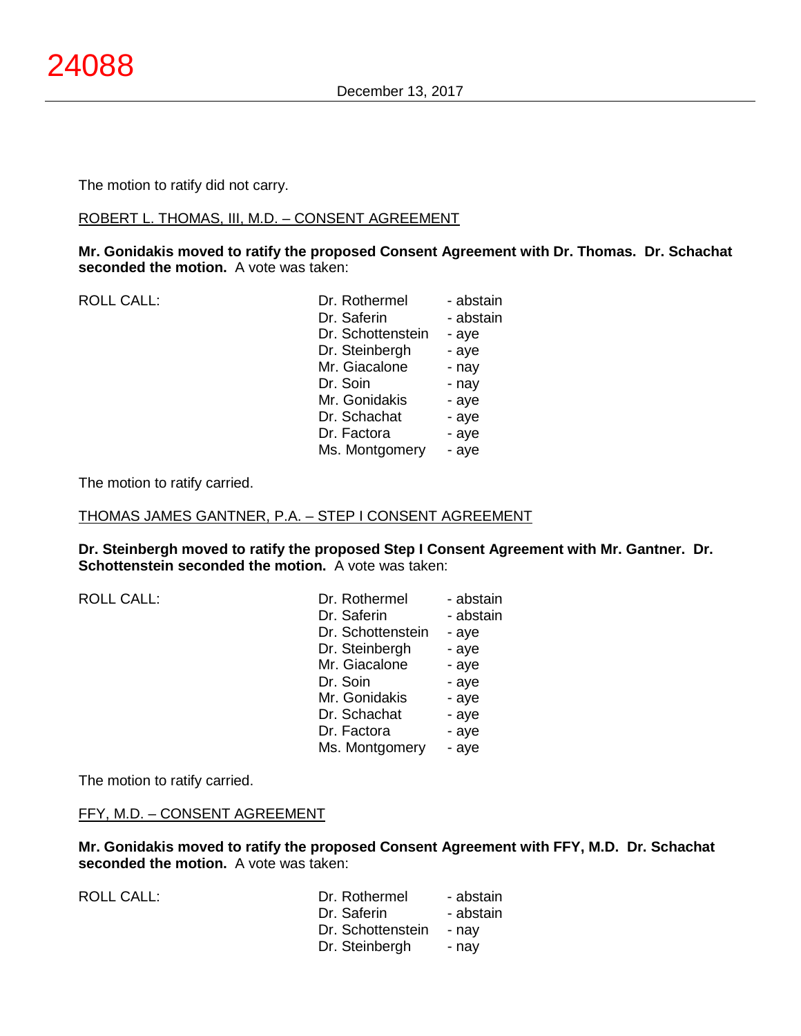The motion to ratify did not carry.

ROBERT L. THOMAS, III, M.D. – CONSENT AGREEMENT

**Mr. Gonidakis moved to ratify the proposed Consent Agreement with Dr. Thomas. Dr. Schachat seconded the motion.** A vote was taken:

| ROLL CALL: | Dr. Rothermel | - abstain |
|---|---|---|
| | Dr. Saferin | - abstain |
| | Dr. Schottenstein | - aye |
| | Dr. Steinbergh | - aye |
| | Mr. Giacalone | - nay |
| | Dr. Soin | - nay |
| | Mr. Gonidakis | - aye |
| | Dr. Schachat | - aye |
| | Dr. Factora | - aye |
| | Ms. Montgomery | - aye |

The motion to ratify carried.

THOMAS JAMES GANTNER, P.A. – STEP I CONSENT AGREEMENT

**Dr. Steinbergh moved to ratify the proposed Step I Consent Agreement with Mr. Gantner. Dr. Schottenstein seconded the motion.** A vote was taken:

| ROLL CALL: | Dr. Rothermel | - abstain |
|---|---|---|
| | Dr. Saferin | - abstain |
| | Dr. Schottenstein | - aye |
| | Dr. Steinbergh | - aye |
| | Mr. Giacalone | - aye |
| | Dr. Soin | - aye |
| | Mr. Gonidakis | - aye |
| | Dr. Schachat | - aye |
| | Dr. Factora | - aye |
| | Ms. Montgomery | - aye |

The motion to ratify carried.

FFY, M.D. – CONSENT AGREEMENT

**Mr. Gonidakis moved to ratify the proposed Consent Agreement with FFY, M.D. Dr. Schachat seconded the motion.** A vote was taken:

| ROLL CALL: | Dr. Rothermel | - abstain |
|---|---|---|
| | Dr. Saferin | - abstain |
| | Dr. Schottenstein | - nay |
| | Dr. Steinbergh | - nay |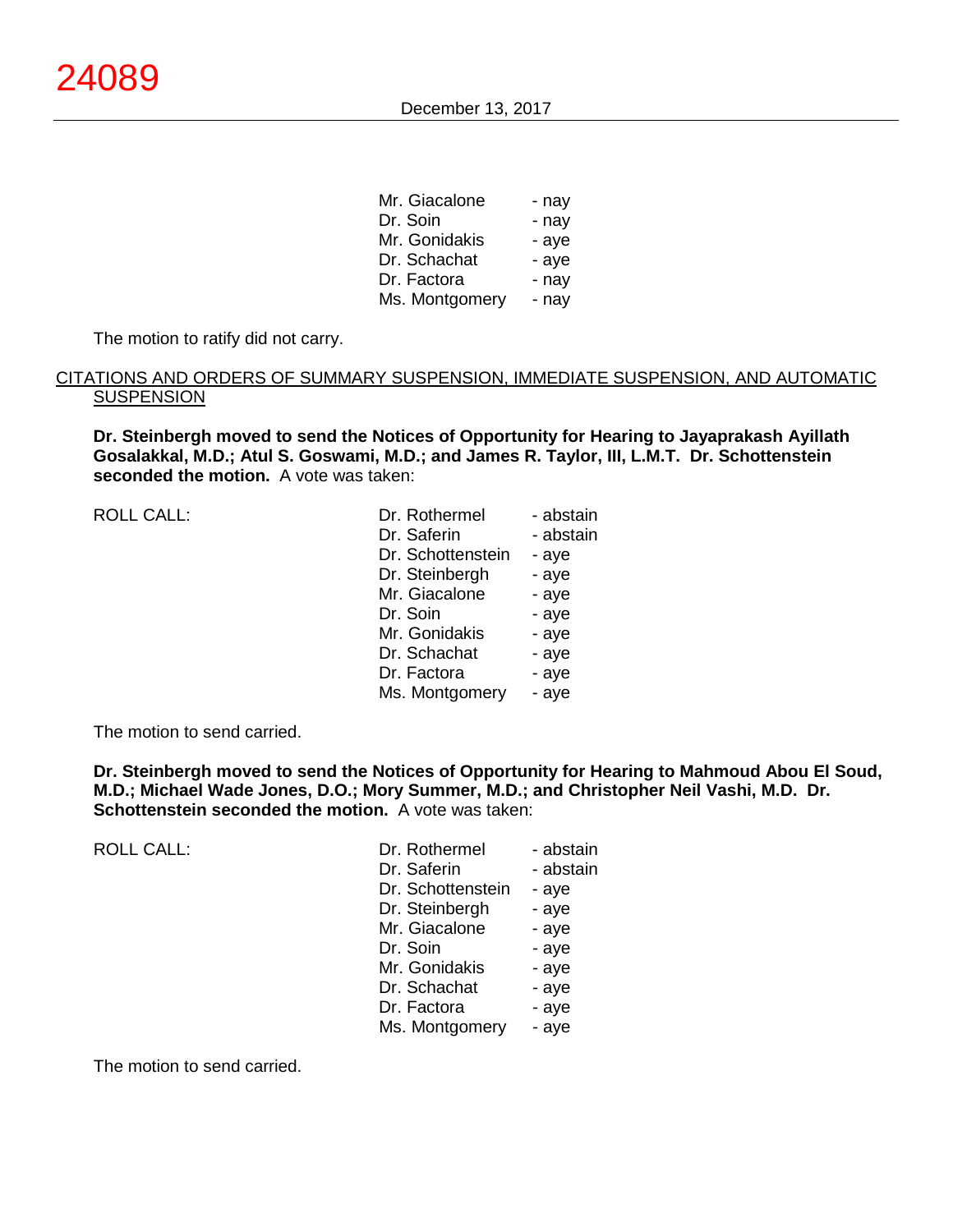Mr. Giacalone - nay
Dr. Soin - nay
Mr. Gonidakis - aye
Dr. Schachat - aye
Dr. Factora - nay
Ms. Montgomery - nay

The motion to ratify did not carry.

CITATIONS AND ORDERS OF SUMMARY SUSPENSION, IMMEDIATE SUSPENSION, AND AUTOMATIC SUSPENSION

**Dr. Steinbergh moved to send the Notices of Opportunity for Hearing to Jayaprakash Ayillath Gosalakkal, M.D.; Atul S. Goswami, M.D.; and James R. Taylor, III, L.M.T. Dr. Schottenstein seconded the motion.** A vote was taken:

ROLL CALL:

Dr. Rothermel - abstain
Dr. Saferin - abstain
Dr. Schottenstein - aye
Dr. Steinbergh - aye
Mr. Giacalone - aye
Dr. Soin - aye
Mr. Gonidakis - aye
Dr. Schachat - aye
Dr. Factora - aye
Ms. Montgomery - aye

The motion to send carried.

**Dr. Steinbergh moved to send the Notices of Opportunity for Hearing to Mahmoud Abou El Soud, M.D.; Michael Wade Jones, D.O.; Mory Summer, M.D.; and Christopher Neil Vashi, M.D. Dr. Schottenstein seconded the motion.** A vote was taken:

ROLL CALL:

Dr. Rothermel - abstain
Dr. Saferin - abstain
Dr. Schottenstein - aye
Dr. Steinbergh - aye
Mr. Giacalone - aye
Dr. Soin - aye
Mr. Gonidakis - aye
Dr. Schachat - aye
Dr. Factora - aye
Ms. Montgomery - aye

The motion to send carried.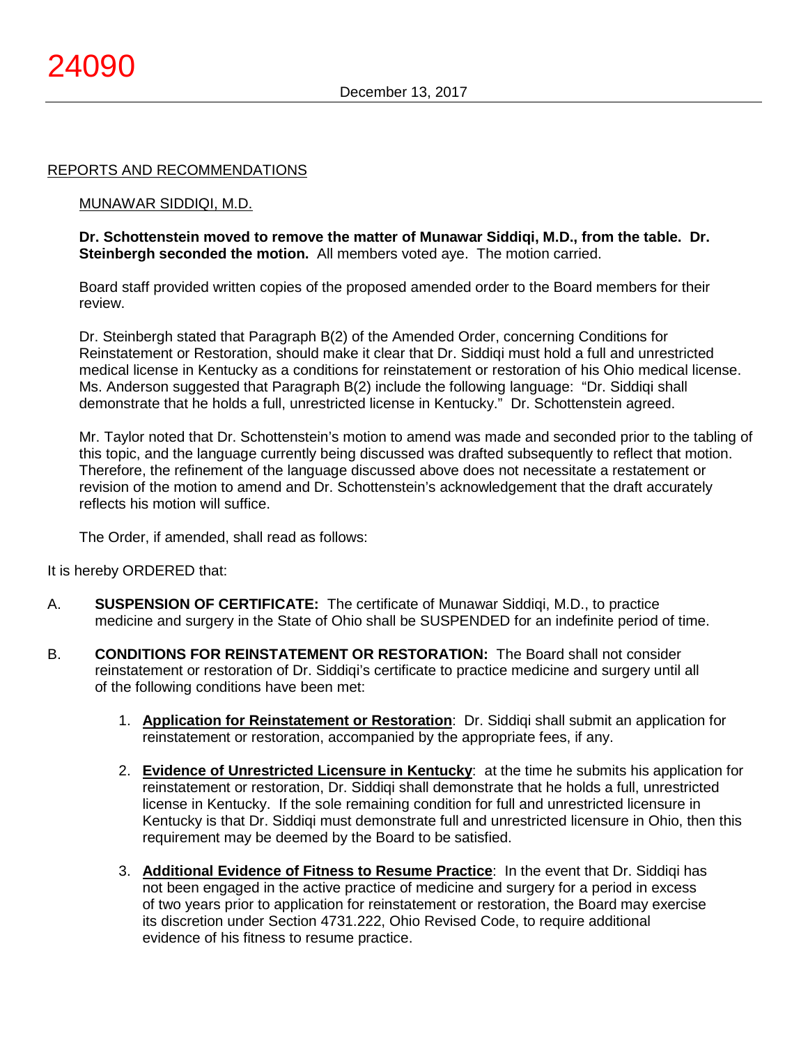REPORTS AND RECOMMENDATIONS

MUNAWAR SIDDIQI, M.D.

**Dr. Schottenstein moved to remove the matter of Munawar Siddiqi, M.D., from the table. Dr. Steinbergh seconded the motion.** All members voted aye. The motion carried.

Board staff provided written copies of the proposed amended order to the Board members for their review.

Dr. Steinbergh stated that Paragraph B(2) of the Amended Order, concerning Conditions for Reinstatement or Restoration, should make it clear that Dr. Siddiqi must hold a full and unrestricted medical license in Kentucky as a conditions for reinstatement or restoration of his Ohio medical license. Ms. Anderson suggested that Paragraph B(2) include the following language: "Dr. Siddiqi shall demonstrate that he holds a full, unrestricted license in Kentucky." Dr. Schottenstein agreed.

Mr. Taylor noted that Dr. Schottenstein's motion to amend was made and seconded prior to the tabling of this topic, and the language currently being discussed was drafted subsequently to reflect that motion. Therefore, the refinement of the language discussed above does not necessitate a restatement or revision of the motion to amend and Dr. Schottenstein's acknowledgement that the draft accurately reflects his motion will suffice.

The Order, if amended, shall read as follows:

It is hereby ORDERED that:

A. **SUSPENSION OF CERTIFICATE:** The certificate of Munawar Siddiqi, M.D., to practice medicine and surgery in the State of Ohio shall be SUSPENDED for an indefinite period of time.

B. **CONDITIONS FOR REINSTATEMENT OR RESTORATION:** The Board shall not consider reinstatement or restoration of Dr. Siddiqi's certificate to practice medicine and surgery until all of the following conditions have been met:

   1. **Application for Reinstatement or Restoration**: Dr. Siddiqi shall submit an application for reinstatement or restoration, accompanied by the appropriate fees, if any.

   2. **Evidence of Unrestricted Licensure in Kentucky**: at the time he submits his application for reinstatement or restoration, Dr. Siddiqi shall demonstrate that he holds a full, unrestricted license in Kentucky. If the sole remaining condition for full and unrestricted licensure in Kentucky is that Dr. Siddiqi must demonstrate full and unrestricted licensure in Ohio, then this requirement may be deemed by the Board to be satisfied.

   3. **Additional Evidence of Fitness to Resume Practice**: In the event that Dr. Siddiqi has not been engaged in the active practice of medicine and surgery for a period in excess of two years prior to application for reinstatement or restoration, the Board may exercise its discretion under Section 4731.222, Ohio Revised Code, to require additional evidence of his fitness to resume practice.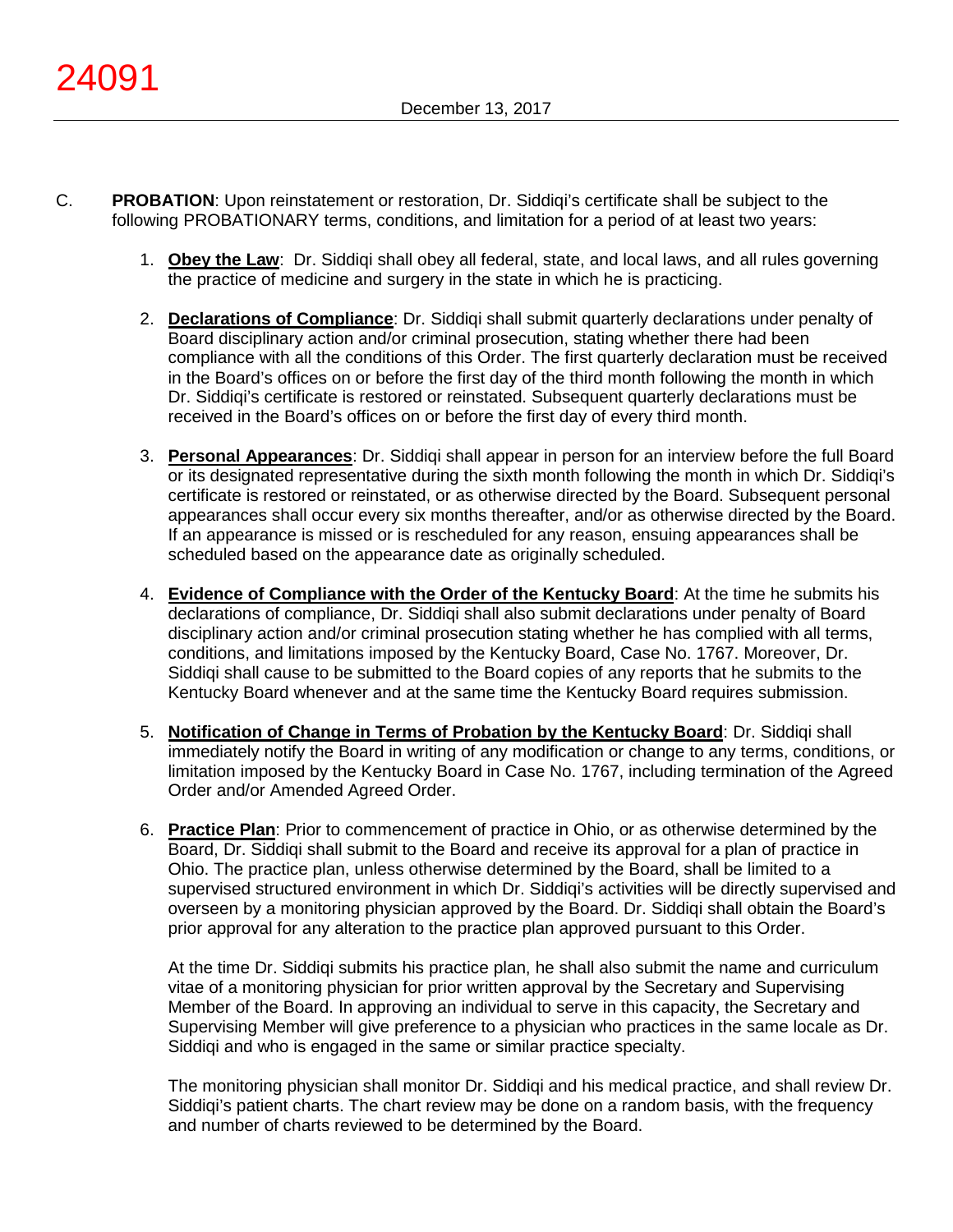C. **PROBATION**: Upon reinstatement or restoration, Dr. Siddiqi's certificate shall be subject to the following PROBATIONARY terms, conditions, and limitation for a period of at least two years:

1. **Obey the Law**: Dr. Siddiqi shall obey all federal, state, and local laws, and all rules governing the practice of medicine and surgery in the state in which he is practicing.

2. **Declarations of Compliance**: Dr. Siddiqi shall submit quarterly declarations under penalty of Board disciplinary action and/or criminal prosecution, stating whether there had been compliance with all the conditions of this Order. The first quarterly declaration must be received in the Board's offices on or before the first day of the third month following the month in which Dr. Siddiqi's certificate is restored or reinstated. Subsequent quarterly declarations must be received in the Board's offices on or before the first day of every third month.

3. **Personal Appearances**: Dr. Siddiqi shall appear in person for an interview before the full Board or its designated representative during the sixth month following the month in which Dr. Siddiqi's certificate is restored or reinstated, or as otherwise directed by the Board. Subsequent personal appearances shall occur every six months thereafter, and/or as otherwise directed by the Board. If an appearance is missed or is rescheduled for any reason, ensuing appearances shall be scheduled based on the appearance date as originally scheduled.

4. **Evidence of Compliance with the Order of the Kentucky Board**: At the time he submits his declarations of compliance, Dr. Siddiqi shall also submit declarations under penalty of Board disciplinary action and/or criminal prosecution stating whether he has complied with all terms, conditions, and limitations imposed by the Kentucky Board, Case No. 1767. Moreover, Dr. Siddiqi shall cause to be submitted to the Board copies of any reports that he submits to the Kentucky Board whenever and at the same time the Kentucky Board requires submission.

5. **Notification of Change in Terms of Probation by the Kentucky Board**: Dr. Siddiqi shall immediately notify the Board in writing of any modification or change to any terms, conditions, or limitation imposed by the Kentucky Board in Case No. 1767, including termination of the Agreed Order and/or Amended Agreed Order.

6. **Practice Plan**: Prior to commencement of practice in Ohio, or as otherwise determined by the Board, Dr. Siddiqi shall submit to the Board and receive its approval for a plan of practice in Ohio. The practice plan, unless otherwise determined by the Board, shall be limited to a supervised structured environment in which Dr. Siddiqi's activities will be directly supervised and overseen by a monitoring physician approved by the Board. Dr. Siddiqi shall obtain the Board's prior approval for any alteration to the practice plan approved pursuant to this Order.

   At the time Dr. Siddiqi submits his practice plan, he shall also submit the name and curriculum vitae of a monitoring physician for prior written approval by the Secretary and Supervising Member of the Board. In approving an individual to serve in this capacity, the Secretary and Supervising Member will give preference to a physician who practices in the same locale as Dr. Siddiqi and who is engaged in the same or similar practice specialty.

   The monitoring physician shall monitor Dr. Siddiqi and his medical practice, and shall review Dr. Siddiqi's patient charts. The chart review may be done on a random basis, with the frequency and number of charts reviewed to be determined by the Board.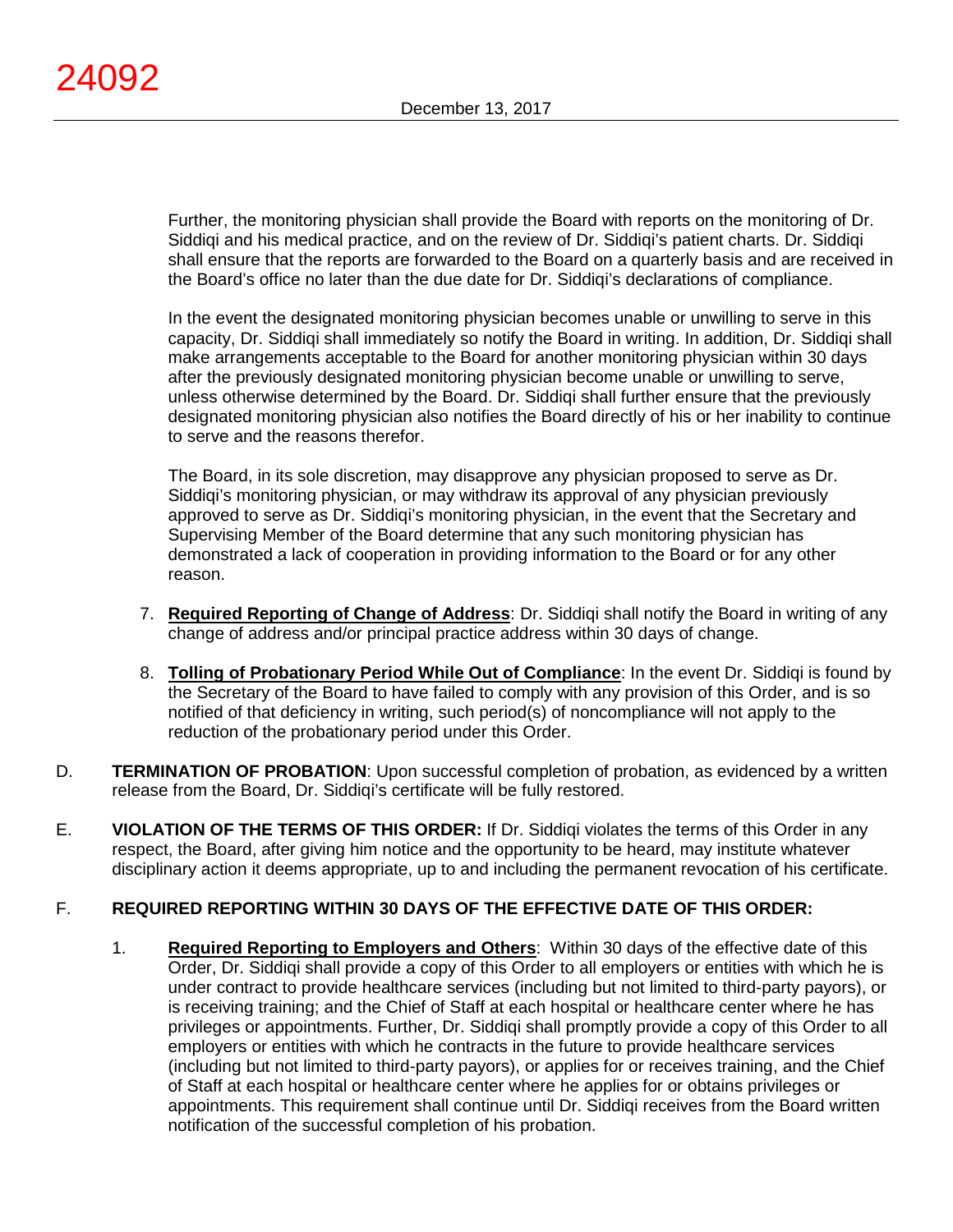Further, the monitoring physician shall provide the Board with reports on the monitoring of Dr. Siddiqi and his medical practice, and on the review of Dr. Siddiqi's patient charts. Dr. Siddiqi shall ensure that the reports are forwarded to the Board on a quarterly basis and are received in the Board's office no later than the due date for Dr. Siddiqi's declarations of compliance.

In the event the designated monitoring physician becomes unable or unwilling to serve in this capacity, Dr. Siddiqi shall immediately so notify the Board in writing. In addition, Dr. Siddiqi shall make arrangements acceptable to the Board for another monitoring physician within 30 days after the previously designated monitoring physician become unable or unwilling to serve, unless otherwise determined by the Board. Dr. Siddiqi shall further ensure that the previously designated monitoring physician also notifies the Board directly of his or her inability to continue to serve and the reasons therefor.

The Board, in its sole discretion, may disapprove any physician proposed to serve as Dr. Siddiqi's monitoring physician, or may withdraw its approval of any physician previously approved to serve as Dr. Siddiqi's monitoring physician, in the event that the Secretary and Supervising Member of the Board determine that any such monitoring physician has demonstrated a lack of cooperation in providing information to the Board or for any other reason.

7. **Required Reporting of Change of Address**: Dr. Siddiqi shall notify the Board in writing of any change of address and/or principal practice address within 30 days of change.

8. **Tolling of Probationary Period While Out of Compliance**: In the event Dr. Siddiqi is found by the Secretary of the Board to have failed to comply with any provision of this Order, and is so notified of that deficiency in writing, such period(s) of noncompliance will not apply to the reduction of the probationary period under this Order.

D. **TERMINATION OF PROBATION**: Upon successful completion of probation, as evidenced by a written release from the Board, Dr. Siddiqi's certificate will be fully restored.

E. **VIOLATION OF THE TERMS OF THIS ORDER:** If Dr. Siddiqi violates the terms of this Order in any respect, the Board, after giving him notice and the opportunity to be heard, may institute whatever disciplinary action it deems appropriate, up to and including the permanent revocation of his certificate.

F. **REQUIRED REPORTING WITHIN 30 DAYS OF THE EFFECTIVE DATE OF THIS ORDER:**

1. **Required Reporting to Employers and Others**: Within 30 days of the effective date of this Order, Dr. Siddiqi shall provide a copy of this Order to all employers or entities with which he is under contract to provide healthcare services (including but not limited to third-party payors), or is receiving training; and the Chief of Staff at each hospital or healthcare center where he has privileges or appointments. Further, Dr. Siddiqi shall promptly provide a copy of this Order to all employers or entities with which he contracts in the future to provide healthcare services (including but not limited to third-party payors), or applies for or receives training, and the Chief of Staff at each hospital or healthcare center where he applies for or obtains privileges or appointments. This requirement shall continue until Dr. Siddiqi receives from the Board written notification of the successful completion of his probation.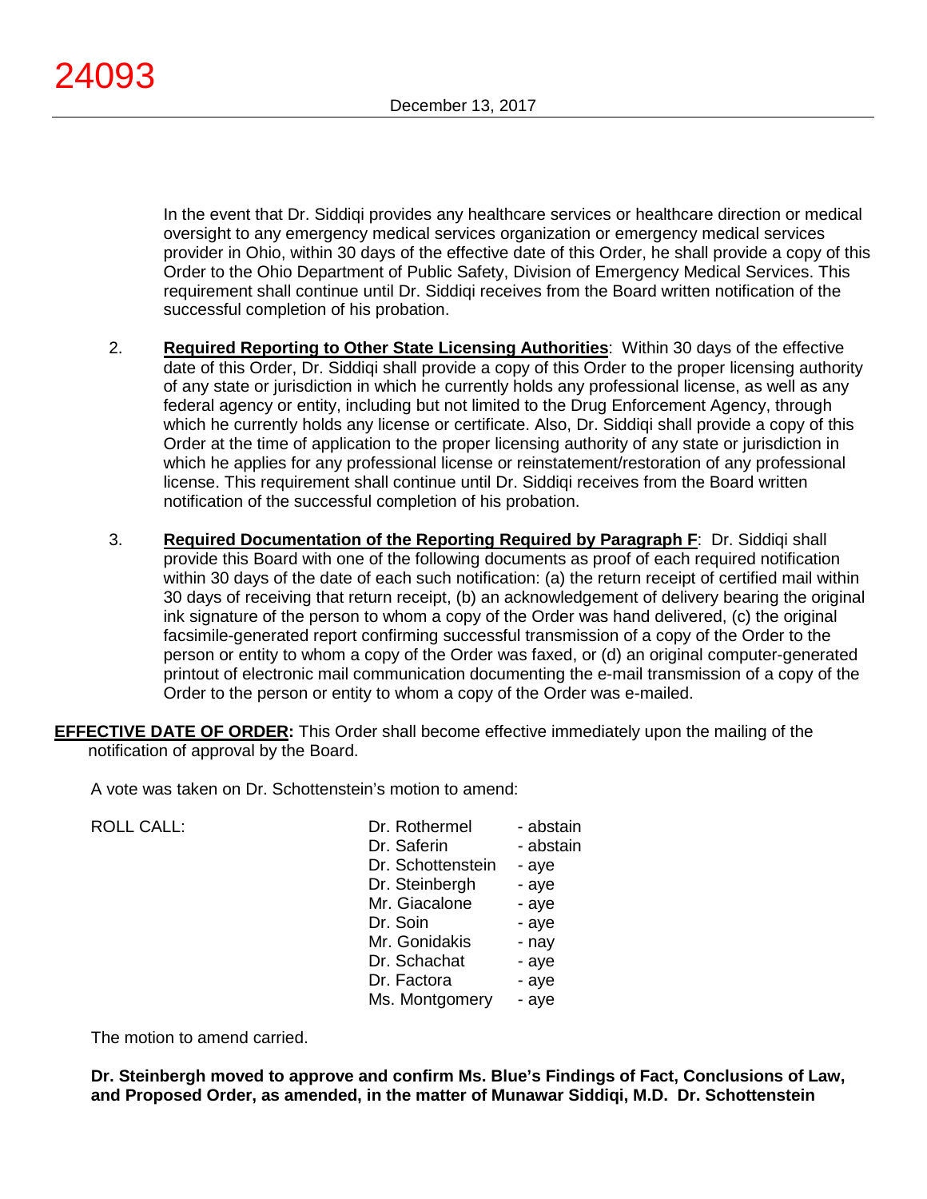In the event that Dr. Siddiqi provides any healthcare services or healthcare direction or medical oversight to any emergency medical services organization or emergency medical services provider in Ohio, within 30 days of the effective date of this Order, he shall provide a copy of this Order to the Ohio Department of Public Safety, Division of Emergency Medical Services. This requirement shall continue until Dr. Siddiqi receives from the Board written notification of the successful completion of his probation.

2. **Required Reporting to Other State Licensing Authorities**: Within 30 days of the effective date of this Order, Dr. Siddiqi shall provide a copy of this Order to the proper licensing authority of any state or jurisdiction in which he currently holds any professional license, as well as any federal agency or entity, including but not limited to the Drug Enforcement Agency, through which he currently holds any license or certificate. Also, Dr. Siddiqi shall provide a copy of this Order at the time of application to the proper licensing authority of any state or jurisdiction in which he applies for any professional license or reinstatement/restoration of any professional license. This requirement shall continue until Dr. Siddiqi receives from the Board written notification of the successful completion of his probation.

3. **Required Documentation of the Reporting Required by Paragraph F**: Dr. Siddiqi shall provide this Board with one of the following documents as proof of each required notification within 30 days of the date of each such notification: (a) the return receipt of certified mail within 30 days of receiving that return receipt, (b) an acknowledgement of delivery bearing the original ink signature of the person to whom a copy of the Order was hand delivered, (c) the original facsimile-generated report confirming successful transmission of a copy of the Order to the person or entity to whom a copy of the Order was faxed, or (d) an original computer-generated printout of electronic mail communication documenting the e-mail transmission of a copy of the Order to the person or entity to whom a copy of the Order was e-mailed.

**EFFECTIVE DATE OF ORDER:** This Order shall become effective immediately upon the mailing of the notification of approval by the Board.

A vote was taken on Dr. Schottenstein's motion to amend:

| ROLL CALL: | | |
|---|---|---|
| | Dr. Rothermel | - abstain |
| | Dr. Saferin | - abstain |
| | Dr. Schottenstein | - aye |
| | Dr. Steinbergh | - aye |
| | Mr. Giacalone | - aye |
| | Dr. Soin | - aye |
| | Mr. Gonidakis | - nay |
| | Dr. Schachat | - aye |
| | Dr. Factora | - aye |
| | Ms. Montgomery | - aye |

The motion to amend carried.

**Dr. Steinbergh moved to approve and confirm Ms. Blue's Findings of Fact, Conclusions of Law, and Proposed Order, as amended, in the matter of Munawar Siddiqi, M.D. Dr. Schottenstein**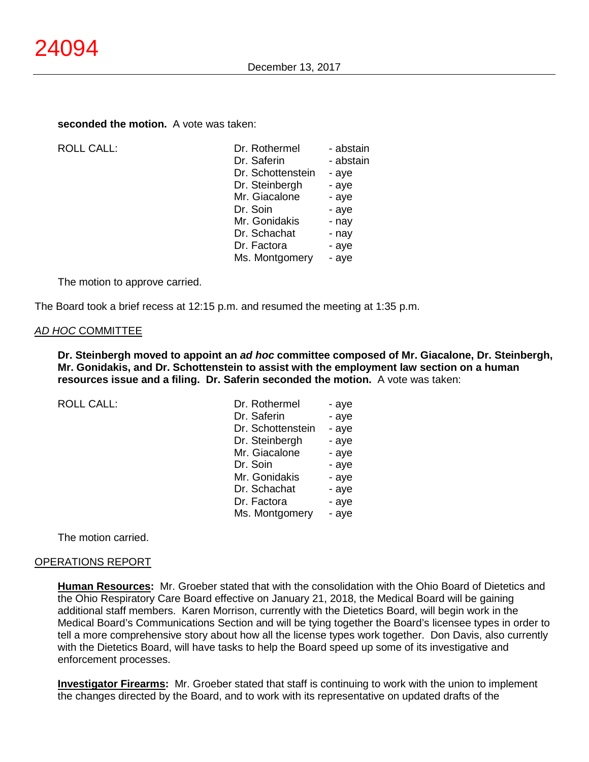**seconded the motion.** A vote was taken:

ROLL CALL:

| | |
|---|---|
| Dr. Rothermel | - abstain |
| Dr. Saferin | - abstain |
| Dr. Schottenstein | - aye |
| Dr. Steinbergh | - aye |
| Mr. Giacalone | - aye |
| Dr. Soin | - aye |
| Mr. Gonidakis | - nay |
| Dr. Schachat | - nay |
| Dr. Factora | - aye |
| Ms. Montgomery | - aye |

The motion to approve carried.

The Board took a brief recess at 12:15 p.m. and resumed the meeting at 1:35 p.m.

## *AD HOC* COMMITTEE

**Dr. Steinbergh moved to appoint an *ad hoc* committee composed of Mr. Giacalone, Dr. Steinbergh, Mr. Gonidakis, and Dr. Schottenstein to assist with the employment law section on a human resources issue and a filing. Dr. Saferin seconded the motion.** A vote was taken:

ROLL CALL:

| | |
|---|---|
| Dr. Rothermel | - aye |
| Dr. Saferin | - aye |
| Dr. Schottenstein | - aye |
| Dr. Steinbergh | - aye |
| Mr. Giacalone | - aye |
| Dr. Soin | - aye |
| Mr. Gonidakis | - aye |
| Dr. Schachat | - aye |
| Dr. Factora | - aye |
| Ms. Montgomery | - aye |

The motion carried.

## OPERATIONS REPORT

**Human Resources:** Mr. Groeber stated that with the consolidation with the Ohio Board of Dietetics and the Ohio Respiratory Care Board effective on January 21, 2018, the Medical Board will be gaining additional staff members. Karen Morrison, currently with the Dietetics Board, will begin work in the Medical Board's Communications Section and will be tying together the Board's licensee types in order to tell a more comprehensive story about how all the license types work together. Don Davis, also currently with the Dietetics Board, will have tasks to help the Board speed up some of its investigative and enforcement processes.

**Investigator Firearms:** Mr. Groeber stated that staff is continuing to work with the union to implement the changes directed by the Board, and to work with its representative on updated drafts of the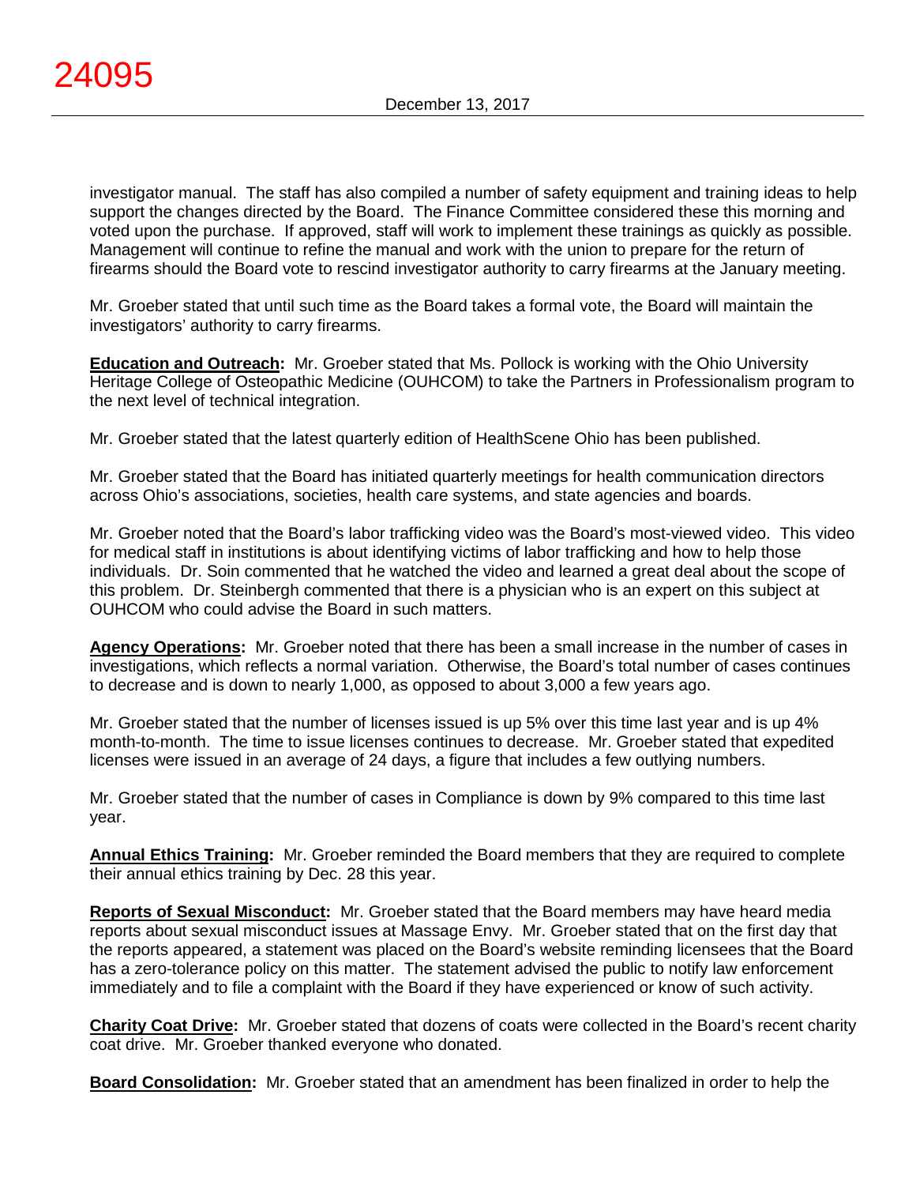investigator manual. The staff has also compiled a number of safety equipment and training ideas to help support the changes directed by the Board. The Finance Committee considered these this morning and voted upon the purchase. If approved, staff will work to implement these trainings as quickly as possible. Management will continue to refine the manual and work with the union to prepare for the return of firearms should the Board vote to rescind investigator authority to carry firearms at the January meeting.

Mr. Groeber stated that until such time as the Board takes a formal vote, the Board will maintain the investigators' authority to carry firearms.

**Education and Outreach:** Mr. Groeber stated that Ms. Pollock is working with the Ohio University Heritage College of Osteopathic Medicine (OUHCOM) to take the Partners in Professionalism program to the next level of technical integration.

Mr. Groeber stated that the latest quarterly edition of HealthScene Ohio has been published.

Mr. Groeber stated that the Board has initiated quarterly meetings for health communication directors across Ohio's associations, societies, health care systems, and state agencies and boards.

Mr. Groeber noted that the Board's labor trafficking video was the Board's most-viewed video. This video for medical staff in institutions is about identifying victims of labor trafficking and how to help those individuals. Dr. Soin commented that he watched the video and learned a great deal about the scope of this problem. Dr. Steinbergh commented that there is a physician who is an expert on this subject at OUHCOM who could advise the Board in such matters.

**Agency Operations:** Mr. Groeber noted that there has been a small increase in the number of cases in investigations, which reflects a normal variation. Otherwise, the Board's total number of cases continues to decrease and is down to nearly 1,000, as opposed to about 3,000 a few years ago.

Mr. Groeber stated that the number of licenses issued is up 5% over this time last year and is up 4% month-to-month. The time to issue licenses continues to decrease. Mr. Groeber stated that expedited licenses were issued in an average of 24 days, a figure that includes a few outlying numbers.

Mr. Groeber stated that the number of cases in Compliance is down by 9% compared to this time last year.

**Annual Ethics Training:** Mr. Groeber reminded the Board members that they are required to complete their annual ethics training by Dec. 28 this year.

**Reports of Sexual Misconduct:** Mr. Groeber stated that the Board members may have heard media reports about sexual misconduct issues at Massage Envy. Mr. Groeber stated that on the first day that the reports appeared, a statement was placed on the Board's website reminding licensees that the Board has a zero-tolerance policy on this matter. The statement advised the public to notify law enforcement immediately and to file a complaint with the Board if they have experienced or know of such activity.

**Charity Coat Drive:** Mr. Groeber stated that dozens of coats were collected in the Board's recent charity coat drive. Mr. Groeber thanked everyone who donated.

**Board Consolidation:** Mr. Groeber stated that an amendment has been finalized in order to help the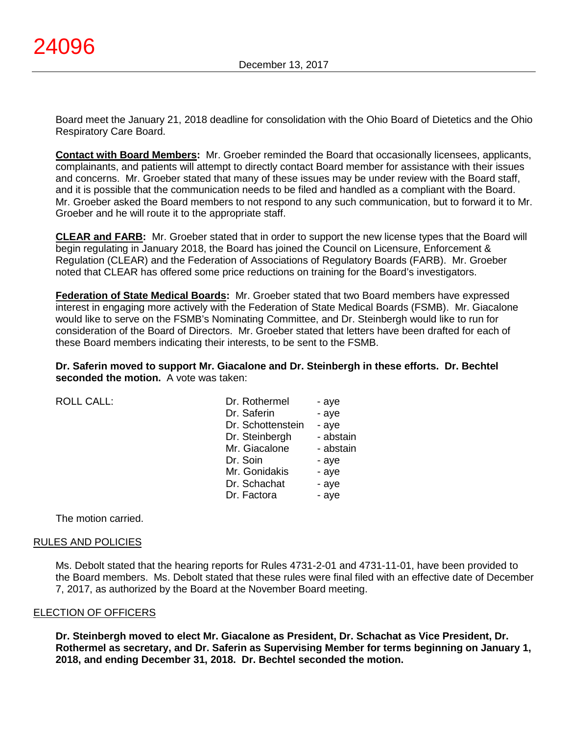Board meet the January 21, 2018 deadline for consolidation with the Ohio Board of Dietetics and the Ohio Respiratory Care Board.

**Contact with Board Members:** Mr. Groeber reminded the Board that occasionally licensees, applicants, complainants, and patients will attempt to directly contact Board member for assistance with their issues and concerns. Mr. Groeber stated that many of these issues may be under review with the Board staff, and it is possible that the communication needs to be filed and handled as a compliant with the Board. Mr. Groeber asked the Board members to not respond to any such communication, but to forward it to Mr. Groeber and he will route it to the appropriate staff.

**CLEAR and FARB:** Mr. Groeber stated that in order to support the new license types that the Board will begin regulating in January 2018, the Board has joined the Council on Licensure, Enforcement & Regulation (CLEAR) and the Federation of Associations of Regulatory Boards (FARB). Mr. Groeber noted that CLEAR has offered some price reductions on training for the Board's investigators.

**Federation of State Medical Boards:** Mr. Groeber stated that two Board members have expressed interest in engaging more actively with the Federation of State Medical Boards (FSMB). Mr. Giacalone would like to serve on the FSMB's Nominating Committee, and Dr. Steinbergh would like to run for consideration of the Board of Directors. Mr. Groeber stated that letters have been drafted for each of these Board members indicating their interests, to be sent to the FSMB.

**Dr. Saferin moved to support Mr. Giacalone and Dr. Steinbergh in these efforts. Dr. Bechtel seconded the motion.** A vote was taken:

| ROLL CALL: | | |
|---|---|---|
| | Dr. Rothermel | - aye |
| | Dr. Saferin | - aye |
| | Dr. Schottenstein | - aye |
| | Dr. Steinbergh | - abstain |
| | Mr. Giacalone | - abstain |
| | Dr. Soin | - aye |
| | Mr. Gonidakis | - aye |
| | Dr. Schachat | - aye |
| | Dr. Factora | - aye |

The motion carried.

## RULES AND POLICIES

Ms. Debolt stated that the hearing reports for Rules 4731-2-01 and 4731-11-01, have been provided to the Board members. Ms. Debolt stated that these rules were final filed with an effective date of December 7, 2017, as authorized by the Board at the November Board meeting.

## ELECTION OF OFFICERS

**Dr. Steinbergh moved to elect Mr. Giacalone as President, Dr. Schachat as Vice President, Dr. Rothermel as secretary, and Dr. Saferin as Supervising Member for terms beginning on January 1, 2018, and ending December 31, 2018. Dr. Bechtel seconded the motion.**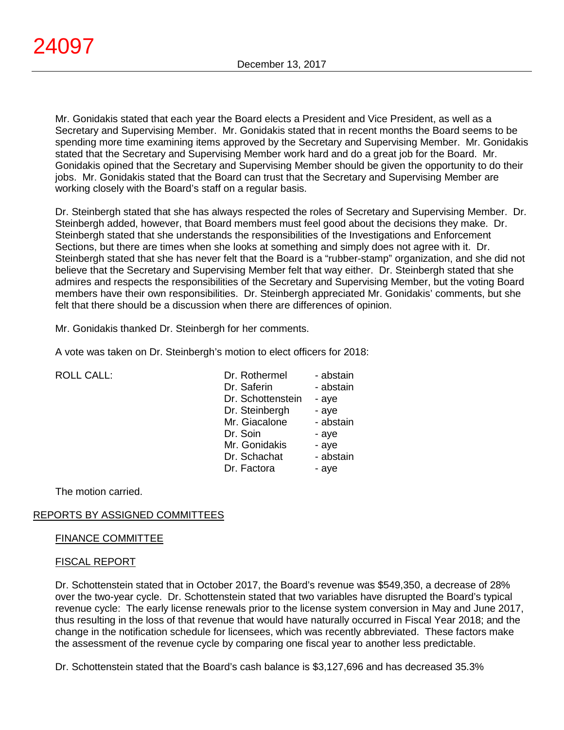Mr. Gonidakis stated that each year the Board elects a President and Vice President, as well as a Secretary and Supervising Member. Mr. Gonidakis stated that in recent months the Board seems to be spending more time examining items approved by the Secretary and Supervising Member. Mr. Gonidakis stated that the Secretary and Supervising Member work hard and do a great job for the Board. Mr. Gonidakis opined that the Secretary and Supervising Member should be given the opportunity to do their jobs. Mr. Gonidakis stated that the Board can trust that the Secretary and Supervising Member are working closely with the Board's staff on a regular basis.

Dr. Steinbergh stated that she has always respected the roles of Secretary and Supervising Member. Dr. Steinbergh added, however, that Board members must feel good about the decisions they make. Dr. Steinbergh stated that she understands the responsibilities of the Investigations and Enforcement Sections, but there are times when she looks at something and simply does not agree with it. Dr. Steinbergh stated that she has never felt that the Board is a "rubber-stamp" organization, and she did not believe that the Secretary and Supervising Member felt that way either. Dr. Steinbergh stated that she admires and respects the responsibilities of the Secretary and Supervising Member, but the voting Board members have their own responsibilities. Dr. Steinbergh appreciated Mr. Gonidakis' comments, but she felt that there should be a discussion when there are differences of opinion.

Mr. Gonidakis thanked Dr. Steinbergh for her comments.

A vote was taken on Dr. Steinbergh's motion to elect officers for 2018:

| ROLL CALL: | | |
|---|---|---|
| | Dr. Rothermel | - abstain |
| | Dr. Saferin | - abstain |
| | Dr. Schottenstein | - aye |
| | Dr. Steinbergh | - aye |
| | Mr. Giacalone | - abstain |
| | Dr. Soin | - aye |
| | Mr. Gonidakis | - aye |
| | Dr. Schachat | - abstain |
| | Dr. Factora | - aye |

The motion carried.

## REPORTS BY ASSIGNED COMMITTEES

### FINANCE COMMITTEE

### FISCAL REPORT

Dr. Schottenstein stated that in October 2017, the Board's revenue was $549,350, a decrease of 28% over the two-year cycle. Dr. Schottenstein stated that two variables have disrupted the Board's typical revenue cycle: The early license renewals prior to the license system conversion in May and June 2017, thus resulting in the loss of that revenue that would have naturally occurred in Fiscal Year 2018; and the change in the notification schedule for licensees, which was recently abbreviated. These factors make the assessment of the revenue cycle by comparing one fiscal year to another less predictable.

Dr. Schottenstein stated that the Board's cash balance is $3,127,696 and has decreased 35.3%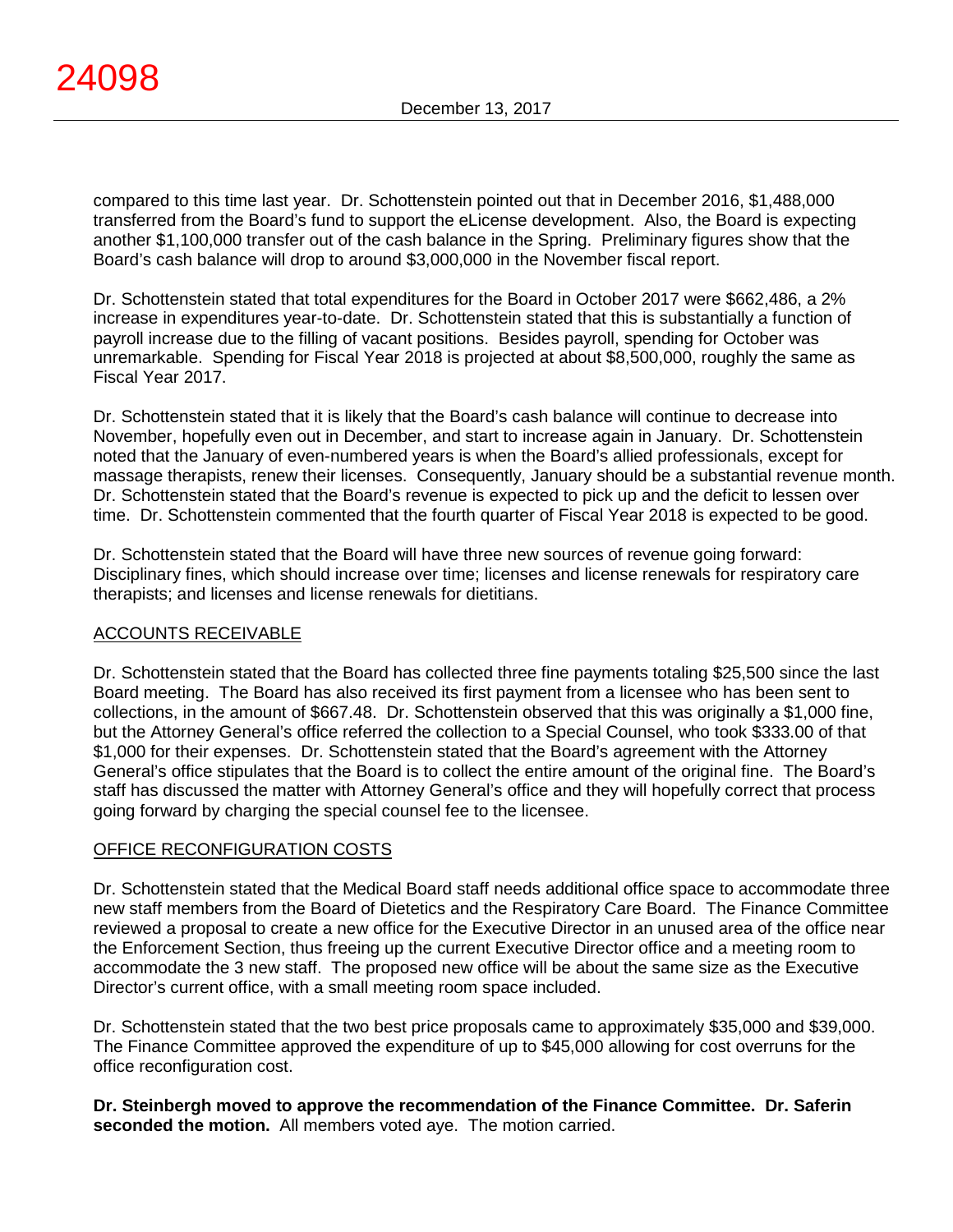compared to this time last year. Dr. Schottenstein pointed out that in December 2016, $1,488,000 transferred from the Board's fund to support the eLicense development. Also, the Board is expecting another $1,100,000 transfer out of the cash balance in the Spring. Preliminary figures show that the Board's cash balance will drop to around $3,000,000 in the November fiscal report.

Dr. Schottenstein stated that total expenditures for the Board in October 2017 were $662,486, a 2% increase in expenditures year-to-date. Dr. Schottenstein stated that this is substantially a function of payroll increase due to the filling of vacant positions. Besides payroll, spending for October was unremarkable. Spending for Fiscal Year 2018 is projected at about $8,500,000, roughly the same as Fiscal Year 2017.

Dr. Schottenstein stated that it is likely that the Board's cash balance will continue to decrease into November, hopefully even out in December, and start to increase again in January. Dr. Schottenstein noted that the January of even-numbered years is when the Board's allied professionals, except for massage therapists, renew their licenses. Consequently, January should be a substantial revenue month. Dr. Schottenstein stated that the Board's revenue is expected to pick up and the deficit to lessen over time. Dr. Schottenstein commented that the fourth quarter of Fiscal Year 2018 is expected to be good.

Dr. Schottenstein stated that the Board will have three new sources of revenue going forward: Disciplinary fines, which should increase over time; licenses and license renewals for respiratory care therapists; and licenses and license renewals for dietitians.

## ACCOUNTS RECEIVABLE

Dr. Schottenstein stated that the Board has collected three fine payments totaling $25,500 since the last Board meeting. The Board has also received its first payment from a licensee who has been sent to collections, in the amount of $667.48. Dr. Schottenstein observed that this was originally a $1,000 fine, but the Attorney General's office referred the collection to a Special Counsel, who took $333.00 of that $1,000 for their expenses. Dr. Schottenstein stated that the Board's agreement with the Attorney General's office stipulates that the Board is to collect the entire amount of the original fine. The Board's staff has discussed the matter with Attorney General's office and they will hopefully correct that process going forward by charging the special counsel fee to the licensee.

## OFFICE RECONFIGURATION COSTS

Dr. Schottenstein stated that the Medical Board staff needs additional office space to accommodate three new staff members from the Board of Dietetics and the Respiratory Care Board. The Finance Committee reviewed a proposal to create a new office for the Executive Director in an unused area of the office near the Enforcement Section, thus freeing up the current Executive Director office and a meeting room to accommodate the 3 new staff. The proposed new office will be about the same size as the Executive Director's current office, with a small meeting room space included.

Dr. Schottenstein stated that the two best price proposals came to approximately $35,000 and $39,000. The Finance Committee approved the expenditure of up to $45,000 allowing for cost overruns for the office reconfiguration cost.

**Dr. Steinbergh moved to approve the recommendation of the Finance Committee. Dr. Saferin seconded the motion.** All members voted aye. The motion carried.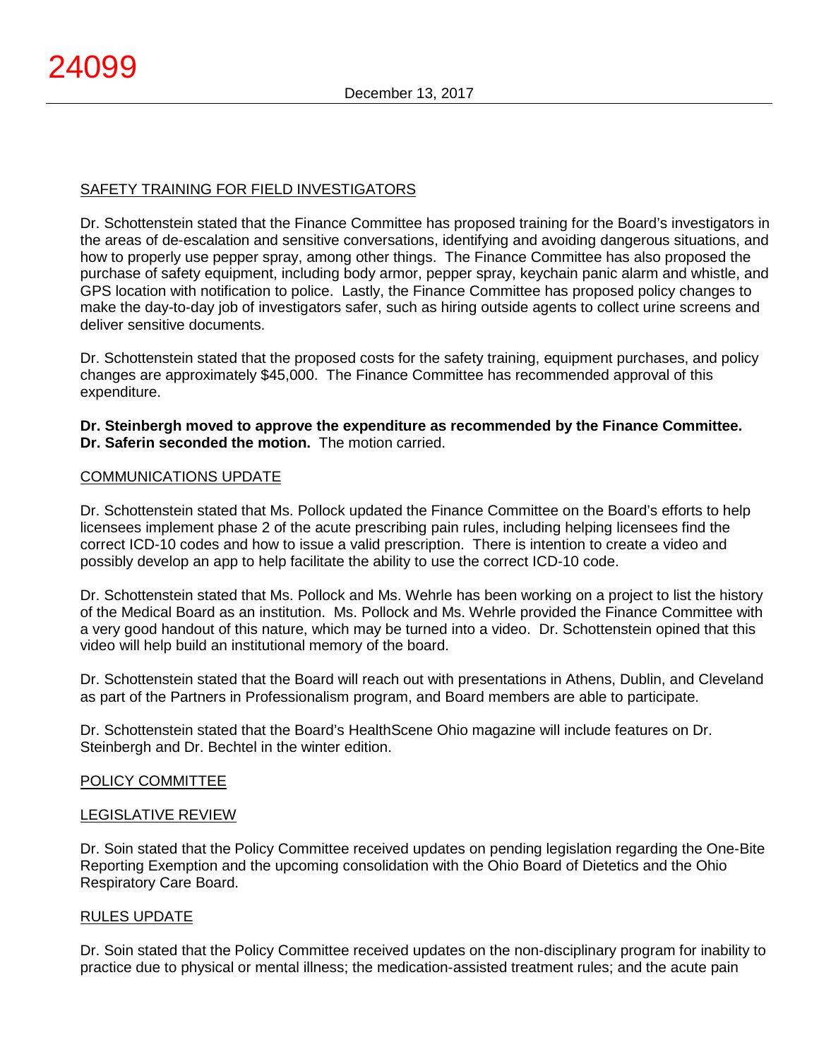## SAFETY TRAINING FOR FIELD INVESTIGATORS

Dr. Schottenstein stated that the Finance Committee has proposed training for the Board's investigators in the areas of de-escalation and sensitive conversations, identifying and avoiding dangerous situations, and how to properly use pepper spray, among other things. The Finance Committee has also proposed the purchase of safety equipment, including body armor, pepper spray, keychain panic alarm and whistle, and GPS location with notification to police. Lastly, the Finance Committee has proposed policy changes to make the day-to-day job of investigators safer, such as hiring outside agents to collect urine screens and deliver sensitive documents.

Dr. Schottenstein stated that the proposed costs for the safety training, equipment purchases, and policy changes are approximately $45,000. The Finance Committee has recommended approval of this expenditure.

**Dr. Steinbergh moved to approve the expenditure as recommended by the Finance Committee. Dr. Saferin seconded the motion.** The motion carried.

## COMMUNICATIONS UPDATE

Dr. Schottenstein stated that Ms. Pollock updated the Finance Committee on the Board's efforts to help licensees implement phase 2 of the acute prescribing pain rules, including helping licensees find the correct ICD-10 codes and how to issue a valid prescription. There is intention to create a video and possibly develop an app to help facilitate the ability to use the correct ICD-10 code.

Dr. Schottenstein stated that Ms. Pollock and Ms. Wehrle has been working on a project to list the history of the Medical Board as an institution. Ms. Pollock and Ms. Wehrle provided the Finance Committee with a very good handout of this nature, which may be turned into a video. Dr. Schottenstein opined that this video will help build an institutional memory of the board.

Dr. Schottenstein stated that the Board will reach out with presentations in Athens, Dublin, and Cleveland as part of the Partners in Professionalism program, and Board members are able to participate.

Dr. Schottenstein stated that the Board's HealthScene Ohio magazine will include features on Dr. Steinbergh and Dr. Bechtel in the winter edition.

## POLICY COMMITTEE

## LEGISLATIVE REVIEW

Dr. Soin stated that the Policy Committee received updates on pending legislation regarding the One-Bite Reporting Exemption and the upcoming consolidation with the Ohio Board of Dietetics and the Ohio Respiratory Care Board.

## RULES UPDATE

Dr. Soin stated that the Policy Committee received updates on the non-disciplinary program for inability to practice due to physical or mental illness; the medication-assisted treatment rules; and the acute pain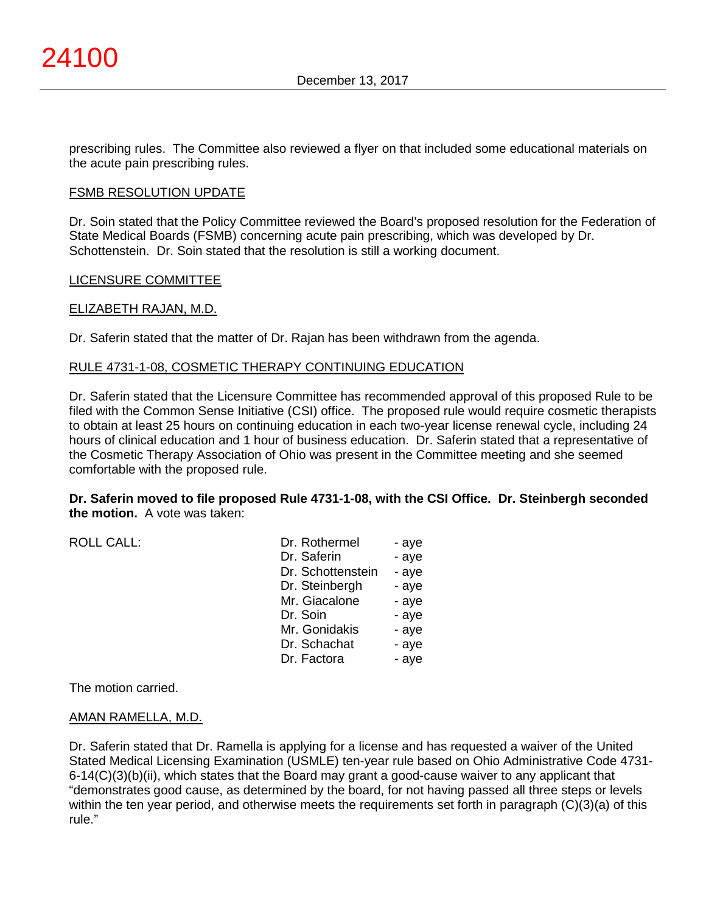prescribing rules. The Committee also reviewed a flyer on that included some educational materials on the acute pain prescribing rules.

FSMB RESOLUTION UPDATE

Dr. Soin stated that the Policy Committee reviewed the Board's proposed resolution for the Federation of State Medical Boards (FSMB) concerning acute pain prescribing, which was developed by Dr. Schottenstein. Dr. Soin stated that the resolution is still a working document.

LICENSURE COMMITTEE

ELIZABETH RAJAN, M.D.

Dr. Saferin stated that the matter of Dr. Rajan has been withdrawn from the agenda.

RULE 4731-1-08, COSMETIC THERAPY CONTINUING EDUCATION

Dr. Saferin stated that the Licensure Committee has recommended approval of this proposed Rule to be filed with the Common Sense Initiative (CSI) office. The proposed rule would require cosmetic therapists to obtain at least 25 hours on continuing education in each two-year license renewal cycle, including 24 hours of clinical education and 1 hour of business education. Dr. Saferin stated that a representative of the Cosmetic Therapy Association of Ohio was present in the Committee meeting and she seemed comfortable with the proposed rule.

**Dr. Saferin moved to file proposed Rule 4731-1-08, with the CSI Office. Dr. Steinbergh seconded the motion.** A vote was taken:

| ROLL CALL: | | |
|---|---|---|
| | Dr. Rothermel | - aye |
| | Dr. Saferin | - aye |
| | Dr. Schottenstein | - aye |
| | Dr. Steinbergh | - aye |
| | Mr. Giacalone | - aye |
| | Dr. Soin | - aye |
| | Mr. Gonidakis | - aye |
| | Dr. Schachat | - aye |
| | Dr. Factora | - aye |

The motion carried.

AMAN RAMELLA, M.D.

Dr. Saferin stated that Dr. Ramella is applying for a license and has requested a waiver of the United Stated Medical Licensing Examination (USMLE) ten-year rule based on Ohio Administrative Code 4731-6-14(C)(3)(b)(ii), which states that the Board may grant a good-cause waiver to any applicant that "demonstrates good cause, as determined by the board, for not having passed all three steps or levels within the ten year period, and otherwise meets the requirements set forth in paragraph (C)(3)(a) of this rule."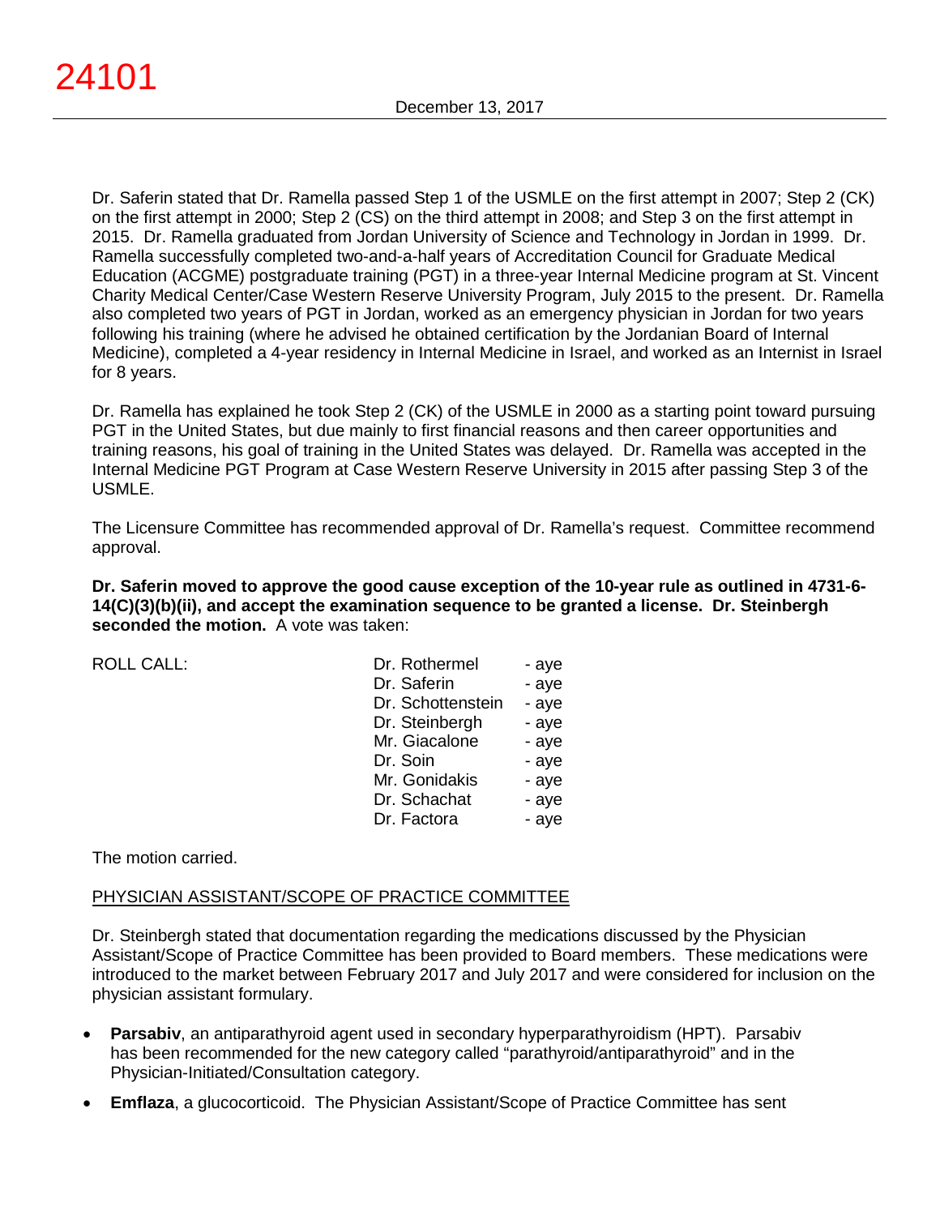Dr. Saferin stated that Dr. Ramella passed Step 1 of the USMLE on the first attempt in 2007; Step 2 (CK) on the first attempt in 2000; Step 2 (CS) on the third attempt in 2008; and Step 3 on the first attempt in 2015. Dr. Ramella graduated from Jordan University of Science and Technology in Jordan in 1999. Dr. Ramella successfully completed two-and-a-half years of Accreditation Council for Graduate Medical Education (ACGME) postgraduate training (PGT) in a three-year Internal Medicine program at St. Vincent Charity Medical Center/Case Western Reserve University Program, July 2015 to the present. Dr. Ramella also completed two years of PGT in Jordan, worked as an emergency physician in Jordan for two years following his training (where he advised he obtained certification by the Jordanian Board of Internal Medicine), completed a 4-year residency in Internal Medicine in Israel, and worked as an Internist in Israel for 8 years.

Dr. Ramella has explained he took Step 2 (CK) of the USMLE in 2000 as a starting point toward pursuing PGT in the United States, but due mainly to first financial reasons and then career opportunities and training reasons, his goal of training in the United States was delayed. Dr. Ramella was accepted in the Internal Medicine PGT Program at Case Western Reserve University in 2015 after passing Step 3 of the USMLE.

The Licensure Committee has recommended approval of Dr. Ramella's request. Committee recommend approval.

**Dr. Saferin moved to approve the good cause exception of the 10-year rule as outlined in 4731-6-14(C)(3)(b)(ii), and accept the examination sequence to be granted a license. Dr. Steinbergh seconded the motion.** A vote was taken:

| ROLL CALL: | | |
|---|---|---|
| | Dr. Rothermel | - aye |
| | Dr. Saferin | - aye |
| | Dr. Schottenstein | - aye |
| | Dr. Steinbergh | - aye |
| | Mr. Giacalone | - aye |
| | Dr. Soin | - aye |
| | Mr. Gonidakis | - aye |
| | Dr. Schachat | - aye |
| | Dr. Factora | - aye |

The motion carried.

PHYSICIAN ASSISTANT/SCOPE OF PRACTICE COMMITTEE

Dr. Steinbergh stated that documentation regarding the medications discussed by the Physician Assistant/Scope of Practice Committee has been provided to Board members. These medications were introduced to the market between February 2017 and July 2017 and were considered for inclusion on the physician assistant formulary.

- **Parsabiv**, an antiparathyroid agent used in secondary hyperparathyroidism (HPT). Parsabiv has been recommended for the new category called "parathyroid/antiparathyroid" and in the Physician-Initiated/Consultation category.
- **Emflaza**, a glucocorticoid. The Physician Assistant/Scope of Practice Committee has sent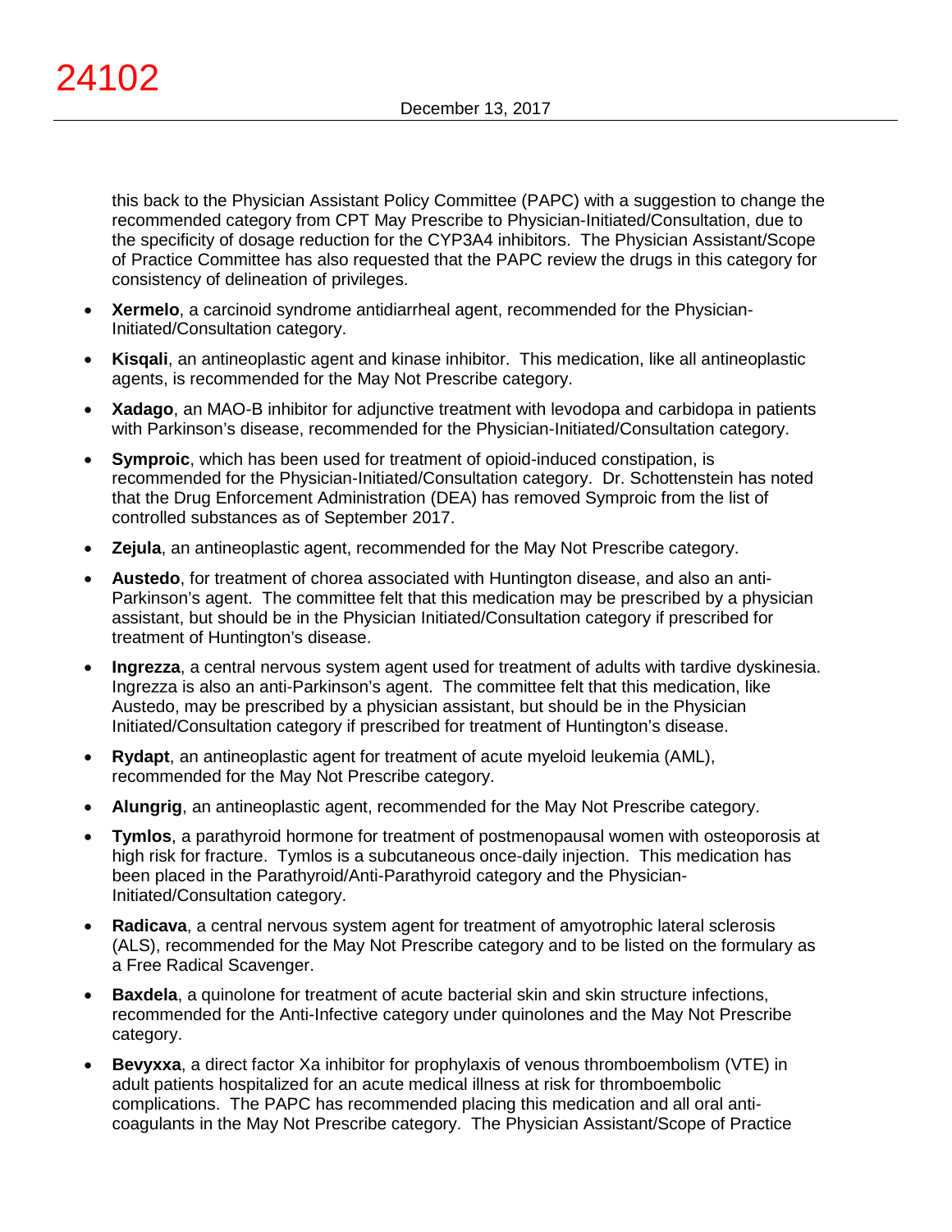this back to the Physician Assistant Policy Committee (PAPC) with a suggestion to change the recommended category from CPT May Prescribe to Physician-Initiated/Consultation, due to the specificity of dosage reduction for the CYP3A4 inhibitors. The Physician Assistant/Scope of Practice Committee has also requested that the PAPC review the drugs in this category for consistency of delineation of privileges.

- **Xermelo**, a carcinoid syndrome antidiarrheal agent, recommended for the Physician-Initiated/Consultation category.
- **Kisqali**, an antineoplastic agent and kinase inhibitor. This medication, like all antineoplastic agents, is recommended for the May Not Prescribe category.
- **Xadago**, an MAO-B inhibitor for adjunctive treatment with levodopa and carbidopa in patients with Parkinson's disease, recommended for the Physician-Initiated/Consultation category.
- **Symproic**, which has been used for treatment of opioid-induced constipation, is recommended for the Physician-Initiated/Consultation category. Dr. Schottenstein has noted that the Drug Enforcement Administration (DEA) has removed Symproic from the list of controlled substances as of September 2017.
- **Zejula**, an antineoplastic agent, recommended for the May Not Prescribe category.
- **Austedo**, for treatment of chorea associated with Huntington disease, and also an anti-Parkinson's agent. The committee felt that this medication may be prescribed by a physician assistant, but should be in the Physician Initiated/Consultation category if prescribed for treatment of Huntington's disease.
- **Ingrezza**, a central nervous system agent used for treatment of adults with tardive dyskinesia. Ingrezza is also an anti-Parkinson's agent. The committee felt that this medication, like Austedo, may be prescribed by a physician assistant, but should be in the Physician Initiated/Consultation category if prescribed for treatment of Huntington's disease.
- **Rydapt**, an antineoplastic agent for treatment of acute myeloid leukemia (AML), recommended for the May Not Prescribe category.
- **Alungrig**, an antineoplastic agent, recommended for the May Not Prescribe category.
- **Tymlos**, a parathyroid hormone for treatment of postmenopausal women with osteoporosis at high risk for fracture. Tymlos is a subcutaneous once-daily injection. This medication has been placed in the Parathyroid/Anti-Parathyroid category and the Physician-Initiated/Consultation category.
- **Radicava**, a central nervous system agent for treatment of amyotrophic lateral sclerosis (ALS), recommended for the May Not Prescribe category and to be listed on the formulary as a Free Radical Scavenger.
- **Baxdela**, a quinolone for treatment of acute bacterial skin and skin structure infections, recommended for the Anti-Infective category under quinolones and the May Not Prescribe category.
- **Bevyxxa**, a direct factor Xa inhibitor for prophylaxis of venous thromboembolism (VTE) in adult patients hospitalized for an acute medical illness at risk for thromboembolic complications. The PAPC has recommended placing this medication and all oral anti-coagulants in the May Not Prescribe category. The Physician Assistant/Scope of Practice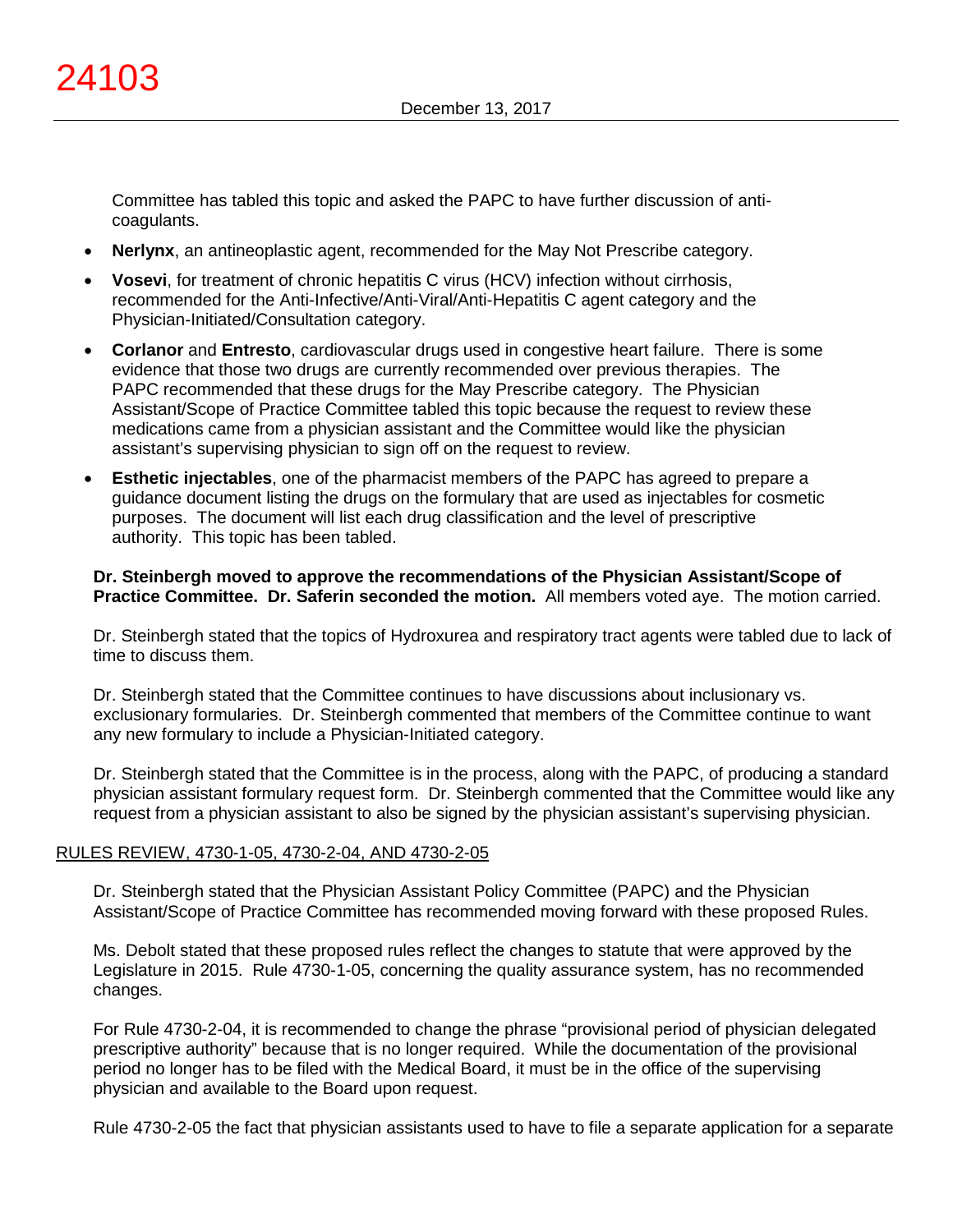Committee has tabled this topic and asked the PAPC to have further discussion of anti-coagulants.

- **Nerlynx**, an antineoplastic agent, recommended for the May Not Prescribe category.
- **Vosevi**, for treatment of chronic hepatitis C virus (HCV) infection without cirrhosis, recommended for the Anti-Infective/Anti-Viral/Anti-Hepatitis C agent category and the Physician-Initiated/Consultation category.
- **Corlanor** and **Entresto**, cardiovascular drugs used in congestive heart failure. There is some evidence that those two drugs are currently recommended over previous therapies. The PAPC recommended that these drugs for the May Prescribe category. The Physician Assistant/Scope of Practice Committee tabled this topic because the request to review these medications came from a physician assistant and the Committee would like the physician assistant's supervising physician to sign off on the request to review.
- **Esthetic injectables**, one of the pharmacist members of the PAPC has agreed to prepare a guidance document listing the drugs on the formulary that are used as injectables for cosmetic purposes. The document will list each drug classification and the level of prescriptive authority. This topic has been tabled.

**Dr. Steinbergh moved to approve the recommendations of the Physician Assistant/Scope of Practice Committee. Dr. Saferin seconded the motion.** All members voted aye. The motion carried.

Dr. Steinbergh stated that the topics of Hydroxurea and respiratory tract agents were tabled due to lack of time to discuss them.

Dr. Steinbergh stated that the Committee continues to have discussions about inclusionary vs. exclusionary formularies. Dr. Steinbergh commented that members of the Committee continue to want any new formulary to include a Physician-Initiated category.

Dr. Steinbergh stated that the Committee is in the process, along with the PAPC, of producing a standard physician assistant formulary request form. Dr. Steinbergh commented that the Committee would like any request from a physician assistant to also be signed by the physician assistant's supervising physician.

## RULES REVIEW, 4730-1-05, 4730-2-04, AND 4730-2-05

Dr. Steinbergh stated that the Physician Assistant Policy Committee (PAPC) and the Physician Assistant/Scope of Practice Committee has recommended moving forward with these proposed Rules.

Ms. Debolt stated that these proposed rules reflect the changes to statute that were approved by the Legislature in 2015. Rule 4730-1-05, concerning the quality assurance system, has no recommended changes.

For Rule 4730-2-04, it is recommended to change the phrase "provisional period of physician delegated prescriptive authority" because that is no longer required. While the documentation of the provisional period no longer has to be filed with the Medical Board, it must be in the office of the supervising physician and available to the Board upon request.

Rule 4730-2-05 the fact that physician assistants used to have to file a separate application for a separate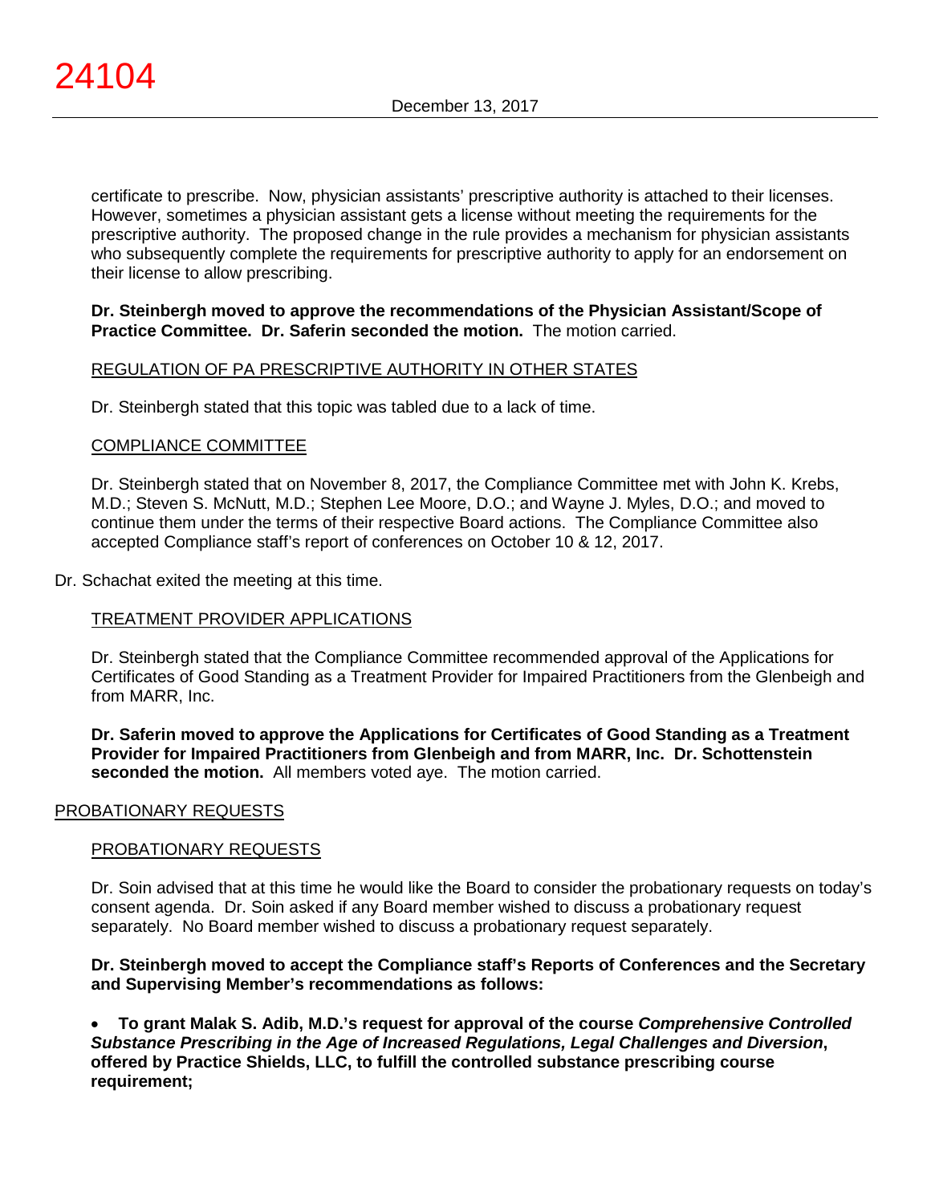certificate to prescribe. Now, physician assistants' prescriptive authority is attached to their licenses. However, sometimes a physician assistant gets a license without meeting the requirements for the prescriptive authority. The proposed change in the rule provides a mechanism for physician assistants who subsequently complete the requirements for prescriptive authority to apply for an endorsement on their license to allow prescribing.

**Dr. Steinbergh moved to approve the recommendations of the Physician Assistant/Scope of Practice Committee. Dr. Saferin seconded the motion.** The motion carried.

REGULATION OF PA PRESCRIPTIVE AUTHORITY IN OTHER STATES

Dr. Steinbergh stated that this topic was tabled due to a lack of time.

COMPLIANCE COMMITTEE

Dr. Steinbergh stated that on November 8, 2017, the Compliance Committee met with John K. Krebs, M.D.; Steven S. McNutt, M.D.; Stephen Lee Moore, D.O.; and Wayne J. Myles, D.O.; and moved to continue them under the terms of their respective Board actions. The Compliance Committee also accepted Compliance staff's report of conferences on October 10 & 12, 2017.

Dr. Schachat exited the meeting at this time.

TREATMENT PROVIDER APPLICATIONS

Dr. Steinbergh stated that the Compliance Committee recommended approval of the Applications for Certificates of Good Standing as a Treatment Provider for Impaired Practitioners from the Glenbeigh and from MARR, Inc.

**Dr. Saferin moved to approve the Applications for Certificates of Good Standing as a Treatment Provider for Impaired Practitioners from Glenbeigh and from MARR, Inc. Dr. Schottenstein seconded the motion.** All members voted aye. The motion carried.

PROBATIONARY REQUESTS

PROBATIONARY REQUESTS

Dr. Soin advised that at this time he would like the Board to consider the probationary requests on today's consent agenda. Dr. Soin asked if any Board member wished to discuss a probationary request separately. No Board member wished to discuss a probationary request separately.

**Dr. Steinbergh moved to accept the Compliance staff's Reports of Conferences and the Secretary and Supervising Member's recommendations as follows:**

- **To grant Malak S. Adib, M.D.'s request for approval of the course *Comprehensive Controlled Substance Prescribing in the Age of Increased Regulations, Legal Challenges and Diversion*, offered by Practice Shields, LLC, to fulfill the controlled substance prescribing course requirement;**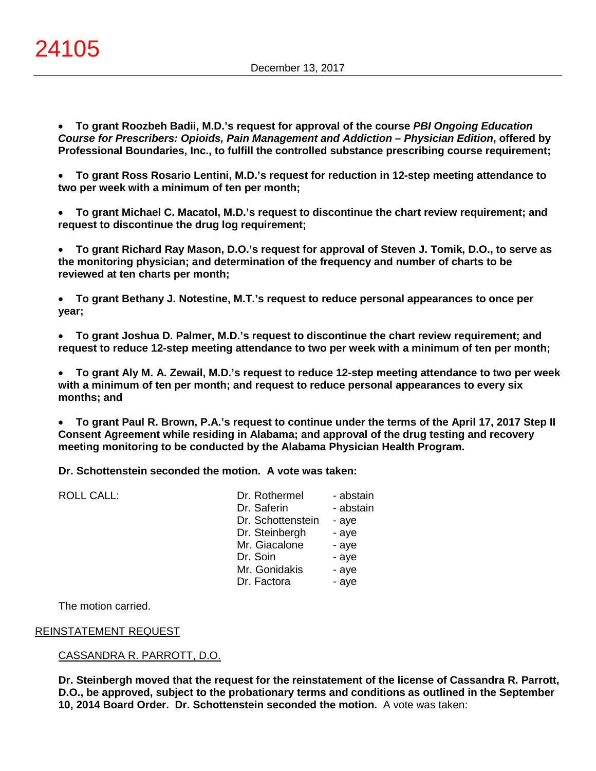- **To grant Roozbeh Badii, M.D.'s request for approval of the course *PBI Ongoing Education Course for Prescribers: Opioids, Pain Management and Addiction – Physician Edition*, offered by Professional Boundaries, Inc., to fulfill the controlled substance prescribing course requirement;**

- **To grant Ross Rosario Lentini, M.D.'s request for reduction in 12-step meeting attendance to two per week with a minimum of ten per month;**

- **To grant Michael C. Macatol, M.D.'s request to discontinue the chart review requirement; and request to discontinue the drug log requirement;**

- **To grant Richard Ray Mason, D.O.'s request for approval of Steven J. Tomik, D.O., to serve as the monitoring physician; and determination of the frequency and number of charts to be reviewed at ten charts per month;**

- **To grant Bethany J. Notestine, M.T.'s request to reduce personal appearances to once per year;**

- **To grant Joshua D. Palmer, M.D.'s request to discontinue the chart review requirement; and request to reduce 12-step meeting attendance to two per week with a minimum of ten per month;**

- **To grant Aly M. A. Zewail, M.D.'s request to reduce 12-step meeting attendance to two per week with a minimum of ten per month; and request to reduce personal appearances to every six months; and**

- **To grant Paul R. Brown, P.A.'s request to continue under the terms of the April 17, 2017 Step II Consent Agreement while residing in Alabama; and approval of the drug testing and recovery meeting monitoring to be conducted by the Alabama Physician Health Program.**

**Dr. Schottenstein seconded the motion. A vote was taken:**

| ROLL CALL: | | |
|---|---|---|
| | Dr. Rothermel | - abstain |
| | Dr. Saferin | - abstain |
| | Dr. Schottenstein | - aye |
| | Dr. Steinbergh | - aye |
| | Mr. Giacalone | - aye |
| | Dr. Soin | - aye |
| | Mr. Gonidakis | - aye |
| | Dr. Factora | - aye |

The motion carried.

REINSTATEMENT REQUEST

CASSANDRA R. PARROTT, D.O.

**Dr. Steinbergh moved that the request for the reinstatement of the license of Cassandra R. Parrott, D.O., be approved, subject to the probationary terms and conditions as outlined in the September 10, 2014 Board Order. Dr. Schottenstein seconded the motion.** A vote was taken: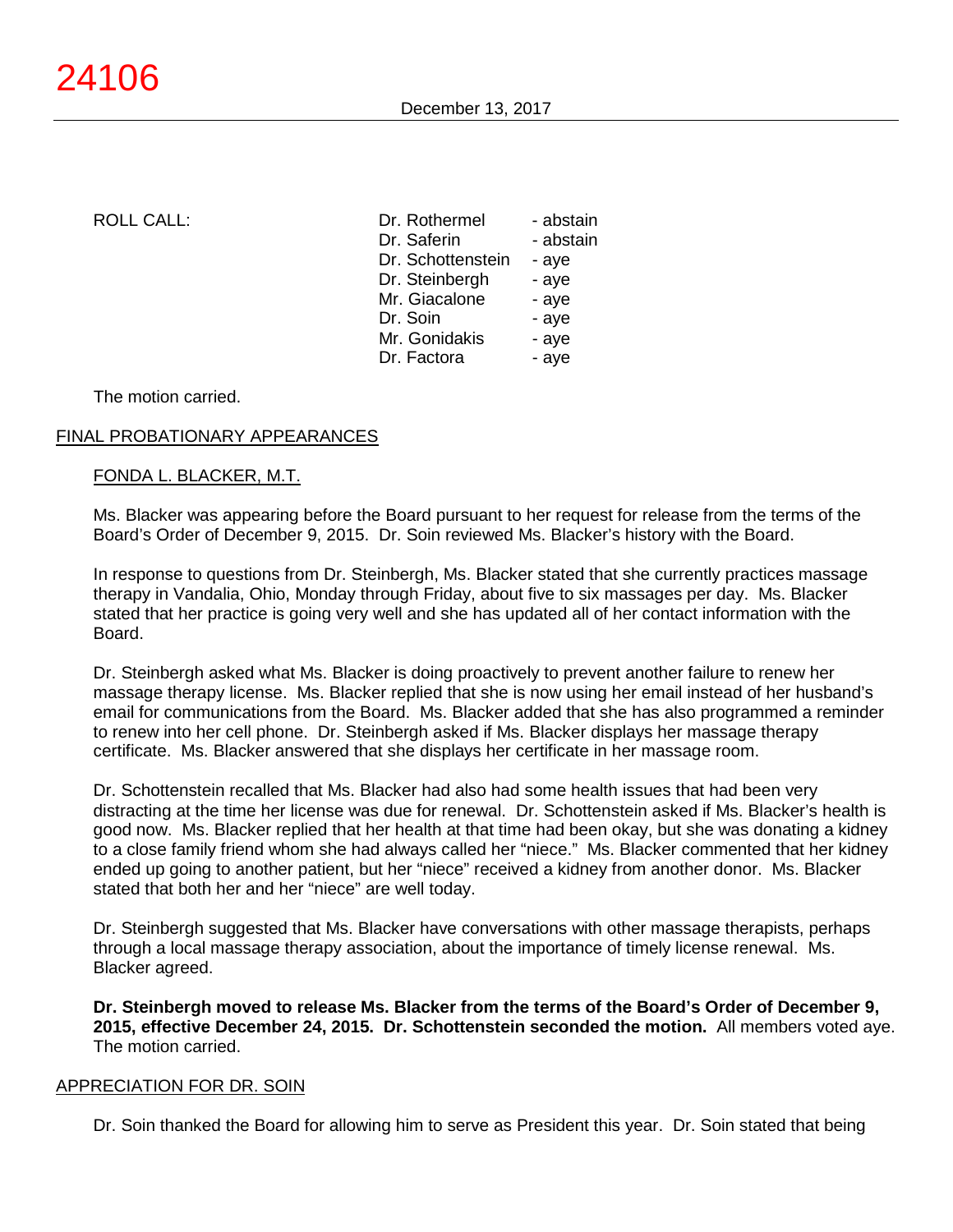ROLL CALL:

| | |
|---|---|
| Dr. Rothermel | - abstain |
| Dr. Saferin | - abstain |
| Dr. Schottenstein | - aye |
| Dr. Steinbergh | - aye |
| Mr. Giacalone | - aye |
| Dr. Soin | - aye |
| Mr. Gonidakis | - aye |
| Dr. Factora | - aye |

The motion carried.

## FINAL PROBATIONARY APPEARANCES

### FONDA L. BLACKER, M.T.

Ms. Blacker was appearing before the Board pursuant to her request for release from the terms of the Board's Order of December 9, 2015. Dr. Soin reviewed Ms. Blacker's history with the Board.

In response to questions from Dr. Steinbergh, Ms. Blacker stated that she currently practices massage therapy in Vandalia, Ohio, Monday through Friday, about five to six massages per day. Ms. Blacker stated that her practice is going very well and she has updated all of her contact information with the Board.

Dr. Steinbergh asked what Ms. Blacker is doing proactively to prevent another failure to renew her massage therapy license. Ms. Blacker replied that she is now using her email instead of her husband's email for communications from the Board. Ms. Blacker added that she has also programmed a reminder to renew into her cell phone. Dr. Steinbergh asked if Ms. Blacker displays her massage therapy certificate. Ms. Blacker answered that she displays her certificate in her massage room.

Dr. Schottenstein recalled that Ms. Blacker had also had some health issues that had been very distracting at the time her license was due for renewal. Dr. Schottenstein asked if Ms. Blacker's health is good now. Ms. Blacker replied that her health at that time had been okay, but she was donating a kidney to a close family friend whom she had always called her "niece." Ms. Blacker commented that her kidney ended up going to another patient, but her "niece" received a kidney from another donor. Ms. Blacker stated that both her and her "niece" are well today.

Dr. Steinbergh suggested that Ms. Blacker have conversations with other massage therapists, perhaps through a local massage therapy association, about the importance of timely license renewal. Ms. Blacker agreed.

**Dr. Steinbergh moved to release Ms. Blacker from the terms of the Board's Order of December 9, 2015, effective December 24, 2015. Dr. Schottenstein seconded the motion.** All members voted aye. The motion carried.

## APPRECIATION FOR DR. SOIN

Dr. Soin thanked the Board for allowing him to serve as President this year. Dr. Soin stated that being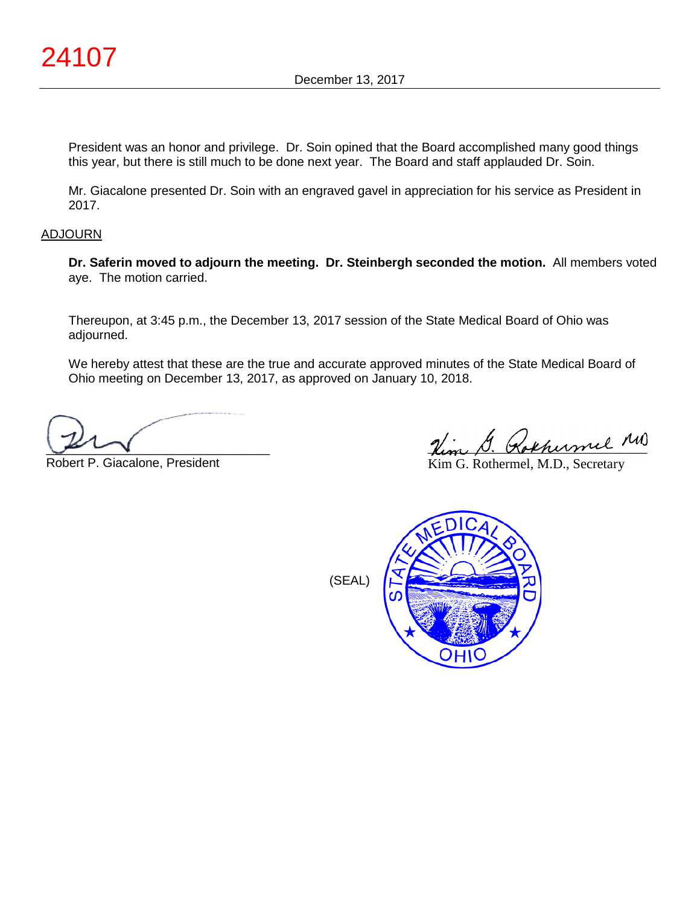President was an honor and privilege. Dr. Soin opined that the Board accomplished many good things this year, but there is still much to be done next year. The Board and staff applauded Dr. Soin.

Mr. Giacalone presented Dr. Soin with an engraved gavel in appreciation for his service as President in 2017.

ADJOURN

**Dr. Saferin moved to adjourn the meeting. Dr. Steinbergh seconded the motion.** All members voted aye. The motion carried.

Thereupon, at 3:45 p.m., the December 13, 2017 session of the State Medical Board of Ohio was adjourned.

We hereby attest that these are the true and accurate approved minutes of the State Medical Board of Ohio meeting on December 13, 2017, as approved on January 10, 2018.

Robert P. Giacalone, President

Kim G. Rothermel, M.D., Secretary

(SEAL)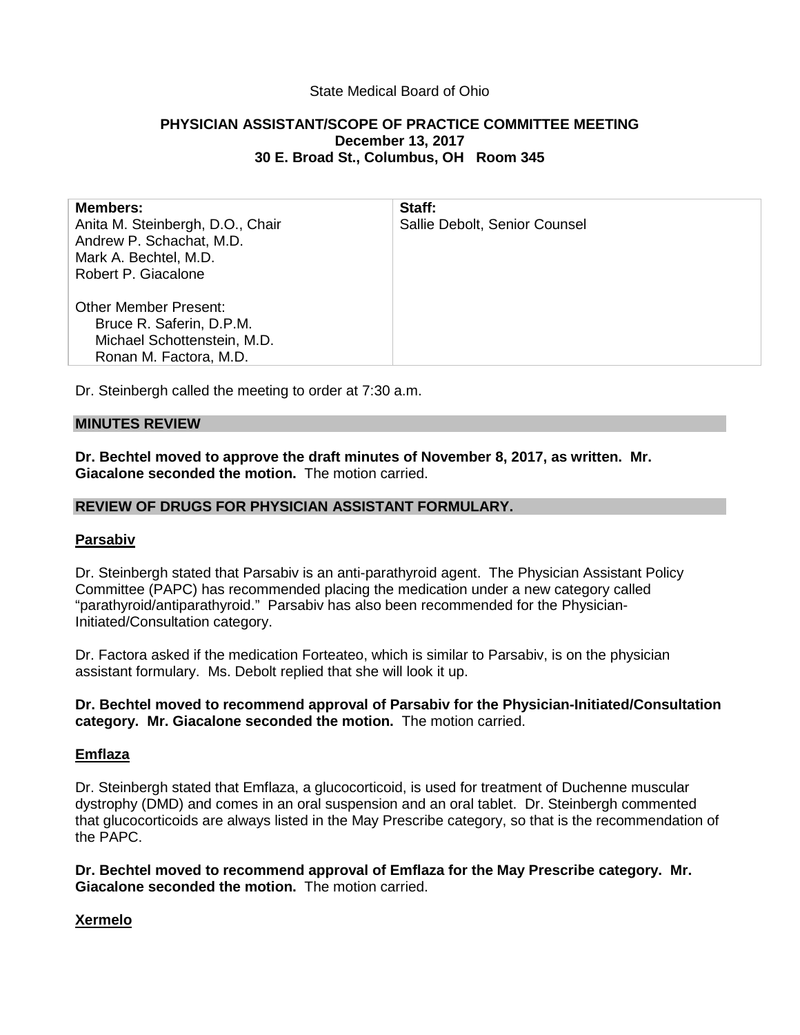State Medical Board of Ohio

**PHYSICIAN ASSISTANT/SCOPE OF PRACTICE COMMITTEE MEETING**
**December 13, 2017**
**30 E. Broad St., Columbus, OH Room 345**

| **Members:** | **Staff:** |
| --- | --- |
| Anita M. Steinbergh, D.O., Chair<br>Andrew P. Schachat, M.D.<br>Mark A. Bechtel, M.D.<br>Robert P. Giacalone<br><br>Other Member Present:<br>Bruce R. Saferin, D.P.M.<br>Michael Schottenstein, M.D.<br>Ronan M. Factora, M.D. | Sallie Debolt, Senior Counsel |

Dr. Steinbergh called the meeting to order at 7:30 a.m.

## MINUTES REVIEW

**Dr. Bechtel moved to approve the draft minutes of November 8, 2017, as written. Mr. Giacalone seconded the motion.** The motion carried.

## REVIEW OF DRUGS FOR PHYSICIAN ASSISTANT FORMULARY.

### Parsabiv

Dr. Steinbergh stated that Parsabiv is an anti-parathyroid agent. The Physician Assistant Policy Committee (PAPC) has recommended placing the medication under a new category called "parathyroid/antiparathyroid." Parsabiv has also been recommended for the Physician-Initiated/Consultation category.

Dr. Factora asked if the medication Forteateo, which is similar to Parsabiv, is on the physician assistant formulary. Ms. Debolt replied that she will look it up.

**Dr. Bechtel moved to recommend approval of Parsabiv for the Physician-Initiated/Consultation category. Mr. Giacalone seconded the motion.** The motion carried.

### Emflaza

Dr. Steinbergh stated that Emflaza, a glucocorticoid, is used for treatment of Duchenne muscular dystrophy (DMD) and comes in an oral suspension and an oral tablet. Dr. Steinbergh commented that glucocorticoids are always listed in the May Prescribe category, so that is the recommendation of the PAPC.

**Dr. Bechtel moved to recommend approval of Emflaza for the May Prescribe category. Mr. Giacalone seconded the motion.** The motion carried.

### Xermelo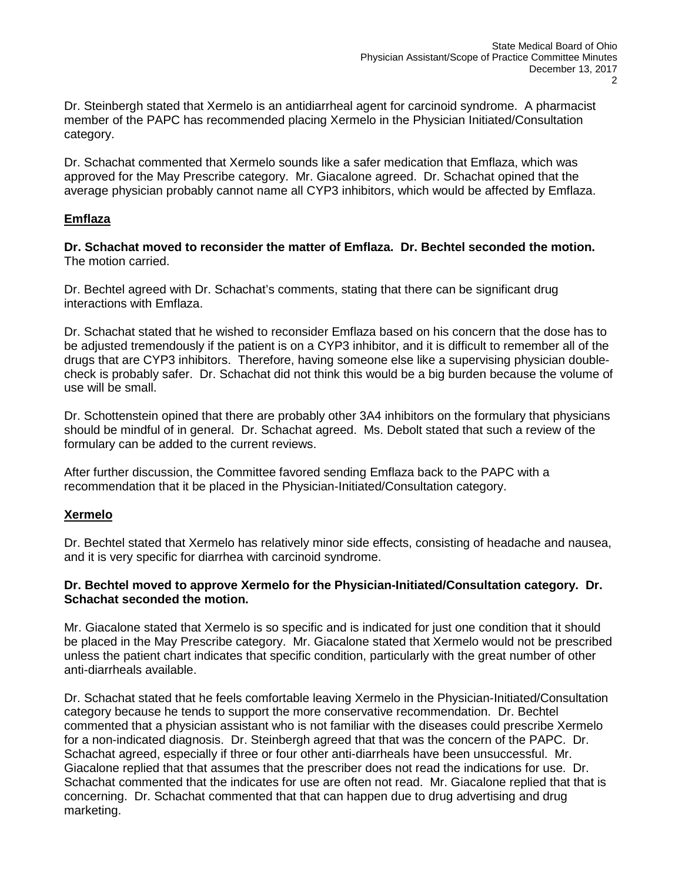Dr. Steinbergh stated that Xermelo is an antidiarrheal agent for carcinoid syndrome. A pharmacist member of the PAPC has recommended placing Xermelo in the Physician Initiated/Consultation category.

Dr. Schachat commented that Xermelo sounds like a safer medication that Emflaza, which was approved for the May Prescribe category. Mr. Giacalone agreed. Dr. Schachat opined that the average physician probably cannot name all CYP3 inhibitors, which would be affected by Emflaza.

## Emflaza

**Dr. Schachat moved to reconsider the matter of Emflaza. Dr. Bechtel seconded the motion.** The motion carried.

Dr. Bechtel agreed with Dr. Schachat's comments, stating that there can be significant drug interactions with Emflaza.

Dr. Schachat stated that he wished to reconsider Emflaza based on his concern that the dose has to be adjusted tremendously if the patient is on a CYP3 inhibitor, and it is difficult to remember all of the drugs that are CYP3 inhibitors. Therefore, having someone else like a supervising physician double-check is probably safer. Dr. Schachat did not think this would be a big burden because the volume of use will be small.

Dr. Schottenstein opined that there are probably other 3A4 inhibitors on the formulary that physicians should be mindful of in general. Dr. Schachat agreed. Ms. Debolt stated that such a review of the formulary can be added to the current reviews.

After further discussion, the Committee favored sending Emflaza back to the PAPC with a recommendation that it be placed in the Physician-Initiated/Consultation category.

## Xermelo

Dr. Bechtel stated that Xermelo has relatively minor side effects, consisting of headache and nausea, and it is very specific for diarrhea with carcinoid syndrome.

**Dr. Bechtel moved to approve Xermelo for the Physician-Initiated/Consultation category. Dr. Schachat seconded the motion.**

Mr. Giacalone stated that Xermelo is so specific and is indicated for just one condition that it should be placed in the May Prescribe category. Mr. Giacalone stated that Xermelo would not be prescribed unless the patient chart indicates that specific condition, particularly with the great number of other anti-diarrheals available.

Dr. Schachat stated that he feels comfortable leaving Xermelo in the Physician-Initiated/Consultation category because he tends to support the more conservative recommendation. Dr. Bechtel commented that a physician assistant who is not familiar with the diseases could prescribe Xermelo for a non-indicated diagnosis. Dr. Steinbergh agreed that that was the concern of the PAPC. Dr. Schachat agreed, especially if three or four other anti-diarrheals have been unsuccessful. Mr. Giacalone replied that that assumes that the prescriber does not read the indications for use. Dr. Schachat commented that the indicates for use are often not read. Mr. Giacalone replied that that is concerning. Dr. Schachat commented that that can happen due to drug advertising and drug marketing.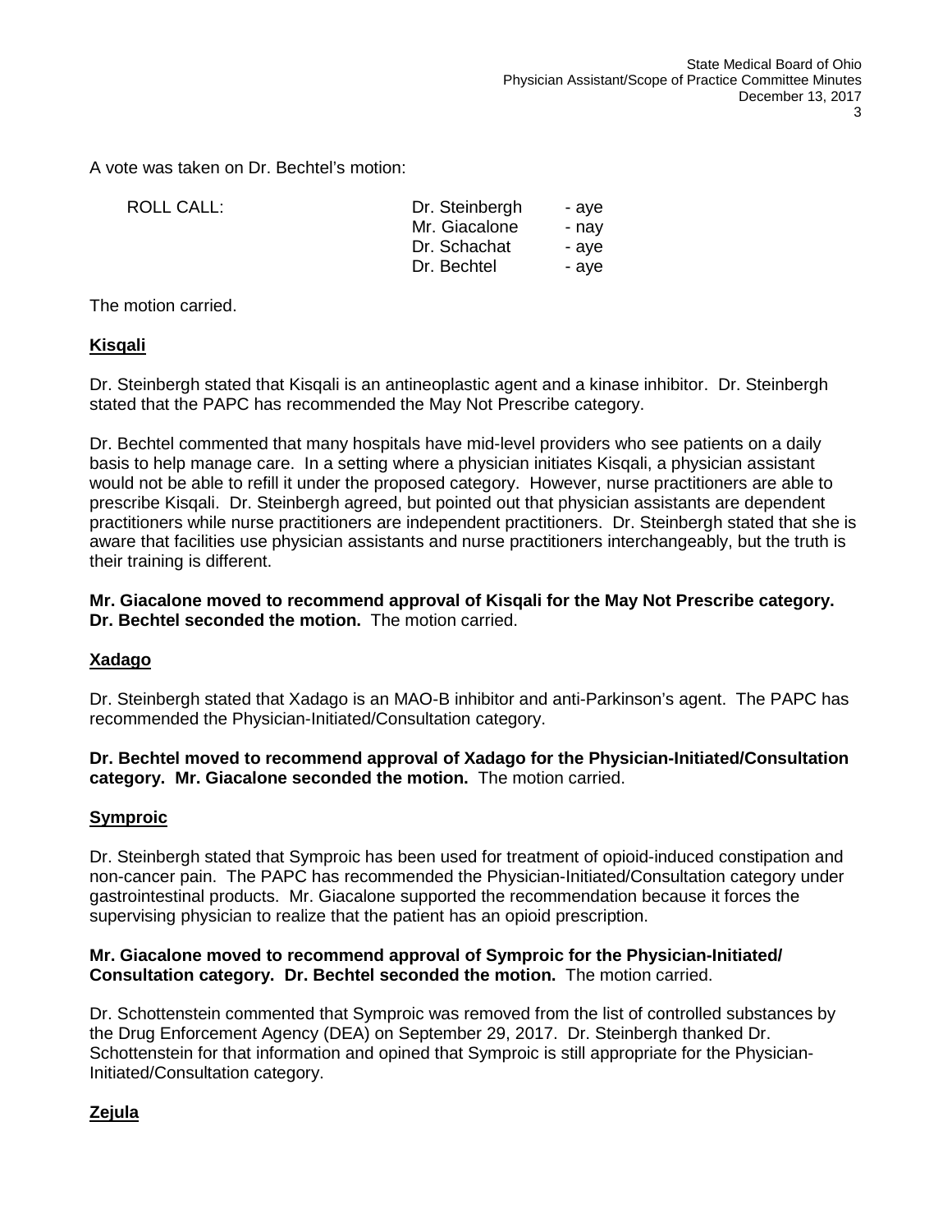A vote was taken on Dr. Bechtel's motion:

| ROLL CALL: | Dr. Steinbergh | - aye |
| --- | --- | --- |
| | Mr. Giacalone | - nay |
| | Dr. Schachat | - aye |
| | Dr. Bechtel | - aye |

The motion carried.

**Kisqali**

Dr. Steinbergh stated that Kisqali is an antineoplastic agent and a kinase inhibitor. Dr. Steinbergh stated that the PAPC has recommended the May Not Prescribe category.

Dr. Bechtel commented that many hospitals have mid-level providers who see patients on a daily basis to help manage care. In a setting where a physician initiates Kisqali, a physician assistant would not be able to refill it under the proposed category. However, nurse practitioners are able to prescribe Kisqali. Dr. Steinbergh agreed, but pointed out that physician assistants are dependent practitioners while nurse practitioners are independent practitioners. Dr. Steinbergh stated that she is aware that facilities use physician assistants and nurse practitioners interchangeably, but the truth is their training is different.

**Mr. Giacalone moved to recommend approval of Kisqali for the May Not Prescribe category. Dr. Bechtel seconded the motion.** The motion carried.

**Xadago**

Dr. Steinbergh stated that Xadago is an MAO-B inhibitor and anti-Parkinson's agent. The PAPC has recommended the Physician-Initiated/Consultation category.

**Dr. Bechtel moved to recommend approval of Xadago for the Physician-Initiated/Consultation category. Mr. Giacalone seconded the motion.** The motion carried.

**Symproic**

Dr. Steinbergh stated that Symproic has been used for treatment of opioid-induced constipation and non-cancer pain. The PAPC has recommended the Physician-Initiated/Consultation category under gastrointestinal products. Mr. Giacalone supported the recommendation because it forces the supervising physician to realize that the patient has an opioid prescription.

**Mr. Giacalone moved to recommend approval of Symproic for the Physician-Initiated/ Consultation category. Dr. Bechtel seconded the motion.** The motion carried.

Dr. Schottenstein commented that Symproic was removed from the list of controlled substances by the Drug Enforcement Agency (DEA) on September 29, 2017. Dr. Steinbergh thanked Dr. Schottenstein for that information and opined that Symproic is still appropriate for the Physician-Initiated/Consultation category.

**Zejula**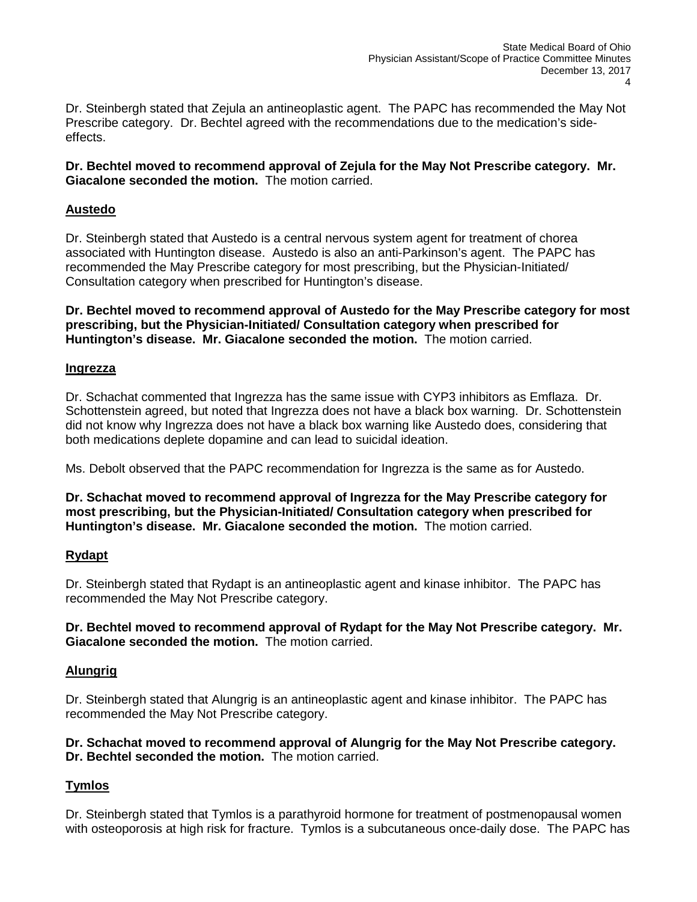Dr. Steinbergh stated that Zejula an antineoplastic agent. The PAPC has recommended the May Not Prescribe category. Dr. Bechtel agreed with the recommendations due to the medication's side-effects.

**Dr. Bechtel moved to recommend approval of Zejula for the May Not Prescribe category. Mr. Giacalone seconded the motion.** The motion carried.

## Austedo

Dr. Steinbergh stated that Austedo is a central nervous system agent for treatment of chorea associated with Huntington disease. Austedo is also an anti-Parkinson's agent. The PAPC has recommended the May Prescribe category for most prescribing, but the Physician-Initiated/ Consultation category when prescribed for Huntington's disease.

**Dr. Bechtel moved to recommend approval of Austedo for the May Prescribe category for most prescribing, but the Physician-Initiated/ Consultation category when prescribed for Huntington's disease. Mr. Giacalone seconded the motion.** The motion carried.

## Ingrezza

Dr. Schachat commented that Ingrezza has the same issue with CYP3 inhibitors as Emflaza. Dr. Schottenstein agreed, but noted that Ingrezza does not have a black box warning. Dr. Schottenstein did not know why Ingrezza does not have a black box warning like Austedo does, considering that both medications deplete dopamine and can lead to suicidal ideation.

Ms. Debolt observed that the PAPC recommendation for Ingrezza is the same as for Austedo.

**Dr. Schachat moved to recommend approval of Ingrezza for the May Prescribe category for most prescribing, but the Physician-Initiated/ Consultation category when prescribed for Huntington's disease. Mr. Giacalone seconded the motion.** The motion carried.

## Rydapt

Dr. Steinbergh stated that Rydapt is an antineoplastic agent and kinase inhibitor. The PAPC has recommended the May Not Prescribe category.

**Dr. Bechtel moved to recommend approval of Rydapt for the May Not Prescribe category. Mr. Giacalone seconded the motion.** The motion carried.

## Alungrig

Dr. Steinbergh stated that Alungrig is an antineoplastic agent and kinase inhibitor. The PAPC has recommended the May Not Prescribe category.

**Dr. Schachat moved to recommend approval of Alungrig for the May Not Prescribe category. Dr. Bechtel seconded the motion.** The motion carried.

## Tymlos

Dr. Steinbergh stated that Tymlos is a parathyroid hormone for treatment of postmenopausal women with osteoporosis at high risk for fracture. Tymlos is a subcutaneous once-daily dose. The PAPC has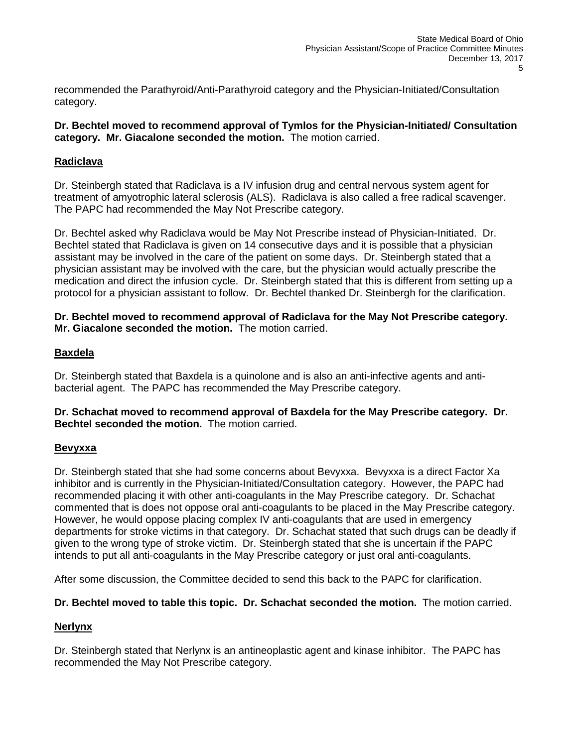recommended the Parathyroid/Anti-Parathyroid category and the Physician-Initiated/Consultation category.

**Dr. Bechtel moved to recommend approval of Tymlos for the Physician-Initiated/ Consultation category. Mr. Giacalone seconded the motion.** The motion carried.

## Radiclava

Dr. Steinbergh stated that Radiclava is a IV infusion drug and central nervous system agent for treatment of amyotrophic lateral sclerosis (ALS). Radiclava is also called a free radical scavenger. The PAPC had recommended the May Not Prescribe category.

Dr. Bechtel asked why Radiclava would be May Not Prescribe instead of Physician-Initiated. Dr. Bechtel stated that Radiclava is given on 14 consecutive days and it is possible that a physician assistant may be involved in the care of the patient on some days. Dr. Steinbergh stated that a physician assistant may be involved with the care, but the physician would actually prescribe the medication and direct the infusion cycle. Dr. Steinbergh stated that this is different from setting up a protocol for a physician assistant to follow. Dr. Bechtel thanked Dr. Steinbergh for the clarification.

**Dr. Bechtel moved to recommend approval of Radiclava for the May Not Prescribe category. Mr. Giacalone seconded the motion.** The motion carried.

## Baxdela

Dr. Steinbergh stated that Baxdela is a quinolone and is also an anti-infective agents and anti-bacterial agent. The PAPC has recommended the May Prescribe category.

**Dr. Schachat moved to recommend approval of Baxdela for the May Prescribe category. Dr. Bechtel seconded the motion.** The motion carried.

## Bevyxxa

Dr. Steinbergh stated that she had some concerns about Bevyxxa. Bevyxxa is a direct Factor Xa inhibitor and is currently in the Physician-Initiated/Consultation category. However, the PAPC had recommended placing it with other anti-coagulants in the May Prescribe category. Dr. Schachat commented that is does not oppose oral anti-coagulants to be placed in the May Prescribe category. However, he would oppose placing complex IV anti-coagulants that are used in emergency departments for stroke victims in that category. Dr. Schachat stated that such drugs can be deadly if given to the wrong type of stroke victim. Dr. Steinbergh stated that she is uncertain if the PAPC intends to put all anti-coagulants in the May Prescribe category or just oral anti-coagulants.

After some discussion, the Committee decided to send this back to the PAPC for clarification.

**Dr. Bechtel moved to table this topic. Dr. Schachat seconded the motion.** The motion carried.

## Nerlynx

Dr. Steinbergh stated that Nerlynx is an antineoplastic agent and kinase inhibitor. The PAPC has recommended the May Not Prescribe category.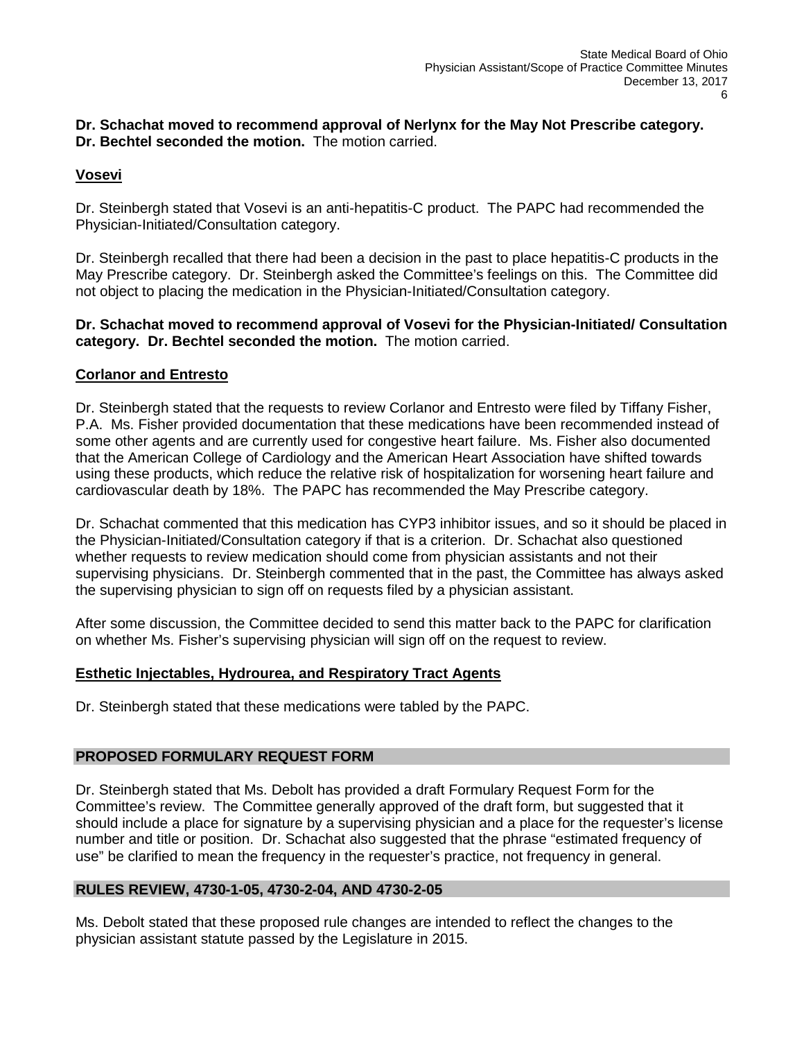**Dr. Schachat moved to recommend approval of Nerlynx for the May Not Prescribe category. Dr. Bechtel seconded the motion.** The motion carried.

### Vosevi

Dr. Steinbergh stated that Vosevi is an anti-hepatitis-C product. The PAPC had recommended the Physician-Initiated/Consultation category.

Dr. Steinbergh recalled that there had been a decision in the past to place hepatitis-C products in the May Prescribe category. Dr. Steinbergh asked the Committee's feelings on this. The Committee did not object to placing the medication in the Physician-Initiated/Consultation category.

**Dr. Schachat moved to recommend approval of Vosevi for the Physician-Initiated/ Consultation category. Dr. Bechtel seconded the motion.** The motion carried.

### Corlanor and Entresto

Dr. Steinbergh stated that the requests to review Corlanor and Entresto were filed by Tiffany Fisher, P.A. Ms. Fisher provided documentation that these medications have been recommended instead of some other agents and are currently used for congestive heart failure. Ms. Fisher also documented that the American College of Cardiology and the American Heart Association have shifted towards using these products, which reduce the relative risk of hospitalization for worsening heart failure and cardiovascular death by 18%. The PAPC has recommended the May Prescribe category.

Dr. Schachat commented that this medication has CYP3 inhibitor issues, and so it should be placed in the Physician-Initiated/Consultation category if that is a criterion. Dr. Schachat also questioned whether requests to review medication should come from physician assistants and not their supervising physicians. Dr. Steinbergh commented that in the past, the Committee has always asked the supervising physician to sign off on requests filed by a physician assistant.

After some discussion, the Committee decided to send this matter back to the PAPC for clarification on whether Ms. Fisher's supervising physician will sign off on the request to review.

### Esthetic Injectables, Hydrourea, and Respiratory Tract Agents

Dr. Steinbergh stated that these medications were tabled by the PAPC.

## PROPOSED FORMULARY REQUEST FORM

Dr. Steinbergh stated that Ms. Debolt has provided a draft Formulary Request Form for the Committee's review. The Committee generally approved of the draft form, but suggested that it should include a place for signature by a supervising physician and a place for the requester's license number and title or position. Dr. Schachat also suggested that the phrase "estimated frequency of use" be clarified to mean the frequency in the requester's practice, not frequency in general.

## RULES REVIEW, 4730-1-05, 4730-2-04, AND 4730-2-05

Ms. Debolt stated that these proposed rule changes are intended to reflect the changes to the physician assistant statute passed by the Legislature in 2015.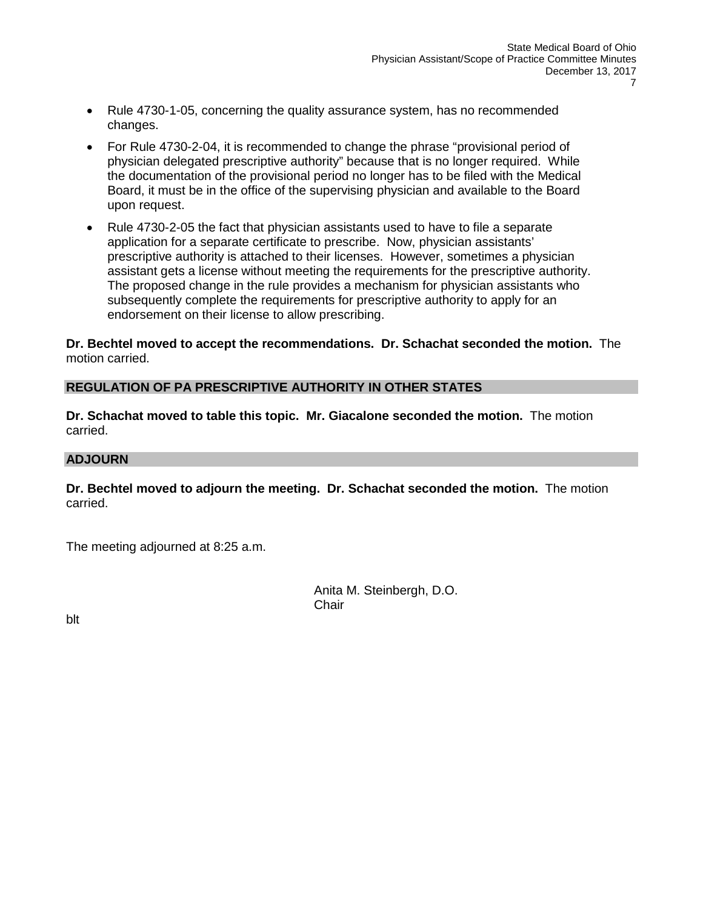- Rule 4730-1-05, concerning the quality assurance system, has no recommended changes.
- For Rule 4730-2-04, it is recommended to change the phrase "provisional period of physician delegated prescriptive authority" because that is no longer required. While the documentation of the provisional period no longer has to be filed with the Medical Board, it must be in the office of the supervising physician and available to the Board upon request.
- Rule 4730-2-05 the fact that physician assistants used to have to file a separate application for a separate certificate to prescribe. Now, physician assistants' prescriptive authority is attached to their licenses. However, sometimes a physician assistant gets a license without meeting the requirements for the prescriptive authority. The proposed change in the rule provides a mechanism for physician assistants who subsequently complete the requirements for prescriptive authority to apply for an endorsement on their license to allow prescribing.

**Dr. Bechtel moved to accept the recommendations. Dr. Schachat seconded the motion.** The motion carried.

## REGULATION OF PA PRESCRIPTIVE AUTHORITY IN OTHER STATES

**Dr. Schachat moved to table this topic. Mr. Giacalone seconded the motion.** The motion carried.

## ADJOURN

**Dr. Bechtel moved to adjourn the meeting. Dr. Schachat seconded the motion.** The motion carried.

The meeting adjourned at 8:25 a.m.

Anita M. Steinbergh, D.O.
Chair

blt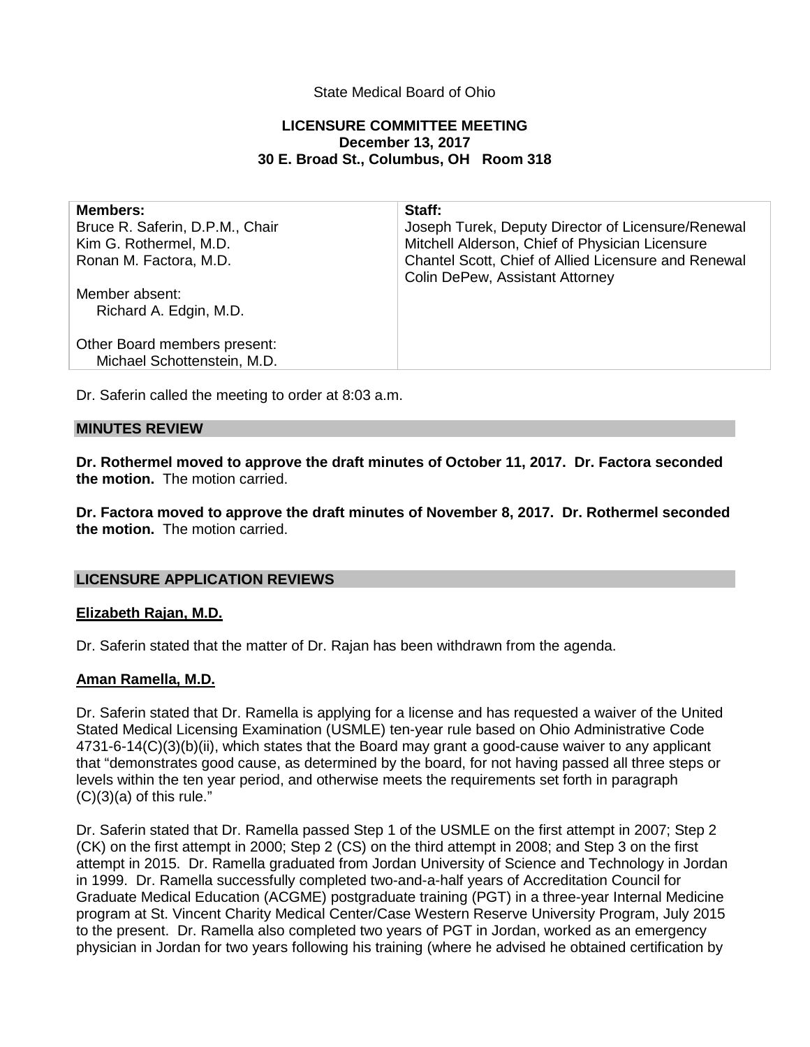State Medical Board of Ohio

**LICENSURE COMMITTEE MEETING**
**December 13, 2017**
**30 E. Broad St., Columbus, OH Room 318**

| **Members:** | **Staff:** |
|---|---|
| Bruce R. Saferin, D.P.M., Chair | Joseph Turek, Deputy Director of Licensure/Renewal |
| Kim G. Rothermel, M.D. | Mitchell Alderson, Chief of Physician Licensure |
| Ronan M. Factora, M.D. | Chantel Scott, Chief of Allied Licensure and Renewal |
| | Colin DePew, Assistant Attorney |
| Member absent: | |
| Richard A. Edgin, M.D. | |
| | |
| Other Board members present: | |
| Michael Schottenstein, M.D. | |

Dr. Saferin called the meeting to order at 8:03 a.m.

## MINUTES REVIEW

**Dr. Rothermel moved to approve the draft minutes of October 11, 2017. Dr. Factora seconded the motion.** The motion carried.

**Dr. Factora moved to approve the draft minutes of November 8, 2017. Dr. Rothermel seconded the motion.** The motion carried.

## LICENSURE APPLICATION REVIEWS

### Elizabeth Rajan, M.D.

Dr. Saferin stated that the matter of Dr. Rajan has been withdrawn from the agenda.

### Aman Ramella, M.D.

Dr. Saferin stated that Dr. Ramella is applying for a license and has requested a waiver of the United Stated Medical Licensing Examination (USMLE) ten-year rule based on Ohio Administrative Code 4731-6-14(C)(3)(b)(ii), which states that the Board may grant a good-cause waiver to any applicant that "demonstrates good cause, as determined by the board, for not having passed all three steps or levels within the ten year period, and otherwise meets the requirements set forth in paragraph (C)(3)(a) of this rule."

Dr. Saferin stated that Dr. Ramella passed Step 1 of the USMLE on the first attempt in 2007; Step 2 (CK) on the first attempt in 2000; Step 2 (CS) on the third attempt in 2008; and Step 3 on the first attempt in 2015. Dr. Ramella graduated from Jordan University of Science and Technology in Jordan in 1999. Dr. Ramella successfully completed two-and-a-half years of Accreditation Council for Graduate Medical Education (ACGME) postgraduate training (PGT) in a three-year Internal Medicine program at St. Vincent Charity Medical Center/Case Western Reserve University Program, July 2015 to the present. Dr. Ramella also completed two years of PGT in Jordan, worked as an emergency physician in Jordan for two years following his training (where he advised he obtained certification by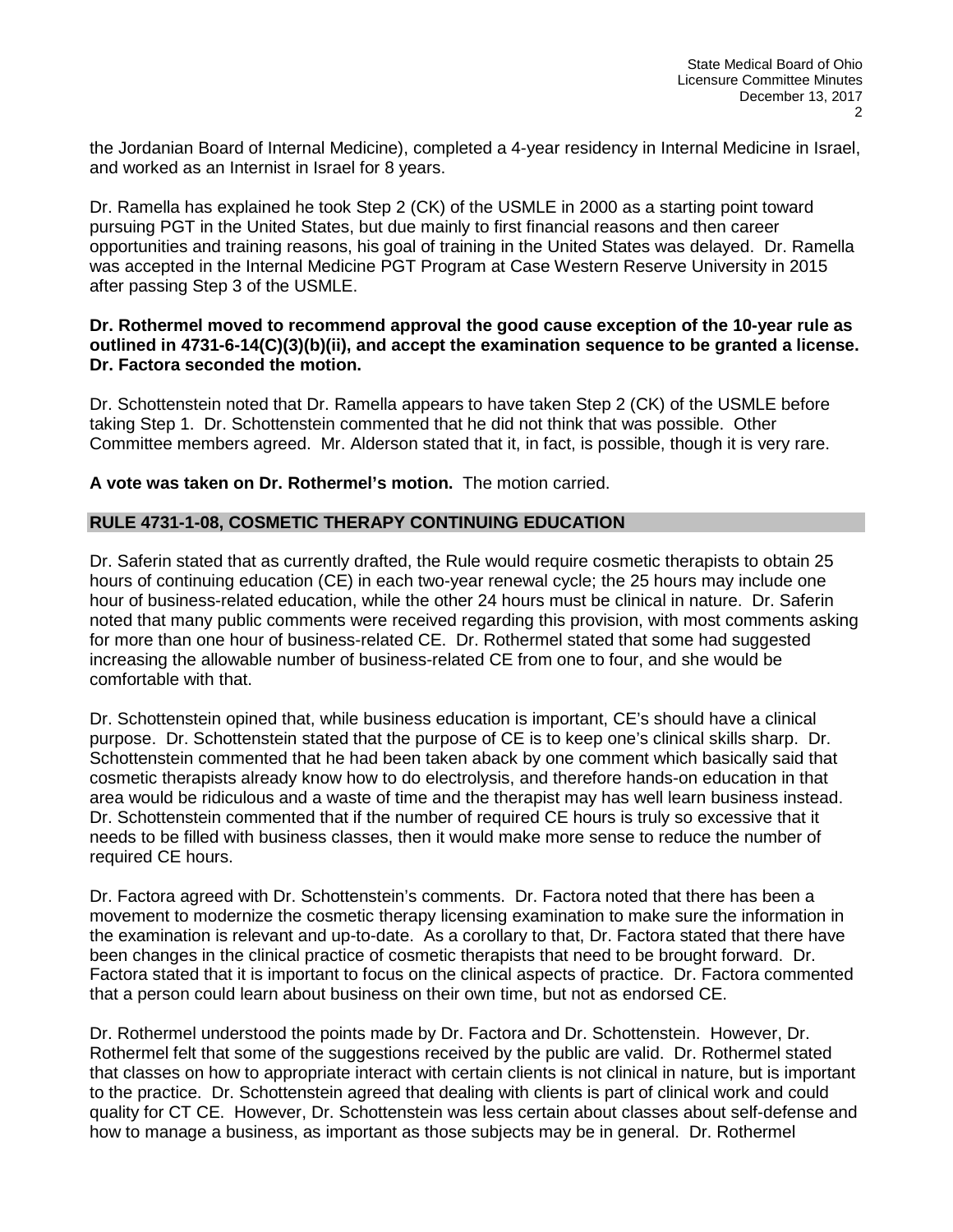the Jordanian Board of Internal Medicine), completed a 4-year residency in Internal Medicine in Israel, and worked as an Internist in Israel for 8 years.

Dr. Ramella has explained he took Step 2 (CK) of the USMLE in 2000 as a starting point toward pursuing PGT in the United States, but due mainly to first financial reasons and then career opportunities and training reasons, his goal of training in the United States was delayed. Dr. Ramella was accepted in the Internal Medicine PGT Program at Case Western Reserve University in 2015 after passing Step 3 of the USMLE.

**Dr. Rothermel moved to recommend approval the good cause exception of the 10-year rule as outlined in 4731-6-14(C)(3)(b)(ii), and accept the examination sequence to be granted a license. Dr. Factora seconded the motion.**

Dr. Schottenstein noted that Dr. Ramella appears to have taken Step 2 (CK) of the USMLE before taking Step 1. Dr. Schottenstein commented that he did not think that was possible. Other Committee members agreed. Mr. Alderson stated that it, in fact, is possible, though it is very rare.

**A vote was taken on Dr. Rothermel's motion.** The motion carried.

## RULE 4731-1-08, COSMETIC THERAPY CONTINUING EDUCATION

Dr. Saferin stated that as currently drafted, the Rule would require cosmetic therapists to obtain 25 hours of continuing education (CE) in each two-year renewal cycle; the 25 hours may include one hour of business-related education, while the other 24 hours must be clinical in nature. Dr. Saferin noted that many public comments were received regarding this provision, with most comments asking for more than one hour of business-related CE. Dr. Rothermel stated that some had suggested increasing the allowable number of business-related CE from one to four, and she would be comfortable with that.

Dr. Schottenstein opined that, while business education is important, CE's should have a clinical purpose. Dr. Schottenstein stated that the purpose of CE is to keep one's clinical skills sharp. Dr. Schottenstein commented that he had been taken aback by one comment which basically said that cosmetic therapists already know how to do electrolysis, and therefore hands-on education in that area would be ridiculous and a waste of time and the therapist may has well learn business instead. Dr. Schottenstein commented that if the number of required CE hours is truly so excessive that it needs to be filled with business classes, then it would make more sense to reduce the number of required CE hours.

Dr. Factora agreed with Dr. Schottenstein's comments. Dr. Factora noted that there has been a movement to modernize the cosmetic therapy licensing examination to make sure the information in the examination is relevant and up-to-date. As a corollary to that, Dr. Factora stated that there have been changes in the clinical practice of cosmetic therapists that need to be brought forward. Dr. Factora stated that it is important to focus on the clinical aspects of practice. Dr. Factora commented that a person could learn about business on their own time, but not as endorsed CE.

Dr. Rothermel understood the points made by Dr. Factora and Dr. Schottenstein. However, Dr. Rothermel felt that some of the suggestions received by the public are valid. Dr. Rothermel stated that classes on how to appropriate interact with certain clients is not clinical in nature, but is important to the practice. Dr. Schottenstein agreed that dealing with clients is part of clinical work and could quality for CT CE. However, Dr. Schottenstein was less certain about classes about self-defense and how to manage a business, as important as those subjects may be in general. Dr. Rothermel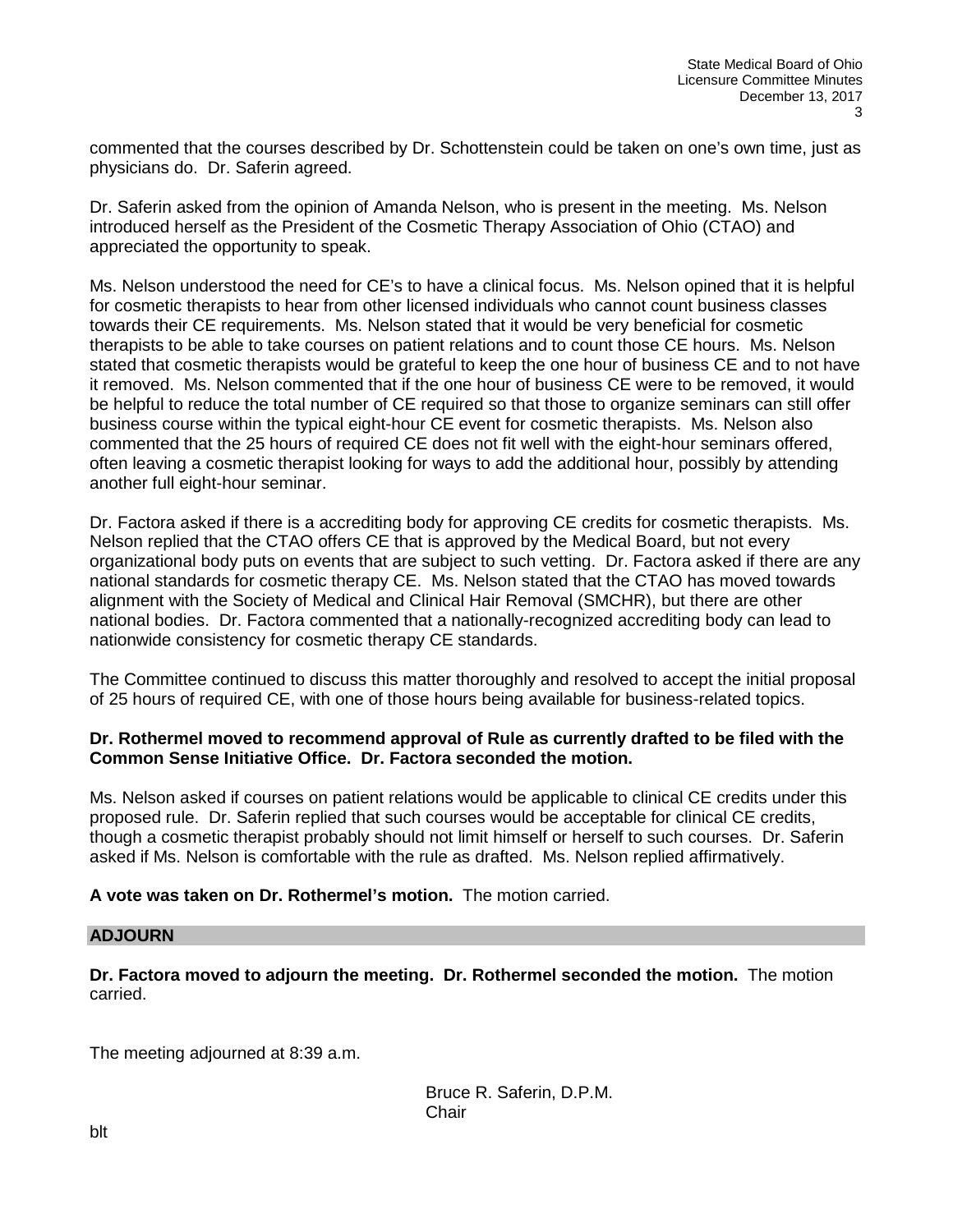commented that the courses described by Dr. Schottenstein could be taken on one's own time, just as physicians do. Dr. Saferin agreed.

Dr. Saferin asked from the opinion of Amanda Nelson, who is present in the meeting. Ms. Nelson introduced herself as the President of the Cosmetic Therapy Association of Ohio (CTAO) and appreciated the opportunity to speak.

Ms. Nelson understood the need for CE's to have a clinical focus. Ms. Nelson opined that it is helpful for cosmetic therapists to hear from other licensed individuals who cannot count business classes towards their CE requirements. Ms. Nelson stated that it would be very beneficial for cosmetic therapists to be able to take courses on patient relations and to count those CE hours. Ms. Nelson stated that cosmetic therapists would be grateful to keep the one hour of business CE and to not have it removed. Ms. Nelson commented that if the one hour of business CE were to be removed, it would be helpful to reduce the total number of CE required so that those to organize seminars can still offer business course within the typical eight-hour CE event for cosmetic therapists. Ms. Nelson also commented that the 25 hours of required CE does not fit well with the eight-hour seminars offered, often leaving a cosmetic therapist looking for ways to add the additional hour, possibly by attending another full eight-hour seminar.

Dr. Factora asked if there is a accrediting body for approving CE credits for cosmetic therapists. Ms. Nelson replied that the CTAO offers CE that is approved by the Medical Board, but not every organizational body puts on events that are subject to such vetting. Dr. Factora asked if there are any national standards for cosmetic therapy CE. Ms. Nelson stated that the CTAO has moved towards alignment with the Society of Medical and Clinical Hair Removal (SMCHR), but there are other national bodies. Dr. Factora commented that a nationally-recognized accrediting body can lead to nationwide consistency for cosmetic therapy CE standards.

The Committee continued to discuss this matter thoroughly and resolved to accept the initial proposal of 25 hours of required CE, with one of those hours being available for business-related topics.

**Dr. Rothermel moved to recommend approval of Rule as currently drafted to be filed with the Common Sense Initiative Office. Dr. Factora seconded the motion.**

Ms. Nelson asked if courses on patient relations would be applicable to clinical CE credits under this proposed rule. Dr. Saferin replied that such courses would be acceptable for clinical CE credits, though a cosmetic therapist probably should not limit himself or herself to such courses. Dr. Saferin asked if Ms. Nelson is comfortable with the rule as drafted. Ms. Nelson replied affirmatively.

**A vote was taken on Dr. Rothermel's motion.** The motion carried.

## ADJOURN

**Dr. Factora moved to adjourn the meeting. Dr. Rothermel seconded the motion.** The motion carried.

The meeting adjourned at 8:39 a.m.

Bruce R. Saferin, D.P.M.
Chair

blt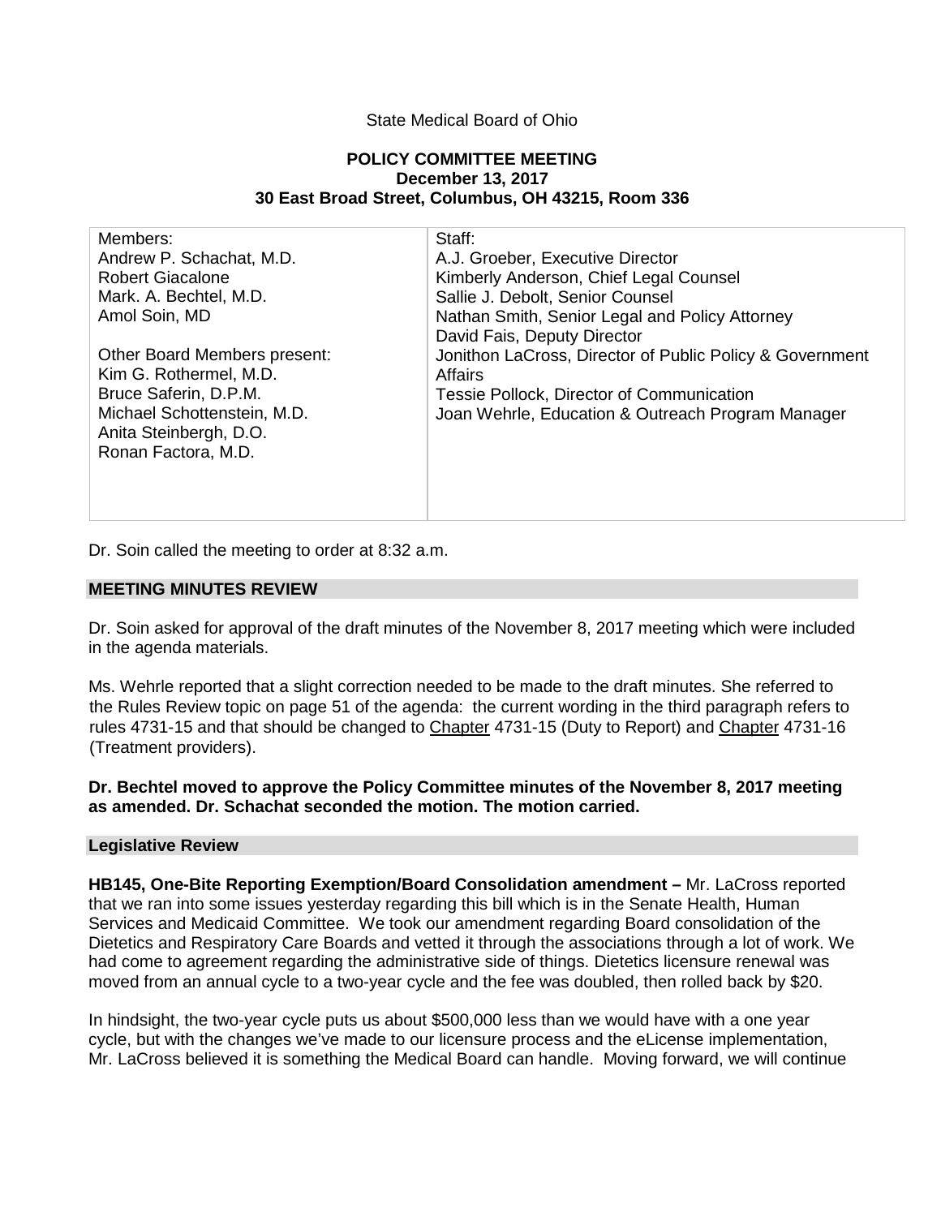State Medical Board of Ohio

**POLICY COMMITTEE MEETING**
**December 13, 2017**
**30 East Broad Street, Columbus, OH 43215, Room 336**

| Members: | Staff: |
|---|---|
| Andrew P. Schachat, M.D.<br>Robert Giacalone<br>Mark. A. Bechtel, M.D.<br>Amol Soin, MD<br><br>Other Board Members present:<br>Kim G. Rothermel, M.D.<br>Bruce Saferin, D.P.M.<br>Michael Schottenstein, M.D.<br>Anita Steinbergh, D.O.<br>Ronan Factora, M.D. | A.J. Groeber, Executive Director<br>Kimberly Anderson, Chief Legal Counsel<br>Sallie J. Debolt, Senior Counsel<br>Nathan Smith, Senior Legal and Policy Attorney<br>David Fais, Deputy Director<br>Jonithon LaCross, Director of Public Policy & Government Affairs<br>Tessie Pollock, Director of Communication<br>Joan Wehrle, Education & Outreach Program Manager |

Dr. Soin called the meeting to order at 8:32 a.m.

## MEETING MINUTES REVIEW

Dr. Soin asked for approval of the draft minutes of the November 8, 2017 meeting which were included in the agenda materials.

Ms. Wehrle reported that a slight correction needed to be made to the draft minutes. She referred to the Rules Review topic on page 51 of the agenda: the current wording in the third paragraph refers to rules 4731-15 and that should be changed to Chapter 4731-15 (Duty to Report) and Chapter 4731-16 (Treatment providers).

**Dr. Bechtel moved to approve the Policy Committee minutes of the November 8, 2017 meeting as amended. Dr. Schachat seconded the motion. The motion carried.**

## Legislative Review

**HB145, One-Bite Reporting Exemption/Board Consolidation amendment –** Mr. LaCross reported that we ran into some issues yesterday regarding this bill which is in the Senate Health, Human Services and Medicaid Committee. We took our amendment regarding Board consolidation of the Dietetics and Respiratory Care Boards and vetted it through the associations through a lot of work. We had come to agreement regarding the administrative side of things. Dietetics licensure renewal was moved from an annual cycle to a two-year cycle and the fee was doubled, then rolled back by $20.

In hindsight, the two-year cycle puts us about $500,000 less than we would have with a one year cycle, but with the changes we've made to our licensure process and the eLicense implementation, Mr. LaCross believed it is something the Medical Board can handle. Moving forward, we will continue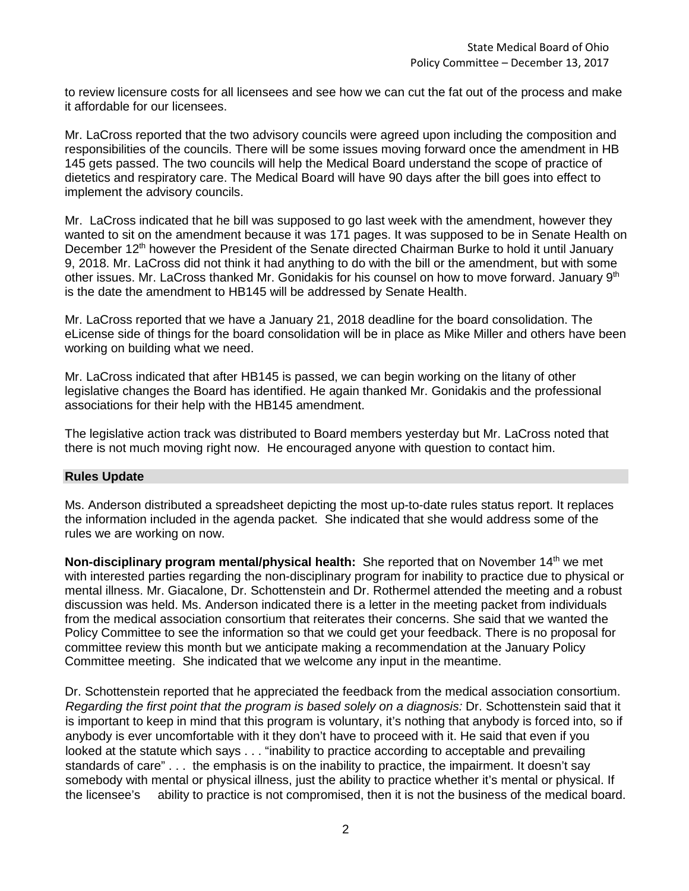to review licensure costs for all licensees and see how we can cut the fat out of the process and make it affordable for our licensees.

Mr. LaCross reported that the two advisory councils were agreed upon including the composition and responsibilities of the councils. There will be some issues moving forward once the amendment in HB 145 gets passed. The two councils will help the Medical Board understand the scope of practice of dietetics and respiratory care. The Medical Board will have 90 days after the bill goes into effect to implement the advisory councils.

Mr. LaCross indicated that he bill was supposed to go last week with the amendment, however they wanted to sit on the amendment because it was 171 pages. It was supposed to be in Senate Health on December 12th however the President of the Senate directed Chairman Burke to hold it until January 9, 2018. Mr. LaCross did not think it had anything to do with the bill or the amendment, but with some other issues. Mr. LaCross thanked Mr. Gonidakis for his counsel on how to move forward. January 9th is the date the amendment to HB145 will be addressed by Senate Health.

Mr. LaCross reported that we have a January 21, 2018 deadline for the board consolidation. The eLicense side of things for the board consolidation will be in place as Mike Miller and others have been working on building what we need.

Mr. LaCross indicated that after HB145 is passed, we can begin working on the litany of other legislative changes the Board has identified. He again thanked Mr. Gonidakis and the professional associations for their help with the HB145 amendment.

The legislative action track was distributed to Board members yesterday but Mr. LaCross noted that there is not much moving right now. He encouraged anyone with question to contact him.

## Rules Update

Ms. Anderson distributed a spreadsheet depicting the most up-to-date rules status report. It replaces the information included in the agenda packet. She indicated that she would address some of the rules we are working on now.

**Non-disciplinary program mental/physical health:** She reported that on November 14th we met with interested parties regarding the non-disciplinary program for inability to practice due to physical or mental illness. Mr. Giacalone, Dr. Schottenstein and Dr. Rothermel attended the meeting and a robust discussion was held. Ms. Anderson indicated there is a letter in the meeting packet from individuals from the medical association consortium that reiterates their concerns. She said that we wanted the Policy Committee to see the information so that we could get your feedback. There is no proposal for committee review this month but we anticipate making a recommendation at the January Policy Committee meeting. She indicated that we welcome any input in the meantime.

Dr. Schottenstein reported that he appreciated the feedback from the medical association consortium. *Regarding the first point that the program is based solely on a diagnosis:* Dr. Schottenstein said that it is important to keep in mind that this program is voluntary, it's nothing that anybody is forced into, so if anybody is ever uncomfortable with it they don't have to proceed with it. He said that even if you looked at the statute which says . . . "inability to practice according to acceptable and prevailing standards of care" . . . the emphasis is on the inability to practice, the impairment. It doesn't say somebody with mental or physical illness, just the ability to practice whether it's mental or physical. If the licensee's ability to practice is not compromised, then it is not the business of the medical board.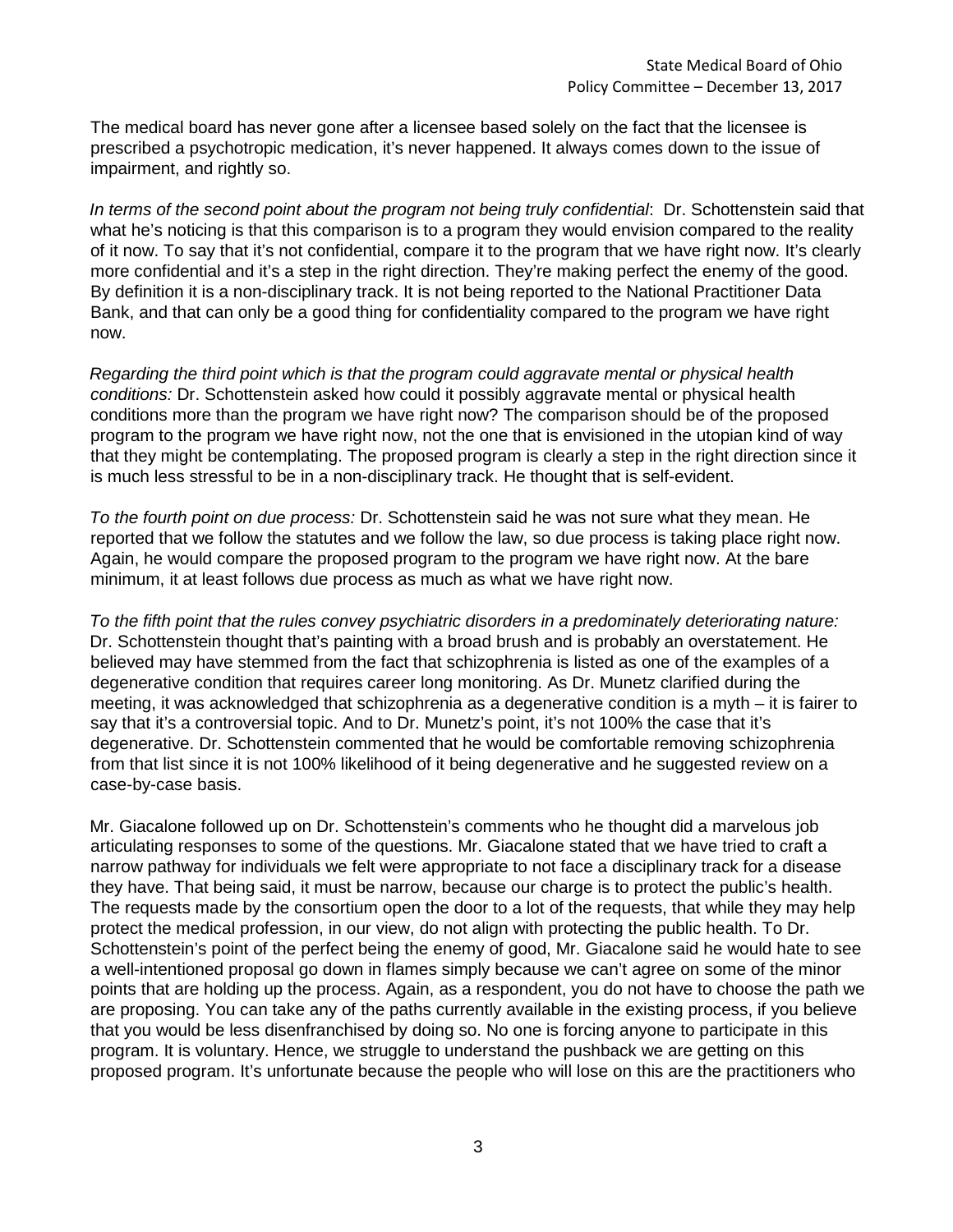The medical board has never gone after a licensee based solely on the fact that the licensee is prescribed a psychotropic medication, it's never happened. It always comes down to the issue of impairment, and rightly so.

*In terms of the second point about the program not being truly confidential*: Dr. Schottenstein said that what he's noticing is that this comparison is to a program they would envision compared to the reality of it now. To say that it's not confidential, compare it to the program that we have right now. It's clearly more confidential and it's a step in the right direction. They're making perfect the enemy of the good. By definition it is a non-disciplinary track. It is not being reported to the National Practitioner Data Bank, and that can only be a good thing for confidentiality compared to the program we have right now.

*Regarding the third point which is that the program could aggravate mental or physical health conditions:* Dr. Schottenstein asked how could it possibly aggravate mental or physical health conditions more than the program we have right now? The comparison should be of the proposed program to the program we have right now, not the one that is envisioned in the utopian kind of way that they might be contemplating. The proposed program is clearly a step in the right direction since it is much less stressful to be in a non-disciplinary track. He thought that is self-evident.

*To the fourth point on due process:* Dr. Schottenstein said he was not sure what they mean. He reported that we follow the statutes and we follow the law, so due process is taking place right now. Again, he would compare the proposed program to the program we have right now. At the bare minimum, it at least follows due process as much as what we have right now.

*To the fifth point that the rules convey psychiatric disorders in a predominately deteriorating nature:* Dr. Schottenstein thought that's painting with a broad brush and is probably an overstatement. He believed may have stemmed from the fact that schizophrenia is listed as one of the examples of a degenerative condition that requires career long monitoring. As Dr. Munetz clarified during the meeting, it was acknowledged that schizophrenia as a degenerative condition is a myth – it is fairer to say that it's a controversial topic. And to Dr. Munetz's point, it's not 100% the case that it's degenerative. Dr. Schottenstein commented that he would be comfortable removing schizophrenia from that list since it is not 100% likelihood of it being degenerative and he suggested review on a case-by-case basis.

Mr. Giacalone followed up on Dr. Schottenstein's comments who he thought did a marvelous job articulating responses to some of the questions. Mr. Giacalone stated that we have tried to craft a narrow pathway for individuals we felt were appropriate to not face a disciplinary track for a disease they have. That being said, it must be narrow, because our charge is to protect the public's health. The requests made by the consortium open the door to a lot of the requests, that while they may help protect the medical profession, in our view, do not align with protecting the public health. To Dr. Schottenstein's point of the perfect being the enemy of good, Mr. Giacalone said he would hate to see a well-intentioned proposal go down in flames simply because we can't agree on some of the minor points that are holding up the process. Again, as a respondent, you do not have to choose the path we are proposing. You can take any of the paths currently available in the existing process, if you believe that you would be less disenfranchised by doing so. No one is forcing anyone to participate in this program. It is voluntary. Hence, we struggle to understand the pushback we are getting on this proposed program. It's unfortunate because the people who will lose on this are the practitioners who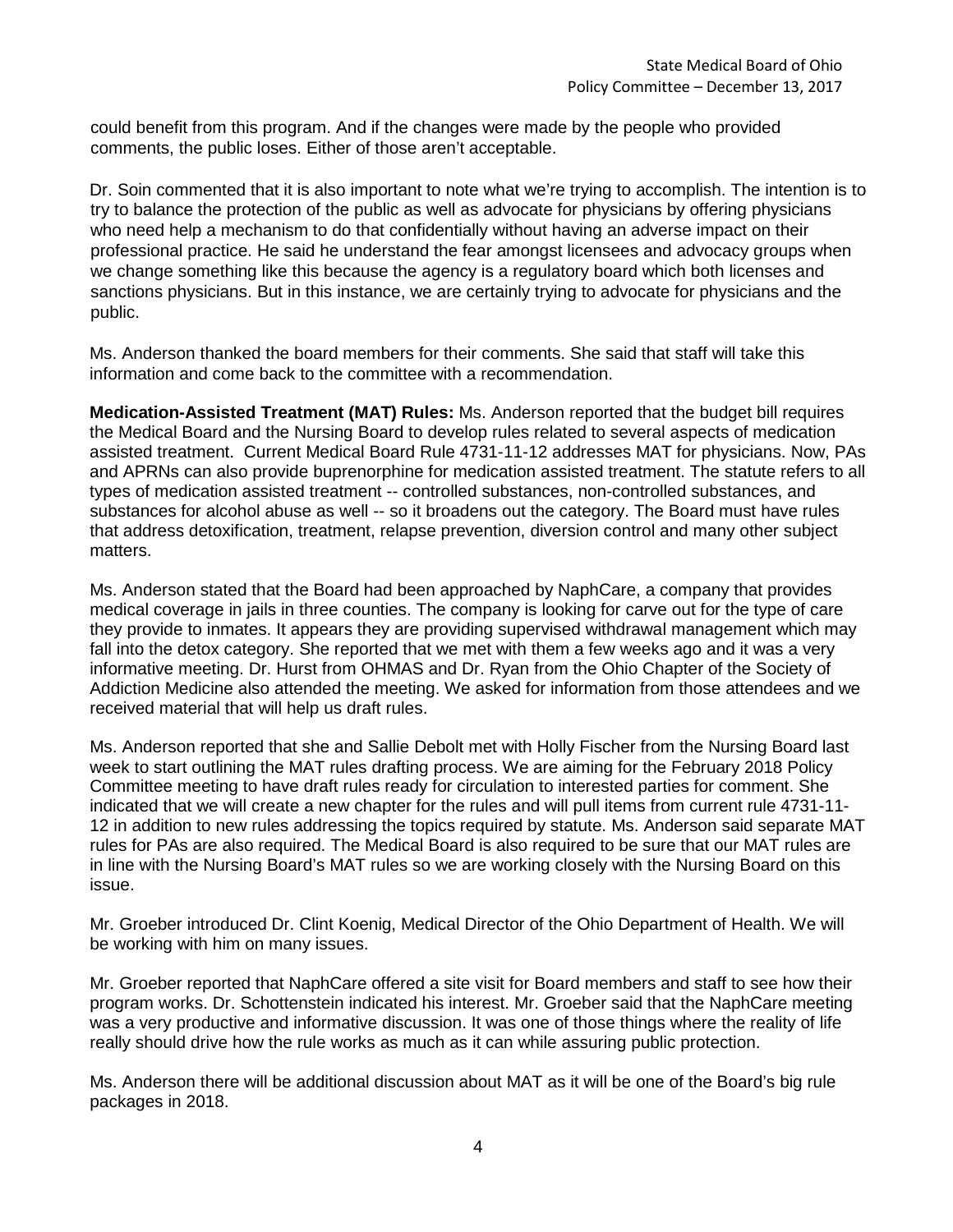could benefit from this program. And if the changes were made by the people who provided comments, the public loses. Either of those aren't acceptable.

Dr. Soin commented that it is also important to note what we're trying to accomplish. The intention is to try to balance the protection of the public as well as advocate for physicians by offering physicians who need help a mechanism to do that confidentially without having an adverse impact on their professional practice. He said he understand the fear amongst licensees and advocacy groups when we change something like this because the agency is a regulatory board which both licenses and sanctions physicians. But in this instance, we are certainly trying to advocate for physicians and the public.

Ms. Anderson thanked the board members for their comments. She said that staff will take this information and come back to the committee with a recommendation.

**Medication-Assisted Treatment (MAT) Rules:** Ms. Anderson reported that the budget bill requires the Medical Board and the Nursing Board to develop rules related to several aspects of medication assisted treatment. Current Medical Board Rule 4731-11-12 addresses MAT for physicians. Now, PAs and APRNs can also provide buprenorphine for medication assisted treatment. The statute refers to all types of medication assisted treatment -- controlled substances, non-controlled substances, and substances for alcohol abuse as well -- so it broadens out the category. The Board must have rules that address detoxification, treatment, relapse prevention, diversion control and many other subject matters.

Ms. Anderson stated that the Board had been approached by NaphCare, a company that provides medical coverage in jails in three counties. The company is looking for carve out for the type of care they provide to inmates. It appears they are providing supervised withdrawal management which may fall into the detox category. She reported that we met with them a few weeks ago and it was a very informative meeting. Dr. Hurst from OHMAS and Dr. Ryan from the Ohio Chapter of the Society of Addiction Medicine also attended the meeting. We asked for information from those attendees and we received material that will help us draft rules.

Ms. Anderson reported that she and Sallie Debolt met with Holly Fischer from the Nursing Board last week to start outlining the MAT rules drafting process. We are aiming for the February 2018 Policy Committee meeting to have draft rules ready for circulation to interested parties for comment. She indicated that we will create a new chapter for the rules and will pull items from current rule 4731-11-12 in addition to new rules addressing the topics required by statute. Ms. Anderson said separate MAT rules for PAs are also required. The Medical Board is also required to be sure that our MAT rules are in line with the Nursing Board's MAT rules so we are working closely with the Nursing Board on this issue.

Mr. Groeber introduced Dr. Clint Koenig, Medical Director of the Ohio Department of Health. We will be working with him on many issues.

Mr. Groeber reported that NaphCare offered a site visit for Board members and staff to see how their program works. Dr. Schottenstein indicated his interest. Mr. Groeber said that the NaphCare meeting was a very productive and informative discussion. It was one of those things where the reality of life really should drive how the rule works as much as it can while assuring public protection.

Ms. Anderson there will be additional discussion about MAT as it will be one of the Board's big rule packages in 2018.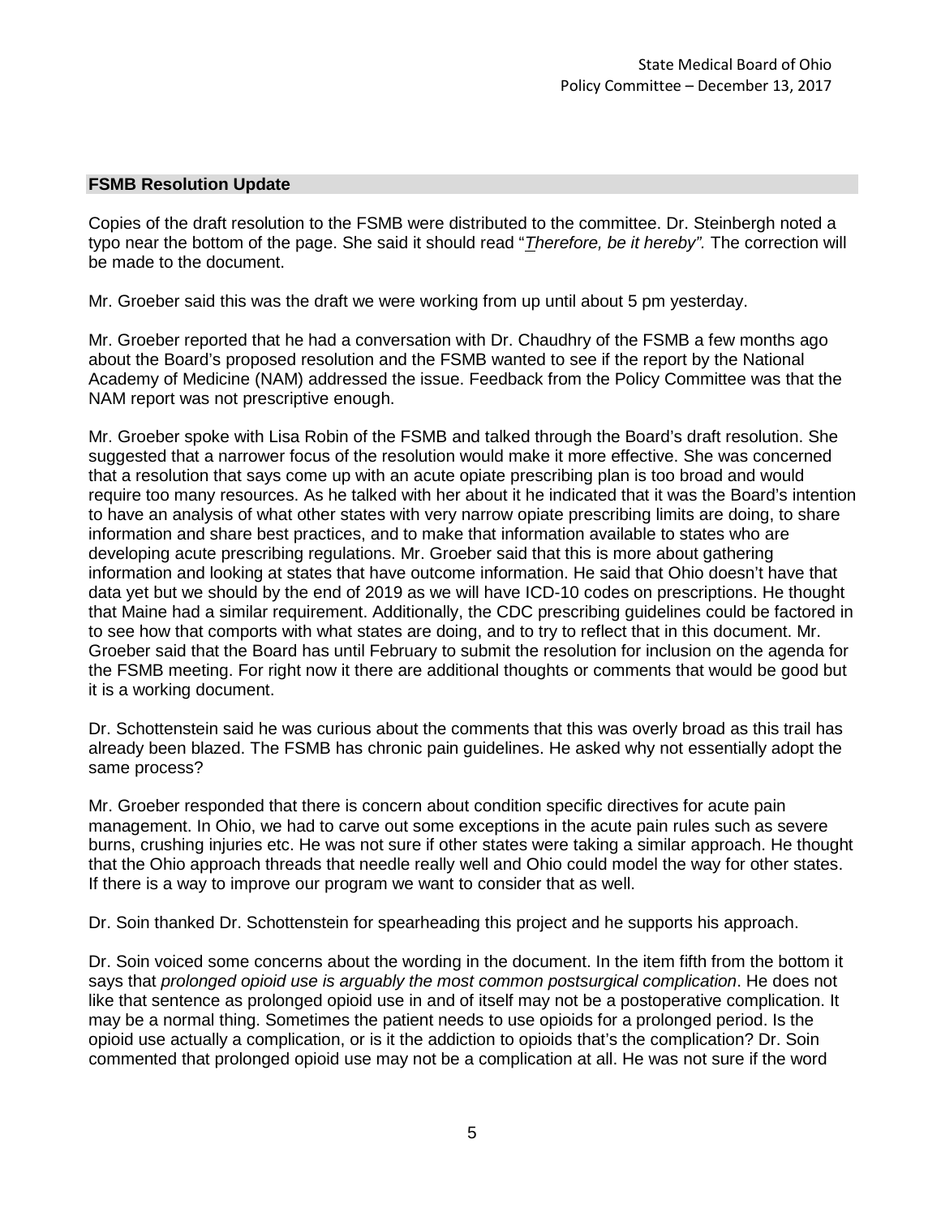## FSMB Resolution Update

Copies of the draft resolution to the FSMB were distributed to the committee. Dr. Steinbergh noted a typo near the bottom of the page. She said it should read "*Therefore, be it hereby".* The correction will be made to the document.

Mr. Groeber said this was the draft we were working from up until about 5 pm yesterday.

Mr. Groeber reported that he had a conversation with Dr. Chaudhry of the FSMB a few months ago about the Board's proposed resolution and the FSMB wanted to see if the report by the National Academy of Medicine (NAM) addressed the issue. Feedback from the Policy Committee was that the NAM report was not prescriptive enough.

Mr. Groeber spoke with Lisa Robin of the FSMB and talked through the Board's draft resolution. She suggested that a narrower focus of the resolution would make it more effective. She was concerned that a resolution that says come up with an acute opiate prescribing plan is too broad and would require too many resources. As he talked with her about it he indicated that it was the Board's intention to have an analysis of what other states with very narrow opiate prescribing limits are doing, to share information and share best practices, and to make that information available to states who are developing acute prescribing regulations. Mr. Groeber said that this is more about gathering information and looking at states that have outcome information. He said that Ohio doesn't have that data yet but we should by the end of 2019 as we will have ICD-10 codes on prescriptions. He thought that Maine had a similar requirement. Additionally, the CDC prescribing guidelines could be factored in to see how that comports with what states are doing, and to try to reflect that in this document. Mr. Groeber said that the Board has until February to submit the resolution for inclusion on the agenda for the FSMB meeting. For right now it there are additional thoughts or comments that would be good but it is a working document.

Dr. Schottenstein said he was curious about the comments that this was overly broad as this trail has already been blazed. The FSMB has chronic pain guidelines. He asked why not essentially adopt the same process?

Mr. Groeber responded that there is concern about condition specific directives for acute pain management. In Ohio, we had to carve out some exceptions in the acute pain rules such as severe burns, crushing injuries etc. He was not sure if other states were taking a similar approach. He thought that the Ohio approach threads that needle really well and Ohio could model the way for other states. If there is a way to improve our program we want to consider that as well.

Dr. Soin thanked Dr. Schottenstein for spearheading this project and he supports his approach.

Dr. Soin voiced some concerns about the wording in the document. In the item fifth from the bottom it says that *prolonged opioid use is arguably the most common postsurgical complication*. He does not like that sentence as prolonged opioid use in and of itself may not be a postoperative complication. It may be a normal thing. Sometimes the patient needs to use opioids for a prolonged period. Is the opioid use actually a complication, or is it the addiction to opioids that's the complication? Dr. Soin commented that prolonged opioid use may not be a complication at all. He was not sure if the word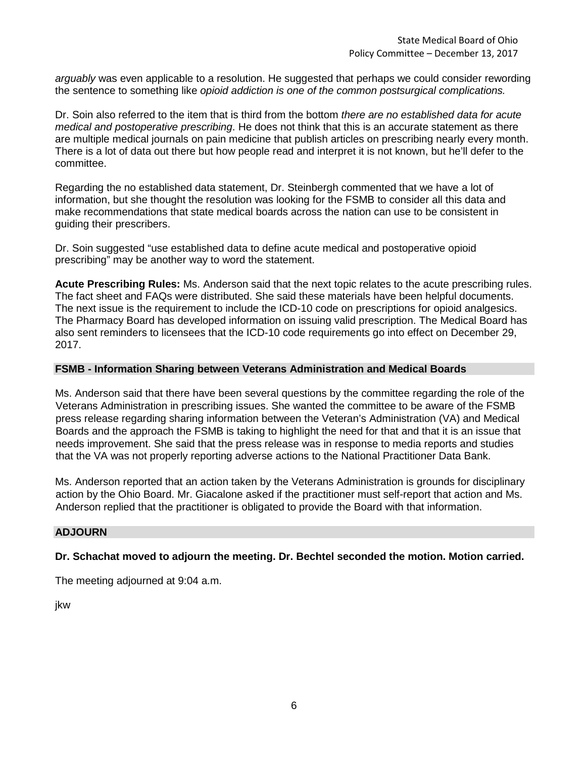*arguably* was even applicable to a resolution. He suggested that perhaps we could consider rewording the sentence to something like *opioid addiction is one of the common postsurgical complications.*

Dr. Soin also referred to the item that is third from the bottom *there are no established data for acute medical and postoperative prescribing*. He does not think that this is an accurate statement as there are multiple medical journals on pain medicine that publish articles on prescribing nearly every month. There is a lot of data out there but how people read and interpret it is not known, but he'll defer to the committee.

Regarding the no established data statement, Dr. Steinbergh commented that we have a lot of information, but she thought the resolution was looking for the FSMB to consider all this data and make recommendations that state medical boards across the nation can use to be consistent in guiding their prescribers.

Dr. Soin suggested "use established data to define acute medical and postoperative opioid prescribing" may be another way to word the statement.

**Acute Prescribing Rules:** Ms. Anderson said that the next topic relates to the acute prescribing rules. The fact sheet and FAQs were distributed. She said these materials have been helpful documents. The next issue is the requirement to include the ICD-10 code on prescriptions for opioid analgesics. The Pharmacy Board has developed information on issuing valid prescription. The Medical Board has also sent reminders to licensees that the ICD-10 code requirements go into effect on December 29, 2017.

## FSMB - Information Sharing between Veterans Administration and Medical Boards

Ms. Anderson said that there have been several questions by the committee regarding the role of the Veterans Administration in prescribing issues. She wanted the committee to be aware of the FSMB press release regarding sharing information between the Veteran's Administration (VA) and Medical Boards and the approach the FSMB is taking to highlight the need for that and that it is an issue that needs improvement. She said that the press release was in response to media reports and studies that the VA was not properly reporting adverse actions to the National Practitioner Data Bank.

Ms. Anderson reported that an action taken by the Veterans Administration is grounds for disciplinary action by the Ohio Board. Mr. Giacalone asked if the practitioner must self-report that action and Ms. Anderson replied that the practitioner is obligated to provide the Board with that information.

## ADJOURN

**Dr. Schachat moved to adjourn the meeting. Dr. Bechtel seconded the motion. Motion carried.**

The meeting adjourned at 9:04 a.m.

jkw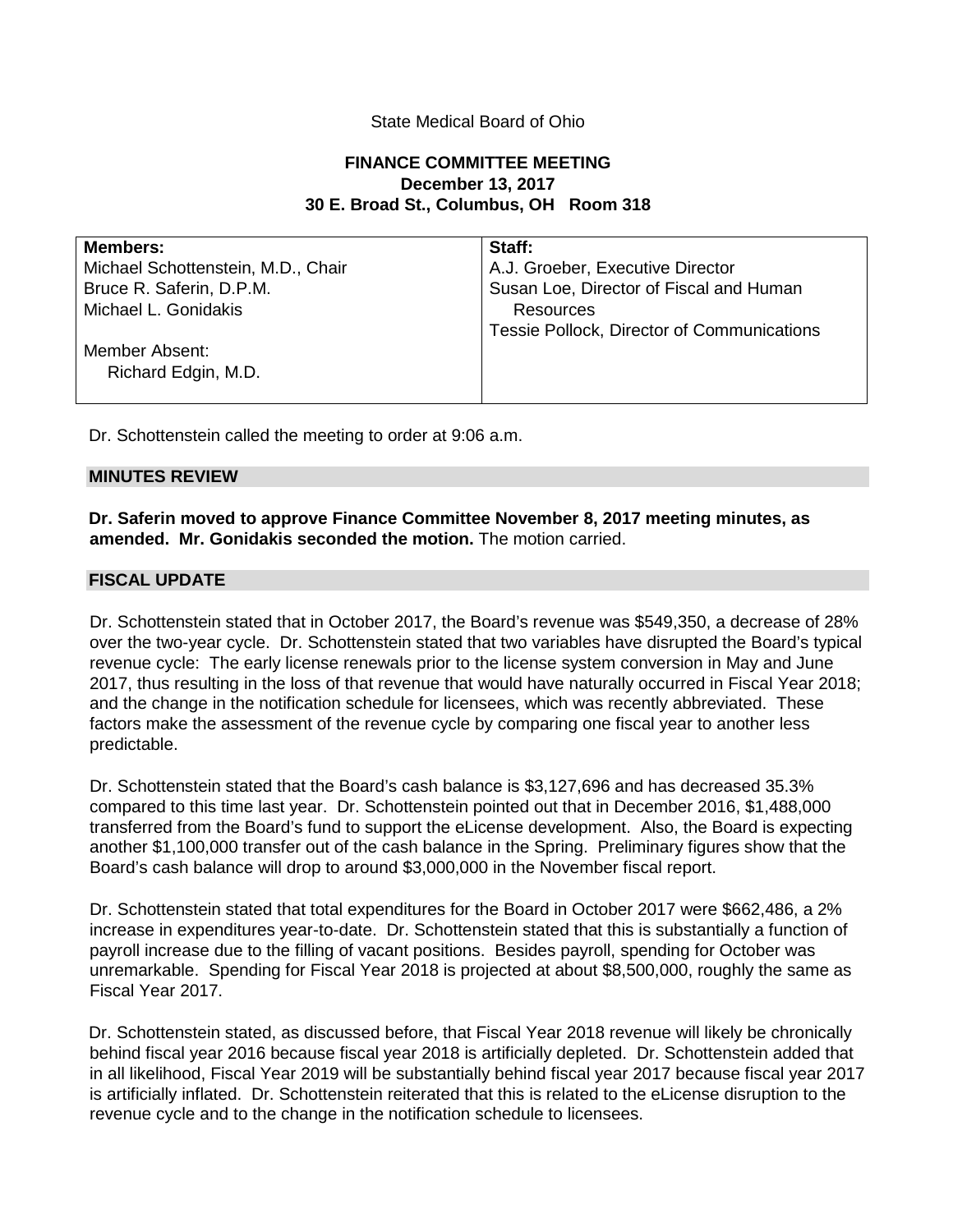State Medical Board of Ohio

**FINANCE COMMITTEE MEETING**
**December 13, 2017**
**30 E. Broad St., Columbus, OH Room 318**

| **Members:** | **Staff:** |
|---|---|
| Michael Schottenstein, M.D., Chair | A.J. Groeber, Executive Director |
| Bruce R. Saferin, D.P.M. | Susan Loe, Director of Fiscal and Human Resources |
| Michael L. Gonidakis | Tessie Pollock, Director of Communications |
| Member Absent: Richard Edgin, M.D. | |

Dr. Schottenstein called the meeting to order at 9:06 a.m.

## MINUTES REVIEW

**Dr. Saferin moved to approve Finance Committee November 8, 2017 meeting minutes, as amended. Mr. Gonidakis seconded the motion.** The motion carried.

## FISCAL UPDATE

Dr. Schottenstein stated that in October 2017, the Board's revenue was $549,350, a decrease of 28% over the two-year cycle. Dr. Schottenstein stated that two variables have disrupted the Board's typical revenue cycle: The early license renewals prior to the license system conversion in May and June 2017, thus resulting in the loss of that revenue that would have naturally occurred in Fiscal Year 2018; and the change in the notification schedule for licensees, which was recently abbreviated. These factors make the assessment of the revenue cycle by comparing one fiscal year to another less predictable.

Dr. Schottenstein stated that the Board's cash balance is $3,127,696 and has decreased 35.3% compared to this time last year. Dr. Schottenstein pointed out that in December 2016, $1,488,000 transferred from the Board's fund to support the eLicense development. Also, the Board is expecting another $1,100,000 transfer out of the cash balance in the Spring. Preliminary figures show that the Board's cash balance will drop to around $3,000,000 in the November fiscal report.

Dr. Schottenstein stated that total expenditures for the Board in October 2017 were $662,486, a 2% increase in expenditures year-to-date. Dr. Schottenstein stated that this is substantially a function of payroll increase due to the filling of vacant positions. Besides payroll, spending for October was unremarkable. Spending for Fiscal Year 2018 is projected at about $8,500,000, roughly the same as Fiscal Year 2017.

Dr. Schottenstein stated, as discussed before, that Fiscal Year 2018 revenue will likely be chronically behind fiscal year 2016 because fiscal year 2018 is artificially depleted. Dr. Schottenstein added that in all likelihood, Fiscal Year 2019 will be substantially behind fiscal year 2017 because fiscal year 2017 is artificially inflated. Dr. Schottenstein reiterated that this is related to the eLicense disruption to the revenue cycle and to the change in the notification schedule to licensees.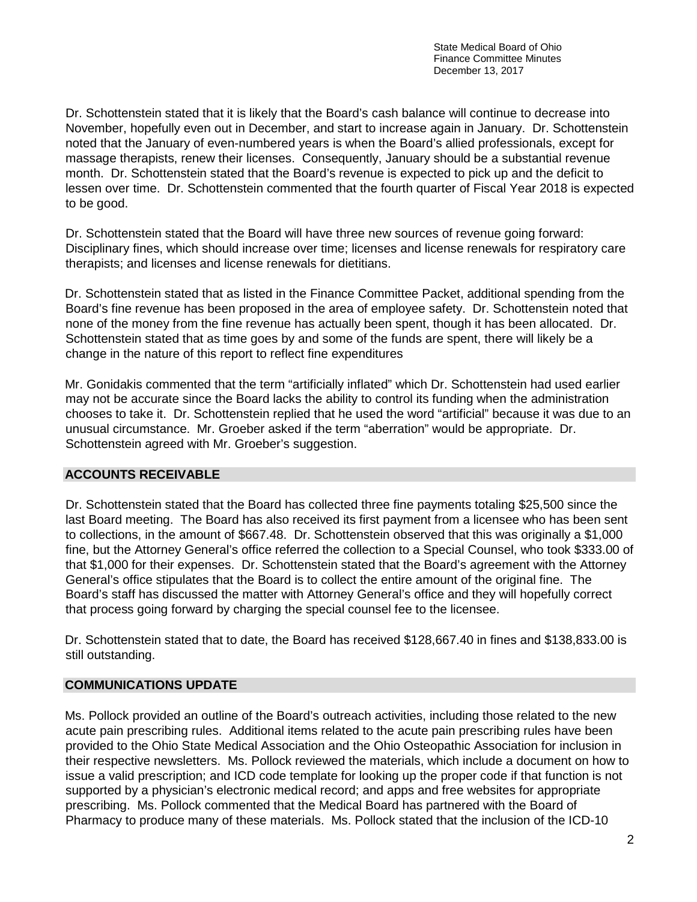Dr. Schottenstein stated that it is likely that the Board's cash balance will continue to decrease into November, hopefully even out in December, and start to increase again in January. Dr. Schottenstein noted that the January of even-numbered years is when the Board's allied professionals, except for massage therapists, renew their licenses. Consequently, January should be a substantial revenue month. Dr. Schottenstein stated that the Board's revenue is expected to pick up and the deficit to lessen over time. Dr. Schottenstein commented that the fourth quarter of Fiscal Year 2018 is expected to be good.

Dr. Schottenstein stated that the Board will have three new sources of revenue going forward: Disciplinary fines, which should increase over time; licenses and license renewals for respiratory care therapists; and licenses and license renewals for dietitians.

Dr. Schottenstein stated that as listed in the Finance Committee Packet, additional spending from the Board's fine revenue has been proposed in the area of employee safety. Dr. Schottenstein noted that none of the money from the fine revenue has actually been spent, though it has been allocated. Dr. Schottenstein stated that as time goes by and some of the funds are spent, there will likely be a change in the nature of this report to reflect fine expenditures

Mr. Gonidakis commented that the term "artificially inflated" which Dr. Schottenstein had used earlier may not be accurate since the Board lacks the ability to control its funding when the administration chooses to take it. Dr. Schottenstein replied that he used the word "artificial" because it was due to an unusual circumstance. Mr. Groeber asked if the term "aberration" would be appropriate. Dr. Schottenstein agreed with Mr. Groeber's suggestion.

## ACCOUNTS RECEIVABLE

Dr. Schottenstein stated that the Board has collected three fine payments totaling $25,500 since the last Board meeting. The Board has also received its first payment from a licensee who has been sent to collections, in the amount of $667.48. Dr. Schottenstein observed that this was originally a $1,000 fine, but the Attorney General's office referred the collection to a Special Counsel, who took $333.00 of that $1,000 for their expenses. Dr. Schottenstein stated that the Board's agreement with the Attorney General's office stipulates that the Board is to collect the entire amount of the original fine. The Board's staff has discussed the matter with Attorney General's office and they will hopefully correct that process going forward by charging the special counsel fee to the licensee.

Dr. Schottenstein stated that to date, the Board has received $128,667.40 in fines and $138,833.00 is still outstanding.

## COMMUNICATIONS UPDATE

Ms. Pollock provided an outline of the Board's outreach activities, including those related to the new acute pain prescribing rules. Additional items related to the acute pain prescribing rules have been provided to the Ohio State Medical Association and the Ohio Osteopathic Association for inclusion in their respective newsletters. Ms. Pollock reviewed the materials, which include a document on how to issue a valid prescription; and ICD code template for looking up the proper code if that function is not supported by a physician's electronic medical record; and apps and free websites for appropriate prescribing. Ms. Pollock commented that the Medical Board has partnered with the Board of Pharmacy to produce many of these materials. Ms. Pollock stated that the inclusion of the ICD-10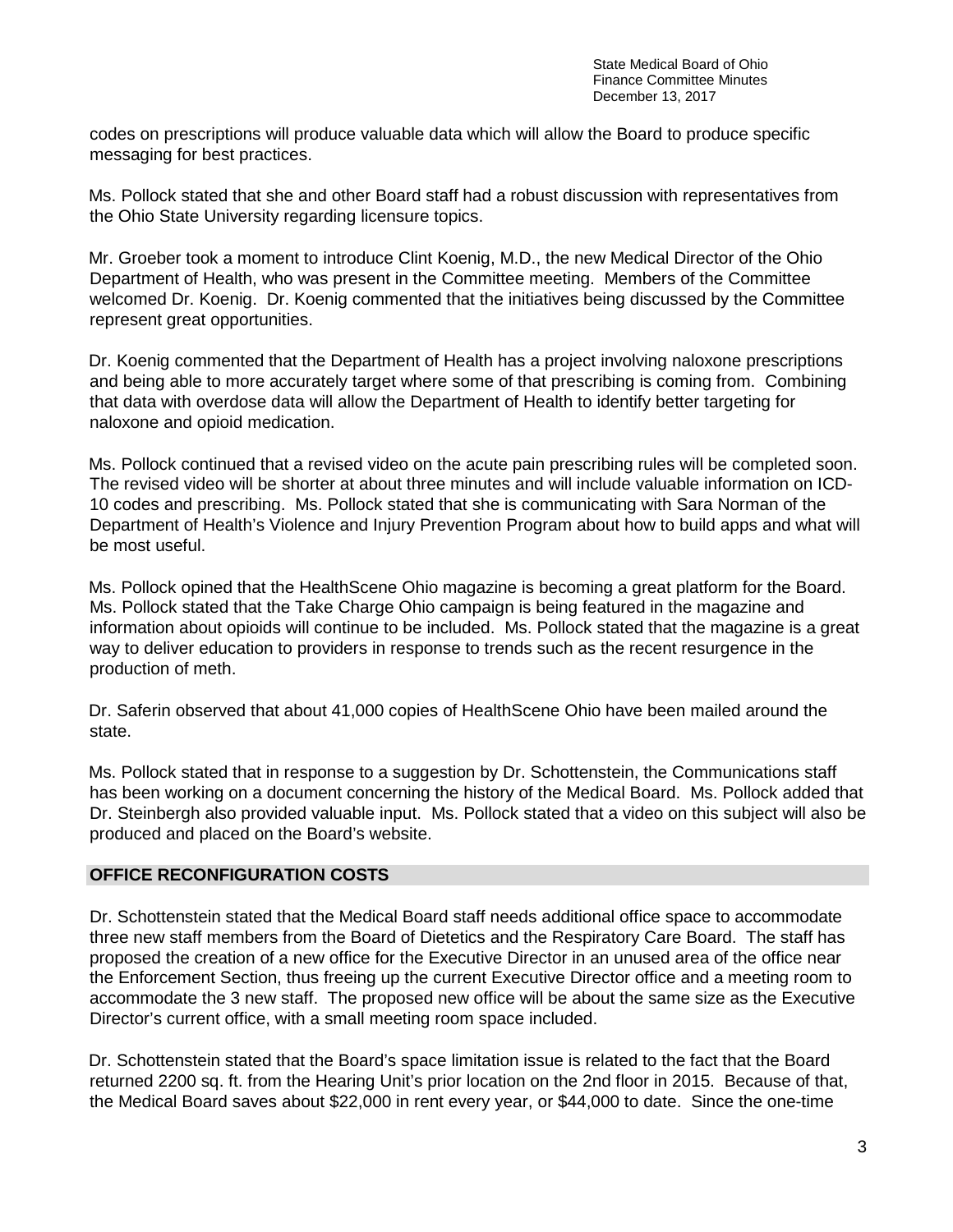codes on prescriptions will produce valuable data which will allow the Board to produce specific messaging for best practices.

Ms. Pollock stated that she and other Board staff had a robust discussion with representatives from the Ohio State University regarding licensure topics.

Mr. Groeber took a moment to introduce Clint Koenig, M.D., the new Medical Director of the Ohio Department of Health, who was present in the Committee meeting. Members of the Committee welcomed Dr. Koenig. Dr. Koenig commented that the initiatives being discussed by the Committee represent great opportunities.

Dr. Koenig commented that the Department of Health has a project involving naloxone prescriptions and being able to more accurately target where some of that prescribing is coming from. Combining that data with overdose data will allow the Department of Health to identify better targeting for naloxone and opioid medication.

Ms. Pollock continued that a revised video on the acute pain prescribing rules will be completed soon. The revised video will be shorter at about three minutes and will include valuable information on ICD-10 codes and prescribing. Ms. Pollock stated that she is communicating with Sara Norman of the Department of Health's Violence and Injury Prevention Program about how to build apps and what will be most useful.

Ms. Pollock opined that the HealthScene Ohio magazine is becoming a great platform for the Board. Ms. Pollock stated that the Take Charge Ohio campaign is being featured in the magazine and information about opioids will continue to be included. Ms. Pollock stated that the magazine is a great way to deliver education to providers in response to trends such as the recent resurgence in the production of meth.

Dr. Saferin observed that about 41,000 copies of HealthScene Ohio have been mailed around the state.

Ms. Pollock stated that in response to a suggestion by Dr. Schottenstein, the Communications staff has been working on a document concerning the history of the Medical Board. Ms. Pollock added that Dr. Steinbergh also provided valuable input. Ms. Pollock stated that a video on this subject will also be produced and placed on the Board's website.

## OFFICE RECONFIGURATION COSTS

Dr. Schottenstein stated that the Medical Board staff needs additional office space to accommodate three new staff members from the Board of Dietetics and the Respiratory Care Board. The staff has proposed the creation of a new office for the Executive Director in an unused area of the office near the Enforcement Section, thus freeing up the current Executive Director office and a meeting room to accommodate the 3 new staff. The proposed new office will be about the same size as the Executive Director's current office, with a small meeting room space included.

Dr. Schottenstein stated that the Board's space limitation issue is related to the fact that the Board returned 2200 sq. ft. from the Hearing Unit's prior location on the 2nd floor in 2015. Because of that, the Medical Board saves about $22,000 in rent every year, or $44,000 to date. Since the one-time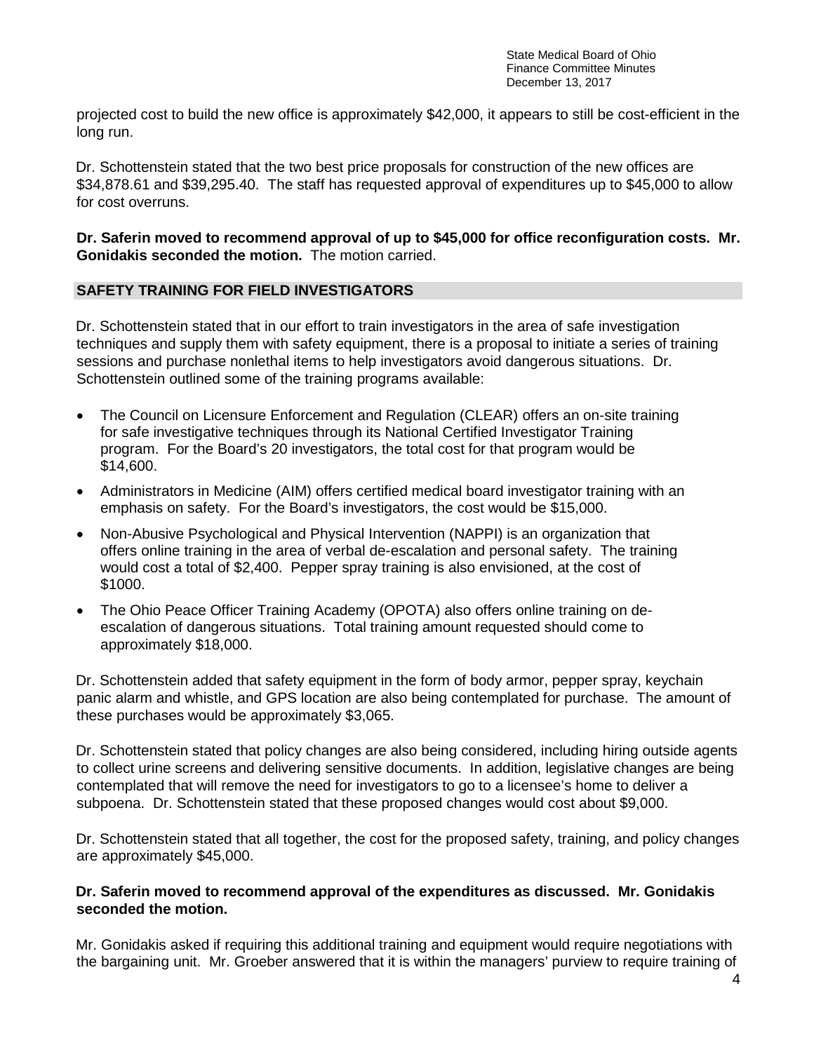projected cost to build the new office is approximately $42,000, it appears to still be cost-efficient in the long run.

Dr. Schottenstein stated that the two best price proposals for construction of the new offices are $34,878.61 and $39,295.40. The staff has requested approval of expenditures up to $45,000 to allow for cost overruns.

**Dr. Saferin moved to recommend approval of up to $45,000 for office reconfiguration costs. Mr. Gonidakis seconded the motion.** The motion carried.

## SAFETY TRAINING FOR FIELD INVESTIGATORS

Dr. Schottenstein stated that in our effort to train investigators in the area of safe investigation techniques and supply them with safety equipment, there is a proposal to initiate a series of training sessions and purchase nonlethal items to help investigators avoid dangerous situations. Dr. Schottenstein outlined some of the training programs available:

- The Council on Licensure Enforcement and Regulation (CLEAR) offers an on-site training for safe investigative techniques through its National Certified Investigator Training program. For the Board's 20 investigators, the total cost for that program would be $14,600.
- Administrators in Medicine (AIM) offers certified medical board investigator training with an emphasis on safety. For the Board's investigators, the cost would be $15,000.
- Non-Abusive Psychological and Physical Intervention (NAPPI) is an organization that offers online training in the area of verbal de-escalation and personal safety. The training would cost a total of $2,400. Pepper spray training is also envisioned, at the cost of $1000.
- The Ohio Peace Officer Training Academy (OPOTA) also offers online training on de-escalation of dangerous situations. Total training amount requested should come to approximately $18,000.

Dr. Schottenstein added that safety equipment in the form of body armor, pepper spray, keychain panic alarm and whistle, and GPS location are also being contemplated for purchase. The amount of these purchases would be approximately $3,065.

Dr. Schottenstein stated that policy changes are also being considered, including hiring outside agents to collect urine screens and delivering sensitive documents. In addition, legislative changes are being contemplated that will remove the need for investigators to go to a licensee's home to deliver a subpoena. Dr. Schottenstein stated that these proposed changes would cost about $9,000.

Dr. Schottenstein stated that all together, the cost for the proposed safety, training, and policy changes are approximately $45,000.

**Dr. Saferin moved to recommend approval of the expenditures as discussed. Mr. Gonidakis seconded the motion.**

Mr. Gonidakis asked if requiring this additional training and equipment would require negotiations with the bargaining unit. Mr. Groeber answered that it is within the managers' purview to require training of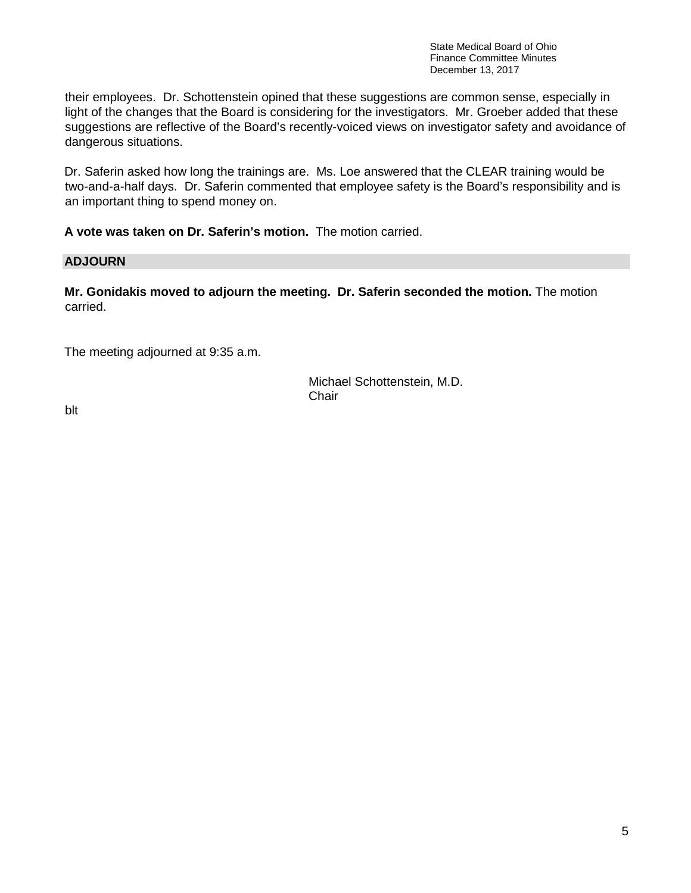their employees. Dr. Schottenstein opined that these suggestions are common sense, especially in light of the changes that the Board is considering for the investigators. Mr. Groeber added that these suggestions are reflective of the Board's recently-voiced views on investigator safety and avoidance of dangerous situations.

Dr. Saferin asked how long the trainings are. Ms. Loe answered that the CLEAR training would be two-and-a-half days. Dr. Saferin commented that employee safety is the Board's responsibility and is an important thing to spend money on.

**A vote was taken on Dr. Saferin's motion.** The motion carried.

## ADJOURN

**Mr. Gonidakis moved to adjourn the meeting. Dr. Saferin seconded the motion.** The motion carried.

The meeting adjourned at 9:35 a.m.

Michael Schottenstein, M.D.
Chair

blt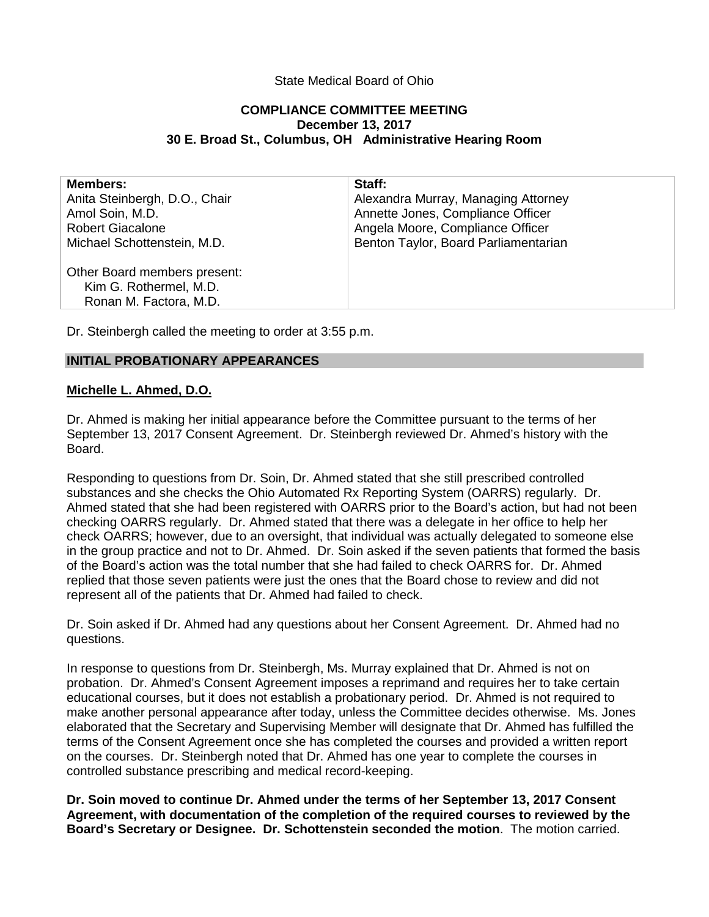State Medical Board of Ohio

**COMPLIANCE COMMITTEE MEETING**
**December 13, 2017**
**30 E. Broad St., Columbus, OH   Administrative Hearing Room**

| **Members:** | **Staff:** |
| --- | --- |
| Anita Steinbergh, D.O., Chair | Alexandra Murray, Managing Attorney |
| Amol Soin, M.D. | Annette Jones, Compliance Officer |
| Robert Giacalone | Angela Moore, Compliance Officer |
| Michael Schottenstein, M.D. | Benton Taylor, Board Parliamentarian |
| Other Board members present: Kim G. Rothermel, M.D. Ronan M. Factora, M.D. | |

Dr. Steinbergh called the meeting to order at 3:55 p.m.

## INITIAL PROBATIONARY APPEARANCES

### Michelle L. Ahmed, D.O.

Dr. Ahmed is making her initial appearance before the Committee pursuant to the terms of her September 13, 2017 Consent Agreement. Dr. Steinbergh reviewed Dr. Ahmed's history with the Board.

Responding to questions from Dr. Soin, Dr. Ahmed stated that she still prescribed controlled substances and she checks the Ohio Automated Rx Reporting System (OARRS) regularly. Dr. Ahmed stated that she had been registered with OARRS prior to the Board's action, but had not been checking OARRS regularly. Dr. Ahmed stated that there was a delegate in her office to help her check OARRS; however, due to an oversight, that individual was actually delegated to someone else in the group practice and not to Dr. Ahmed. Dr. Soin asked if the seven patients that formed the basis of the Board's action was the total number that she had failed to check OARRS for. Dr. Ahmed replied that those seven patients were just the ones that the Board chose to review and did not represent all of the patients that Dr. Ahmed had failed to check.

Dr. Soin asked if Dr. Ahmed had any questions about her Consent Agreement. Dr. Ahmed had no questions.

In response to questions from Dr. Steinbergh, Ms. Murray explained that Dr. Ahmed is not on probation. Dr. Ahmed's Consent Agreement imposes a reprimand and requires her to take certain educational courses, but it does not establish a probationary period. Dr. Ahmed is not required to make another personal appearance after today, unless the Committee decides otherwise. Ms. Jones elaborated that the Secretary and Supervising Member will designate that Dr. Ahmed has fulfilled the terms of the Consent Agreement once she has completed the courses and provided a written report on the courses. Dr. Steinbergh noted that Dr. Ahmed has one year to complete the courses in controlled substance prescribing and medical record-keeping.

**Dr. Soin moved to continue Dr. Ahmed under the terms of her September 13, 2017 Consent Agreement, with documentation of the completion of the required courses to reviewed by the Board's Secretary or Designee. Dr. Schottenstein seconded the motion**. The motion carried.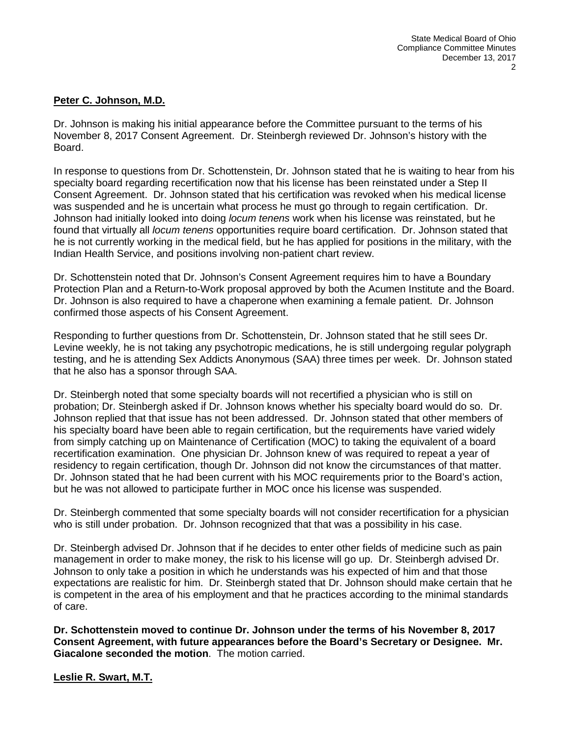**Peter C. Johnson, M.D.**

Dr. Johnson is making his initial appearance before the Committee pursuant to the terms of his November 8, 2017 Consent Agreement. Dr. Steinbergh reviewed Dr. Johnson's history with the Board.

In response to questions from Dr. Schottenstein, Dr. Johnson stated that he is waiting to hear from his specialty board regarding recertification now that his license has been reinstated under a Step II Consent Agreement. Dr. Johnson stated that his certification was revoked when his medical license was suspended and he is uncertain what process he must go through to regain certification. Dr. Johnson had initially looked into doing *locum tenens* work when his license was reinstated, but he found that virtually all *locum tenens* opportunities require board certification. Dr. Johnson stated that he is not currently working in the medical field, but he has applied for positions in the military, with the Indian Health Service, and positions involving non-patient chart review.

Dr. Schottenstein noted that Dr. Johnson's Consent Agreement requires him to have a Boundary Protection Plan and a Return-to-Work proposal approved by both the Acumen Institute and the Board. Dr. Johnson is also required to have a chaperone when examining a female patient. Dr. Johnson confirmed those aspects of his Consent Agreement.

Responding to further questions from Dr. Schottenstein, Dr. Johnson stated that he still sees Dr. Levine weekly, he is not taking any psychotropic medications, he is still undergoing regular polygraph testing, and he is attending Sex Addicts Anonymous (SAA) three times per week. Dr. Johnson stated that he also has a sponsor through SAA.

Dr. Steinbergh noted that some specialty boards will not recertified a physician who is still on probation; Dr. Steinbergh asked if Dr. Johnson knows whether his specialty board would do so. Dr. Johnson replied that that issue has not been addressed. Dr. Johnson stated that other members of his specialty board have been able to regain certification, but the requirements have varied widely from simply catching up on Maintenance of Certification (MOC) to taking the equivalent of a board recertification examination. One physician Dr. Johnson knew of was required to repeat a year of residency to regain certification, though Dr. Johnson did not know the circumstances of that matter. Dr. Johnson stated that he had been current with his MOC requirements prior to the Board's action, but he was not allowed to participate further in MOC once his license was suspended.

Dr. Steinbergh commented that some specialty boards will not consider recertification for a physician who is still under probation. Dr. Johnson recognized that that was a possibility in his case.

Dr. Steinbergh advised Dr. Johnson that if he decides to enter other fields of medicine such as pain management in order to make money, the risk to his license will go up. Dr. Steinbergh advised Dr. Johnson to only take a position in which he understands was his expected of him and that those expectations are realistic for him. Dr. Steinbergh stated that Dr. Johnson should make certain that he is competent in the area of his employment and that he practices according to the minimal standards of care.

**Dr. Schottenstein moved to continue Dr. Johnson under the terms of his November 8, 2017 Consent Agreement, with future appearances before the Board's Secretary or Designee. Mr. Giacalone seconded the motion**. The motion carried.

**Leslie R. Swart, M.T.**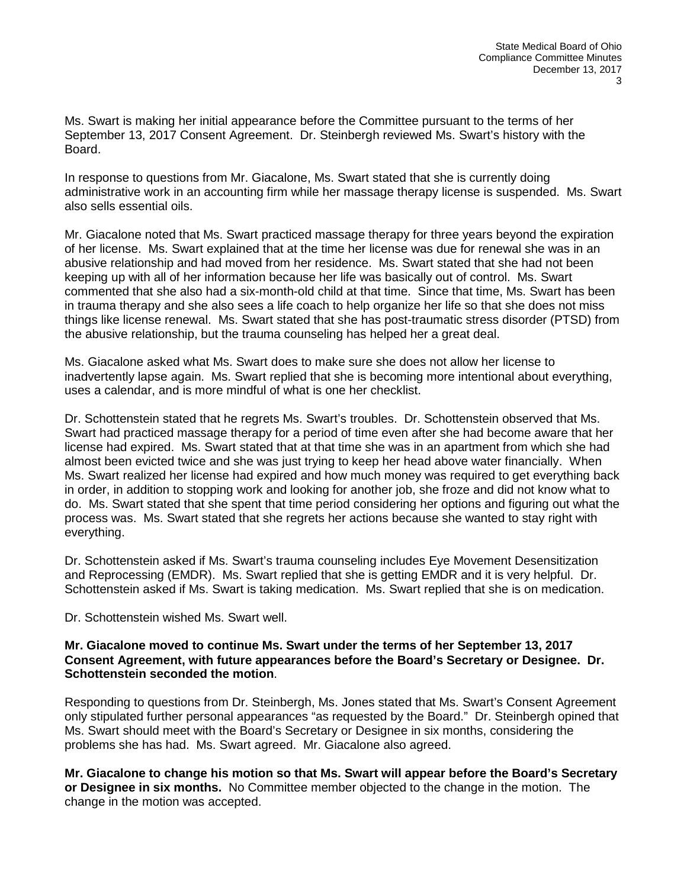Ms. Swart is making her initial appearance before the Committee pursuant to the terms of her September 13, 2017 Consent Agreement. Dr. Steinbergh reviewed Ms. Swart's history with the Board.

In response to questions from Mr. Giacalone, Ms. Swart stated that she is currently doing administrative work in an accounting firm while her massage therapy license is suspended. Ms. Swart also sells essential oils.

Mr. Giacalone noted that Ms. Swart practiced massage therapy for three years beyond the expiration of her license. Ms. Swart explained that at the time her license was due for renewal she was in an abusive relationship and had moved from her residence. Ms. Swart stated that she had not been keeping up with all of her information because her life was basically out of control. Ms. Swart commented that she also had a six-month-old child at that time. Since that time, Ms. Swart has been in trauma therapy and she also sees a life coach to help organize her life so that she does not miss things like license renewal. Ms. Swart stated that she has post-traumatic stress disorder (PTSD) from the abusive relationship, but the trauma counseling has helped her a great deal.

Ms. Giacalone asked what Ms. Swart does to make sure she does not allow her license to inadvertently lapse again. Ms. Swart replied that she is becoming more intentional about everything, uses a calendar, and is more mindful of what is one her checklist.

Dr. Schottenstein stated that he regrets Ms. Swart's troubles. Dr. Schottenstein observed that Ms. Swart had practiced massage therapy for a period of time even after she had become aware that her license had expired. Ms. Swart stated that at that time she was in an apartment from which she had almost been evicted twice and she was just trying to keep her head above water financially. When Ms. Swart realized her license had expired and how much money was required to get everything back in order, in addition to stopping work and looking for another job, she froze and did not know what to do. Ms. Swart stated that she spent that time period considering her options and figuring out what the process was. Ms. Swart stated that she regrets her actions because she wanted to stay right with everything.

Dr. Schottenstein asked if Ms. Swart's trauma counseling includes Eye Movement Desensitization and Reprocessing (EMDR). Ms. Swart replied that she is getting EMDR and it is very helpful. Dr. Schottenstein asked if Ms. Swart is taking medication. Ms. Swart replied that she is on medication.

Dr. Schottenstein wished Ms. Swart well.

**Mr. Giacalone moved to continue Ms. Swart under the terms of her September 13, 2017 Consent Agreement, with future appearances before the Board's Secretary or Designee. Dr. Schottenstein seconded the motion**.

Responding to questions from Dr. Steinbergh, Ms. Jones stated that Ms. Swart's Consent Agreement only stipulated further personal appearances "as requested by the Board." Dr. Steinbergh opined that Ms. Swart should meet with the Board's Secretary or Designee in six months, considering the problems she has had. Ms. Swart agreed. Mr. Giacalone also agreed.

**Mr. Giacalone to change his motion so that Ms. Swart will appear before the Board's Secretary or Designee in six months.** No Committee member objected to the change in the motion. The change in the motion was accepted.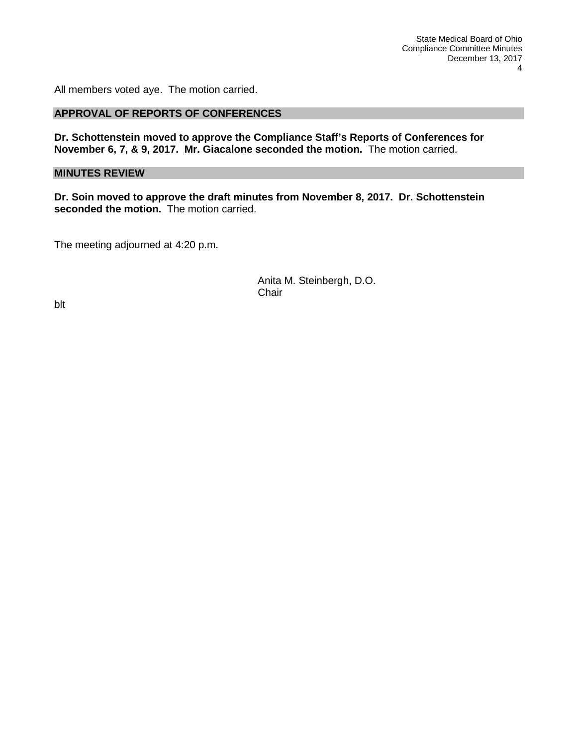All members voted aye. The motion carried.

## APPROVAL OF REPORTS OF CONFERENCES

**Dr. Schottenstein moved to approve the Compliance Staff's Reports of Conferences for November 6, 7, & 9, 2017. Mr. Giacalone seconded the motion.** The motion carried.

## MINUTES REVIEW

**Dr. Soin moved to approve the draft minutes from November 8, 2017. Dr. Schottenstein seconded the motion.** The motion carried.

The meeting adjourned at 4:20 p.m.

Anita M. Steinbergh, D.O.
Chair

blt